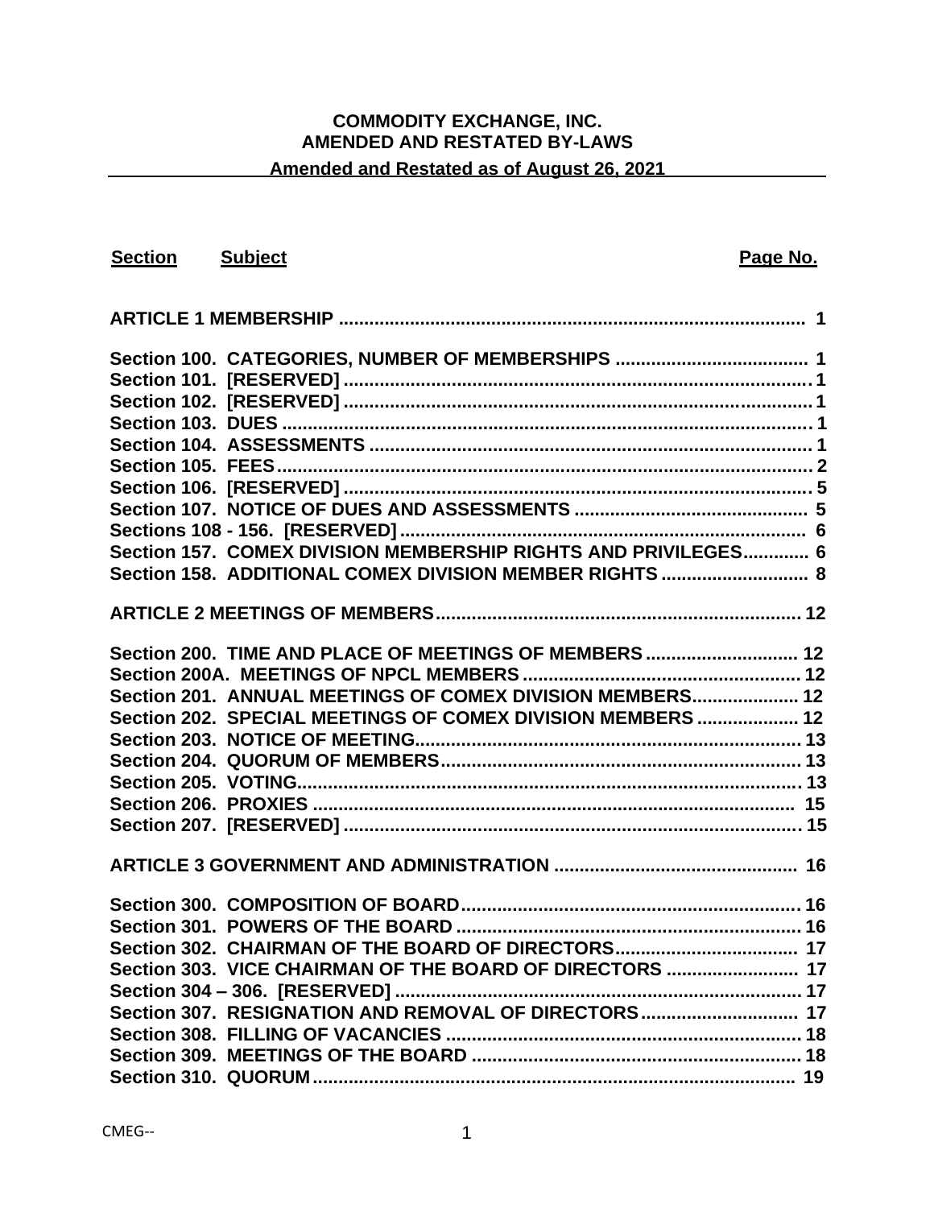**COMMODITY EXCHANGE, INC.**
**AMENDED AND RESTATED BY-LAWS**
**Amended and Restated as of August 26, 2021**

| Section | Subject | Page No. |
|---|---|---|
| **ARTICLE 1 MEMBERSHIP** | | **1** |
| **Section 100.** | **CATEGORIES, NUMBER OF MEMBERSHIPS** | **1** |
| **Section 101.** | **[RESERVED]** | **1** |
| **Section 102.** | **[RESERVED]** | **1** |
| **Section 103.** | **DUES** | **1** |
| **Section 104.** | **ASSESSMENTS** | **1** |
| **Section 105.** | **FEES** | **2** |
| **Section 106.** | **[RESERVED]** | **5** |
| **Section 107.** | **NOTICE OF DUES AND ASSESSMENTS** | **5** |
| **Sections 108 - 156.** | **[RESERVED]** | **6** |
| **Section 157.** | **COMEX DIVISION MEMBERSHIP RIGHTS AND PRIVILEGES** | **6** |
| **Section 158.** | **ADDITIONAL COMEX DIVISION MEMBER RIGHTS** | **8** |
| **ARTICLE 2 MEETINGS OF MEMBERS** | | **12** |
| **Section 200.** | **TIME AND PLACE OF MEETINGS OF MEMBERS** | **12** |
| **Section 200A.** | **MEETINGS OF NPCL MEMBERS** | **12** |
| **Section 201.** | **ANNUAL MEETINGS OF COMEX DIVISION MEMBERS** | **12** |
| **Section 202.** | **SPECIAL MEETINGS OF COMEX DIVISION MEMBERS** | **12** |
| **Section 203.** | **NOTICE OF MEETING** | **13** |
| **Section 204.** | **QUORUM OF MEMBERS** | **13** |
| **Section 205.** | **VOTING** | **13** |
| **Section 206.** | **PROXIES** | **15** |
| **Section 207.** | **[RESERVED]** | **15** |
| **ARTICLE 3 GOVERNMENT AND ADMINISTRATION** | | **16** |
| **Section 300.** | **COMPOSITION OF BOARD** | **16** |
| **Section 301.** | **POWERS OF THE BOARD** | **16** |
| **Section 302.** | **CHAIRMAN OF THE BOARD OF DIRECTORS** | **17** |
| **Section 303.** | **VICE CHAIRMAN OF THE BOARD OF DIRECTORS** | **17** |
| **Section 304 – 306.** | **[RESERVED]** | **17** |
| **Section 307.** | **RESIGNATION AND REMOVAL OF DIRECTORS** | **17** |
| **Section 308.** | **FILLING OF VACANCIES** | **18** |
| **Section 309.** | **MEETINGS OF THE BOARD** | **18** |
| **Section 310.** | **QUORUM** | **19** |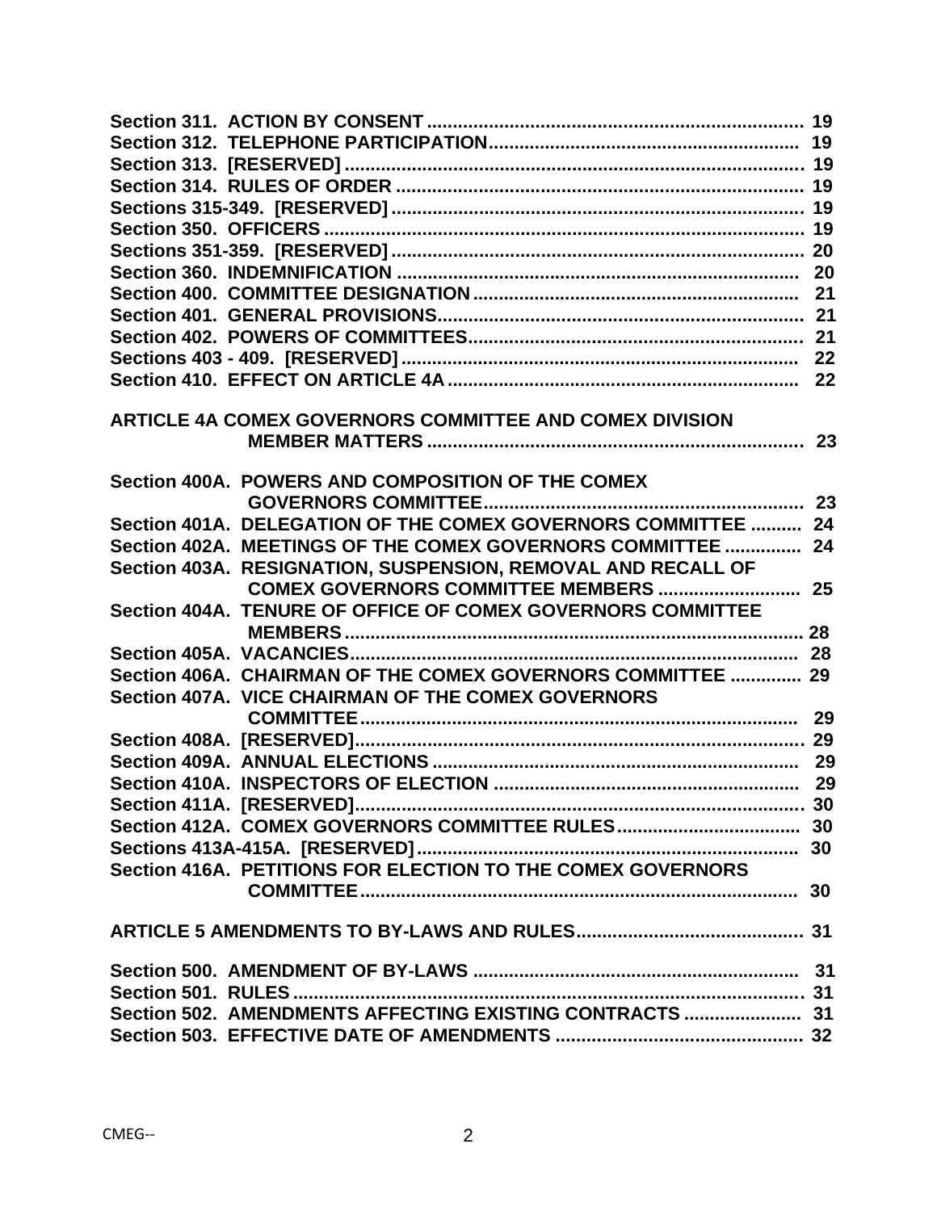**Section 311. ACTION BY CONSENT** ........ 19
**Section 312. TELEPHONE PARTICIPATION** ........ 19
**Section 313. [RESERVED]** ........ 19
**Section 314. RULES OF ORDER** ........ 19
**Sections 315-349. [RESERVED]** ........ 19
**Section 350. OFFICERS** ........ 19
**Sections 351-359. [RESERVED]** ........ 20
**Section 360. INDEMNIFICATION** ........ 20
**Section 400. COMMITTEE DESIGNATION** ........ 21
**Section 401. GENERAL PROVISIONS** ........ 21
**Section 402. POWERS OF COMMITTEES** ........ 21
**Sections 403 - 409. [RESERVED]** ........ 22
**Section 410. EFFECT ON ARTICLE 4A** ........ 22

**ARTICLE 4A COMEX GOVERNORS COMMITTEE AND COMEX DIVISION MEMBER MATTERS** ........ 23

**Section 400A. POWERS AND COMPOSITION OF THE COMEX GOVERNORS COMMITTEE** ........ 23
**Section 401A. DELEGATION OF THE COMEX GOVERNORS COMMITTEE** ........ 24
**Section 402A. MEETINGS OF THE COMEX GOVERNORS COMMITTEE** ........ 24
**Section 403A. RESIGNATION, SUSPENSION, REMOVAL AND RECALL OF COMEX GOVERNORS COMMITTEE MEMBERS** ........ 25
**Section 404A. TENURE OF OFFICE OF COMEX GOVERNORS COMMITTEE MEMBERS** ........ 28
**Section 405A. VACANCIES** ........ 28
**Section 406A. CHAIRMAN OF THE COMEX GOVERNORS COMMITTEE** ........ 29
**Section 407A. VICE CHAIRMAN OF THE COMEX GOVERNORS COMMITTEE** ........ 29
**Section 408A. [RESERVED]** ........ 29
**Section 409A. ANNUAL ELECTIONS** ........ 29
**Section 410A. INSPECTORS OF ELECTION** ........ 29
**Section 411A. [RESERVED]** ........ 30
**Section 412A. COMEX GOVERNORS COMMITTEE RULES** ........ 30
**Sections 413A-415A. [RESERVED]** ........ 30
**Section 416A. PETITIONS FOR ELECTION TO THE COMEX GOVERNORS COMMITTEE** ........ 30

**ARTICLE 5 AMENDMENTS TO BY-LAWS AND RULES** ........ 31

**Section 500. AMENDMENT OF BY-LAWS** ........ 31
**Section 501. RULES** ........ 31
**Section 502. AMENDMENTS AFFECTING EXISTING CONTRACTS** ........ 31
**Section 503. EFFECTIVE DATE OF AMENDMENTS** ........ 32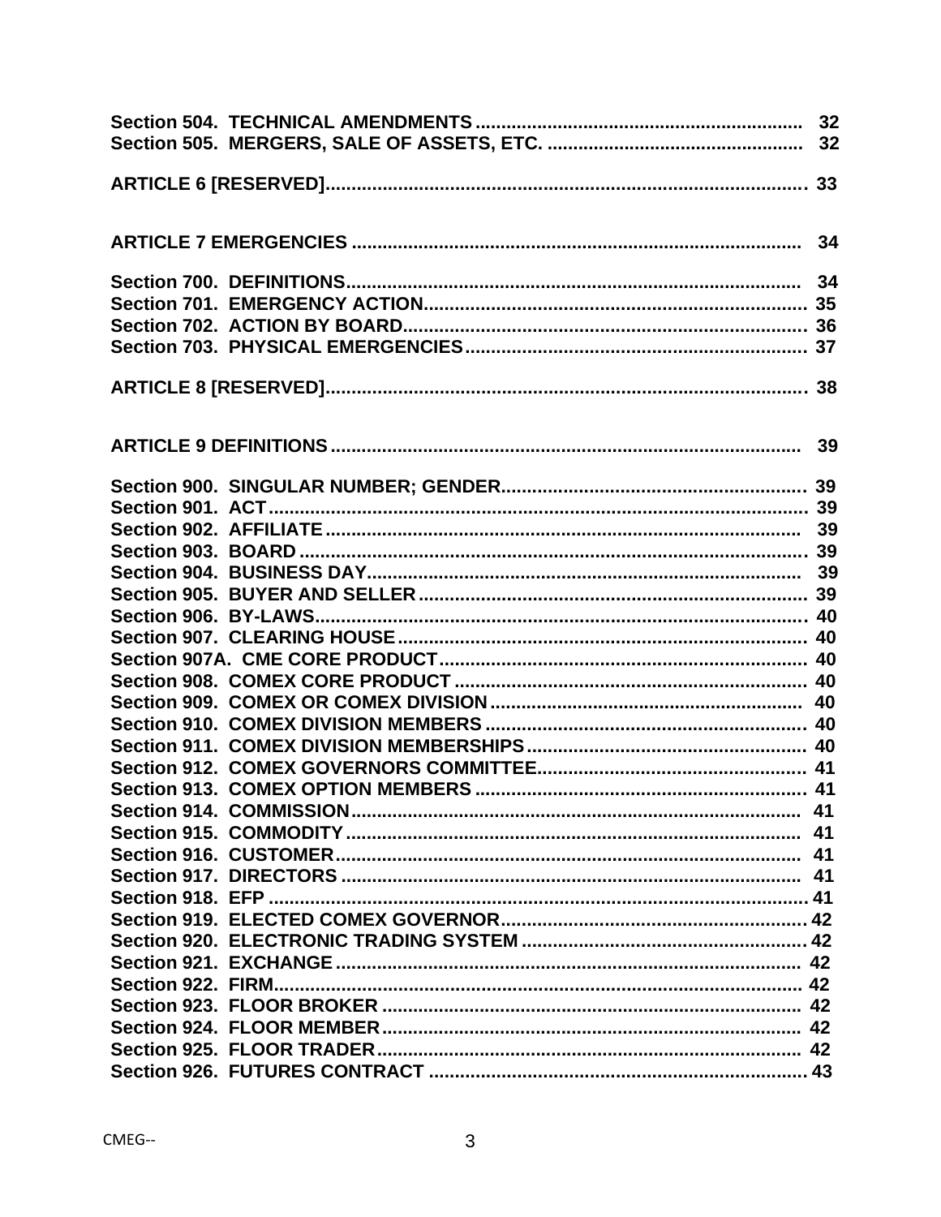Section 504. TECHNICAL AMENDMENTS ........................................................ 32
Section 505. MERGERS, SALE OF ASSETS, ETC. ............................................ 32

ARTICLE 6 [RESERVED]............................................................................ 33

ARTICLE 7 EMERGENCIES ....................................................................... 34

Section 700. DEFINITIONS.......................................................................... 34
Section 701. EMERGENCY ACTION............................................................. 35
Section 702. ACTION BY BOARD.................................................................. 36
Section 703. PHYSICAL EMERGENCIES....................................................... 37

ARTICLE 8 [RESERVED]............................................................................ 38

ARTICLE 9 DEFINITIONS ........................................................................... 39

Section 900. SINGULAR NUMBER; GENDER................................................. 39
Section 901. ACT....................................................................................... 39
Section 902. AFFILIATE ............................................................................. 39
Section 903. BOARD .................................................................................. 39
Section 904. BUSINESS DAY....................................................................... 39
Section 905. BUYER AND SELLER ............................................................... 39
Section 906. BY-LAWS................................................................................ 40
Section 907. CLEARING HOUSE .................................................................. 40
Section 907A. CME CORE PRODUCT........................................................... 40
Section 908. COMEX CORE PRODUCT ......................................................... 40
Section 909. COMEX OR COMEX DIVISION .................................................. 40
Section 910. COMEX DIVISION MEMBERS ................................................... 40
Section 911. COMEX DIVISION MEMBERSHIPS............................................. 40
Section 912. COMEX GOVERNORS COMMITTEE........................................... 41
Section 913. COMEX OPTION MEMBERS ..................................................... 41
Section 914. COMMISSION......................................................................... 41
Section 915. COMMODITY .......................................................................... 41
Section 916. CUSTOMER............................................................................ 41
Section 917. DIRECTORS ........................................................................... 41
Section 918. EFP ...................................................................................... 41
Section 919. ELECTED COMEX GOVERNOR.................................................. 42
Section 920. ELECTRONIC TRADING SYSTEM .............................................. 42
Section 921. EXCHANGE ............................................................................ 42
Section 922. FIRM...................................................................................... 42
Section 923. FLOOR BROKER ..................................................................... 42
Section 924. FLOOR MEMBER..................................................................... 42
Section 925. FLOOR TRADER...................................................................... 42
Section 926. FUTURES CONTRACT ............................................................. 43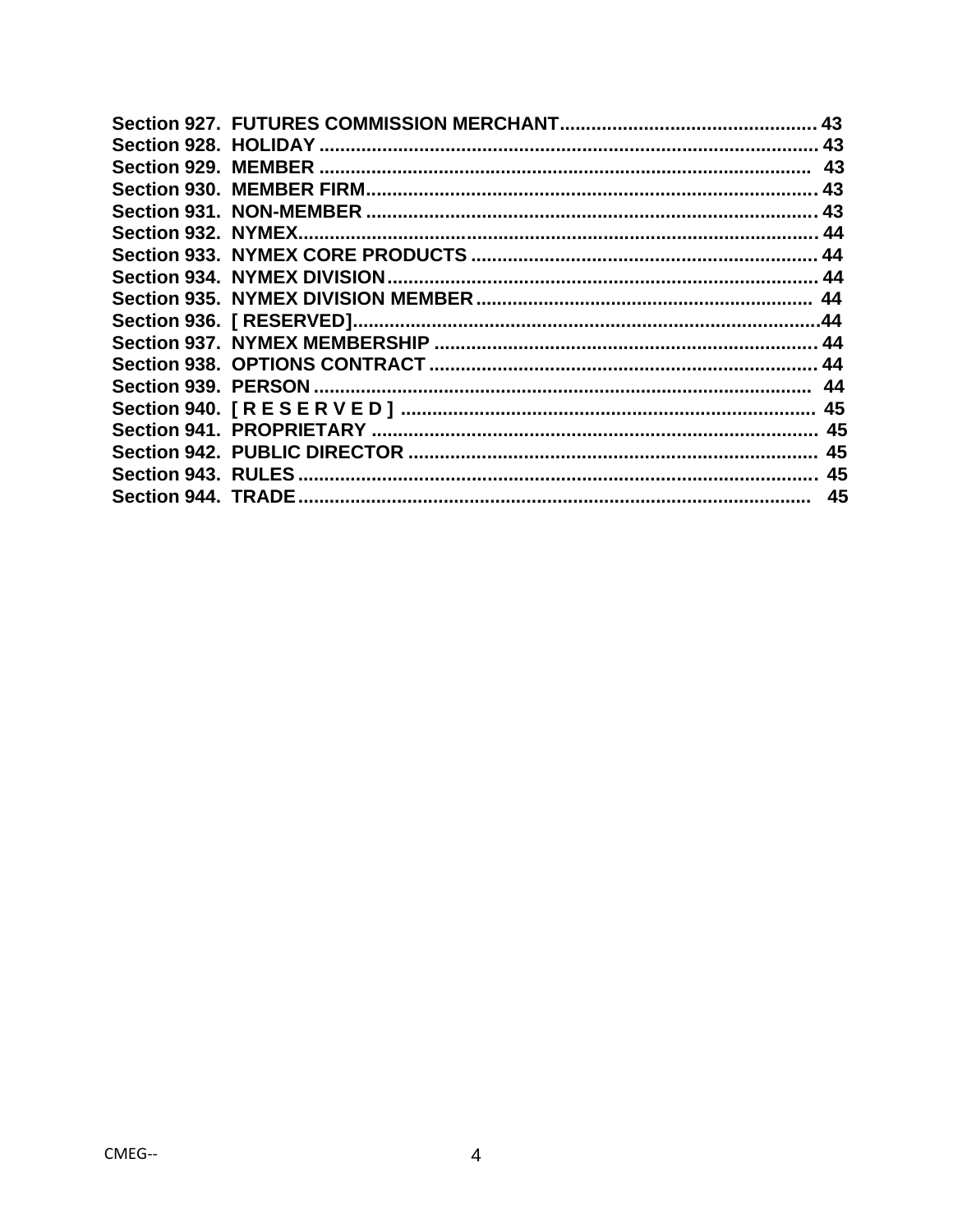**Section 927. FUTURES COMMISSION MERCHANT................................................ 43**
**Section 928. HOLIDAY ............................................................................................ 43**
**Section 929. MEMBER ............................................................................................ 43**
**Section 930. MEMBER FIRM.................................................................................... 43**
**Section 931. NON-MEMBER .................................................................................... 43**
**Section 932. NYMEX................................................................................................. 44**
**Section 933. NYMEX CORE PRODUCTS ................................................................ 44**
**Section 934. NYMEX DIVISION ............................................................................... 44**
**Section 935. NYMEX DIVISION MEMBER .............................................................. 44**
**Section 936. [ RESERVED]......................................................................................44**
**Section 937. NYMEX MEMBERSHIP ....................................................................... 44**
**Section 938. OPTIONS CONTRACT ........................................................................ 44**
**Section 939. PERSON ............................................................................................. 44**
**Section 940. [ R E S E R V E D ] ............................................................................. 45**
**Section 941. PROPRIETARY ................................................................................... 45**
**Section 942. PUBLIC DIRECTOR ............................................................................ 45**
**Section 943. RULES ................................................................................................ 45**
**Section 944. TRADE ................................................................................................ 45**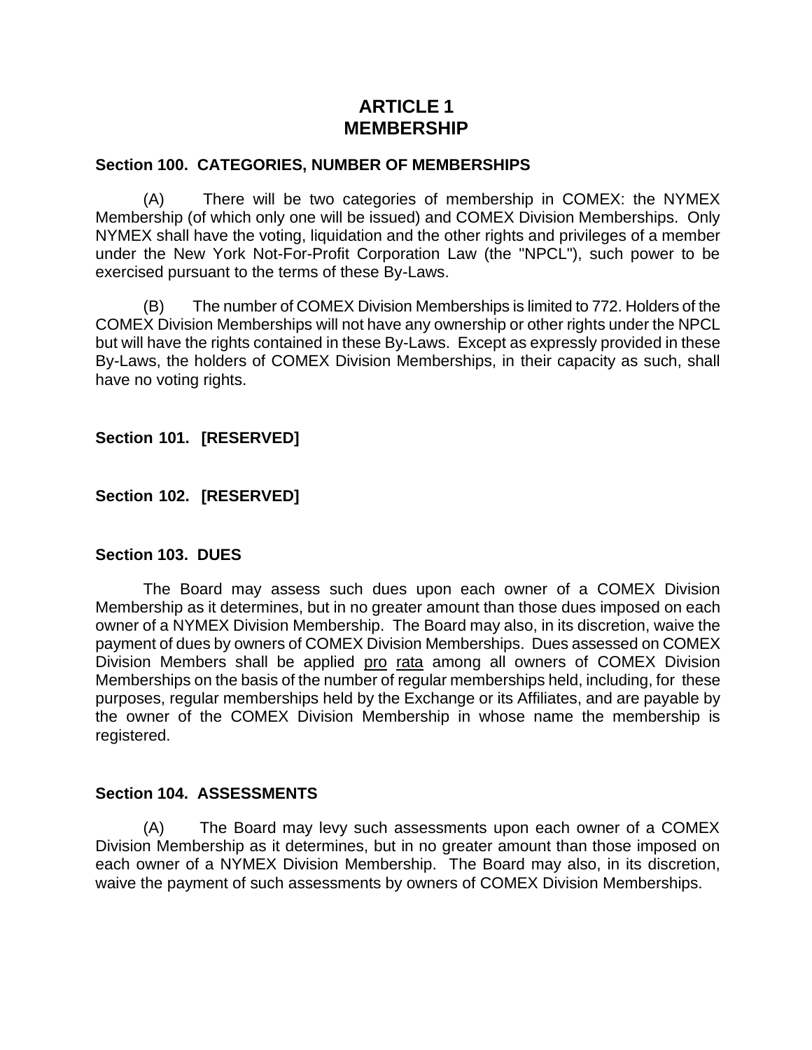# ARTICLE 1
# MEMBERSHIP

### Section 100. CATEGORIES, NUMBER OF MEMBERSHIPS

(A) There will be two categories of membership in COMEX: the NYMEX Membership (of which only one will be issued) and COMEX Division Memberships. Only NYMEX shall have the voting, liquidation and the other rights and privileges of a member under the New York Not-For-Profit Corporation Law (the "NPCL"), such power to be exercised pursuant to the terms of these By-Laws.

(B) The number of COMEX Division Memberships is limited to 772. Holders of the COMEX Division Memberships will not have any ownership or other rights under the NPCL but will have the rights contained in these By-Laws. Except as expressly provided in these By-Laws, the holders of COMEX Division Memberships, in their capacity as such, shall have no voting rights.

### Section 101. [RESERVED]

### Section 102. [RESERVED]

### Section 103. DUES

The Board may assess such dues upon each owner of a COMEX Division Membership as it determines, but in no greater amount than those dues imposed on each owner of a NYMEX Division Membership. The Board may also, in its discretion, waive the payment of dues by owners of COMEX Division Memberships. Dues assessed on COMEX Division Members shall be applied pro rata among all owners of COMEX Division Memberships on the basis of the number of regular memberships held, including, for these purposes, regular memberships held by the Exchange or its Affiliates, and are payable by the owner of the COMEX Division Membership in whose name the membership is registered.

### Section 104. ASSESSMENTS

(A) The Board may levy such assessments upon each owner of a COMEX Division Membership as it determines, but in no greater amount than those imposed on each owner of a NYMEX Division Membership. The Board may also, in its discretion, waive the payment of such assessments by owners of COMEX Division Memberships.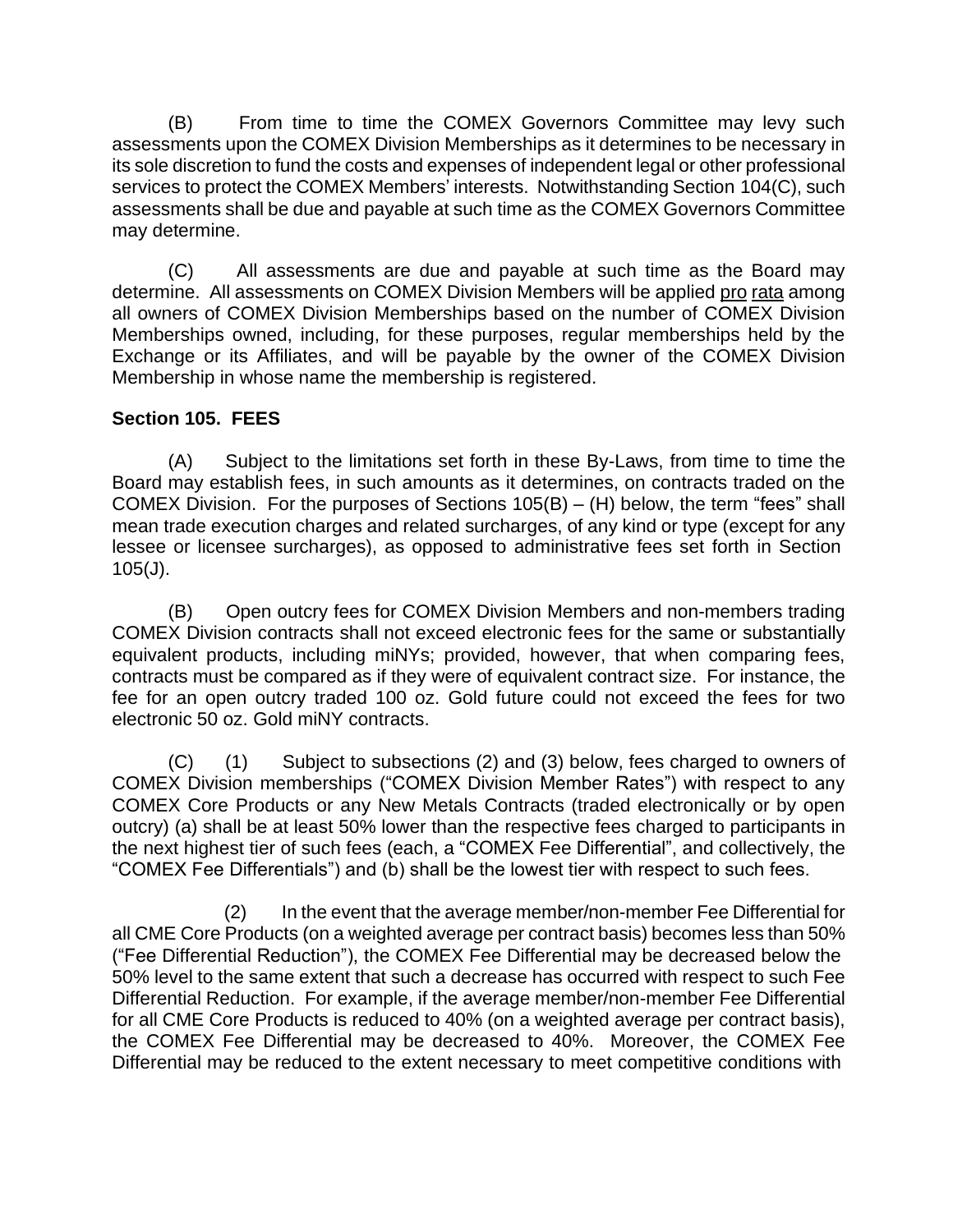(B) From time to time the COMEX Governors Committee may levy such assessments upon the COMEX Division Memberships as it determines to be necessary in its sole discretion to fund the costs and expenses of independent legal or other professional services to protect the COMEX Members' interests. Notwithstanding Section 104(C), such assessments shall be due and payable at such time as the COMEX Governors Committee may determine.

(C) All assessments are due and payable at such time as the Board may determine. All assessments on COMEX Division Members will be applied pro rata among all owners of COMEX Division Memberships based on the number of COMEX Division Memberships owned, including, for these purposes, regular memberships held by the Exchange or its Affiliates, and will be payable by the owner of the COMEX Division Membership in whose name the membership is registered.

**Section 105. FEES**

(A) Subject to the limitations set forth in these By-Laws, from time to time the Board may establish fees, in such amounts as it determines, on contracts traded on the COMEX Division. For the purposes of Sections 105(B) – (H) below, the term "fees" shall mean trade execution charges and related surcharges, of any kind or type (except for any lessee or licensee surcharges), as opposed to administrative fees set forth in Section 105(J).

(B) Open outcry fees for COMEX Division Members and non-members trading COMEX Division contracts shall not exceed electronic fees for the same or substantially equivalent products, including miNYs; provided, however, that when comparing fees, contracts must be compared as if they were of equivalent contract size. For instance, the fee for an open outcry traded 100 oz. Gold future could not exceed the fees for two electronic 50 oz. Gold miNY contracts.

(C) (1) Subject to subsections (2) and (3) below, fees charged to owners of COMEX Division memberships ("COMEX Division Member Rates") with respect to any COMEX Core Products or any New Metals Contracts (traded electronically or by open outcry) (a) shall be at least 50% lower than the respective fees charged to participants in the next highest tier of such fees (each, a "COMEX Fee Differential", and collectively, the "COMEX Fee Differentials") and (b) shall be the lowest tier with respect to such fees.

(2) In the event that the average member/non-member Fee Differential for all CME Core Products (on a weighted average per contract basis) becomes less than 50% ("Fee Differential Reduction"), the COMEX Fee Differential may be decreased below the 50% level to the same extent that such a decrease has occurred with respect to such Fee Differential Reduction. For example, if the average member/non-member Fee Differential for all CME Core Products is reduced to 40% (on a weighted average per contract basis), the COMEX Fee Differential may be decreased to 40%. Moreover, the COMEX Fee Differential may be reduced to the extent necessary to meet competitive conditions with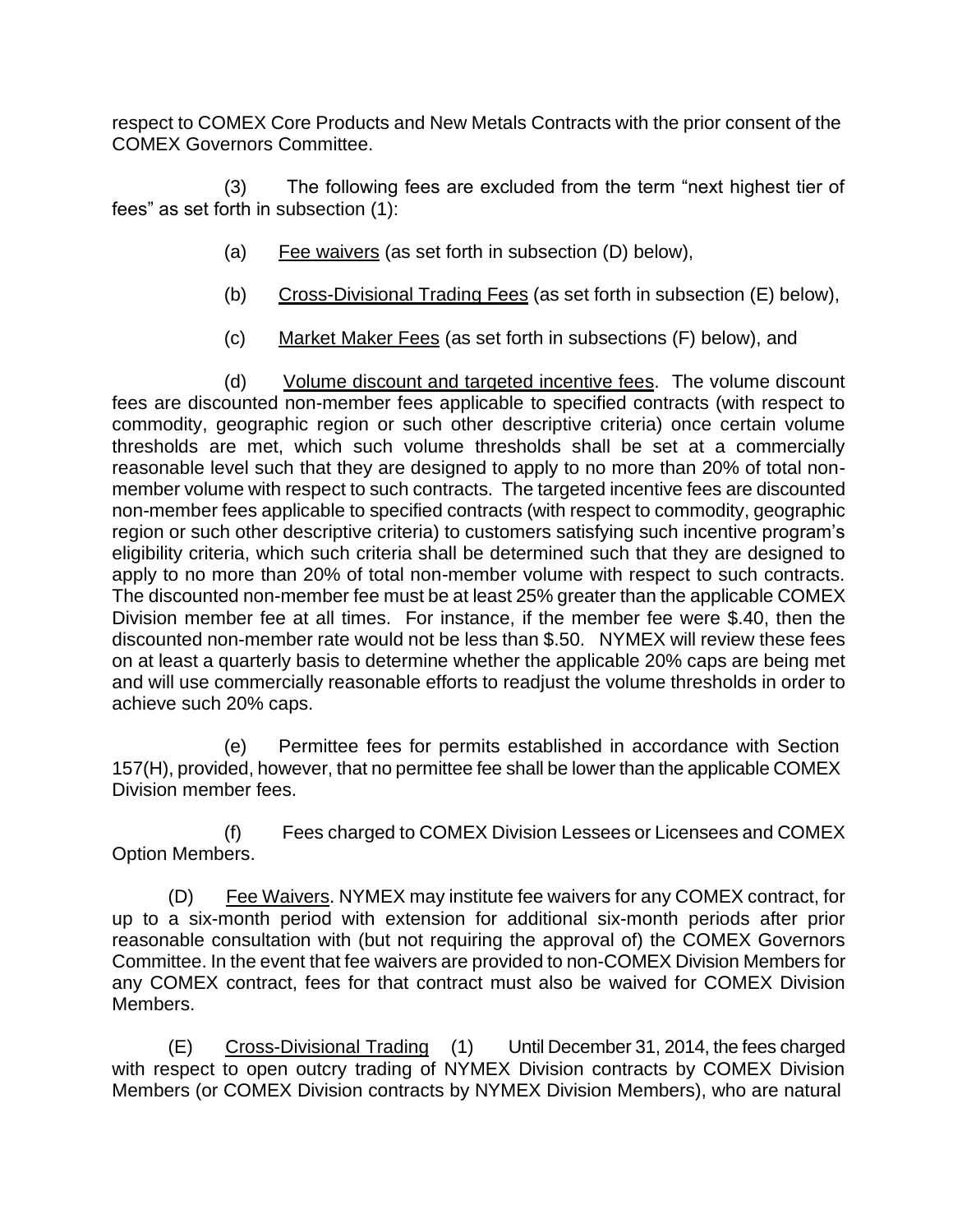respect to COMEX Core Products and New Metals Contracts with the prior consent of the COMEX Governors Committee.

(3) The following fees are excluded from the term "next highest tier of fees" as set forth in subsection (1):

(a) Fee waivers (as set forth in subsection (D) below),

(b) Cross-Divisional Trading Fees (as set forth in subsection (E) below),

(c) Market Maker Fees (as set forth in subsections (F) below), and

(d) Volume discount and targeted incentive fees. The volume discount fees are discounted non-member fees applicable to specified contracts (with respect to commodity, geographic region or such other descriptive criteria) once certain volume thresholds are met, which such volume thresholds shall be set at a commercially reasonable level such that they are designed to apply to no more than 20% of total non-member volume with respect to such contracts. The targeted incentive fees are discounted non-member fees applicable to specified contracts (with respect to commodity, geographic region or such other descriptive criteria) to customers satisfying such incentive program's eligibility criteria, which such criteria shall be determined such that they are designed to apply to no more than 20% of total non-member volume with respect to such contracts. The discounted non-member fee must be at least 25% greater than the applicable COMEX Division member fee at all times. For instance, if the member fee were $.40, then the discounted non-member rate would not be less than $.50. NYMEX will review these fees on at least a quarterly basis to determine whether the applicable 20% caps are being met and will use commercially reasonable efforts to readjust the volume thresholds in order to achieve such 20% caps.

(e) Permittee fees for permits established in accordance with Section 157(H), provided, however, that no permittee fee shall be lower than the applicable COMEX Division member fees.

(f) Fees charged to COMEX Division Lessees or Licensees and COMEX Option Members.

(D) Fee Waivers. NYMEX may institute fee waivers for any COMEX contract, for up to a six-month period with extension for additional six-month periods after prior reasonable consultation with (but not requiring the approval of) the COMEX Governors Committee. In the event that fee waivers are provided to non-COMEX Division Members for any COMEX contract, fees for that contract must also be waived for COMEX Division Members.

(E) Cross-Divisional Trading (1) Until December 31, 2014, the fees charged with respect to open outcry trading of NYMEX Division contracts by COMEX Division Members (or COMEX Division contracts by NYMEX Division Members), who are natural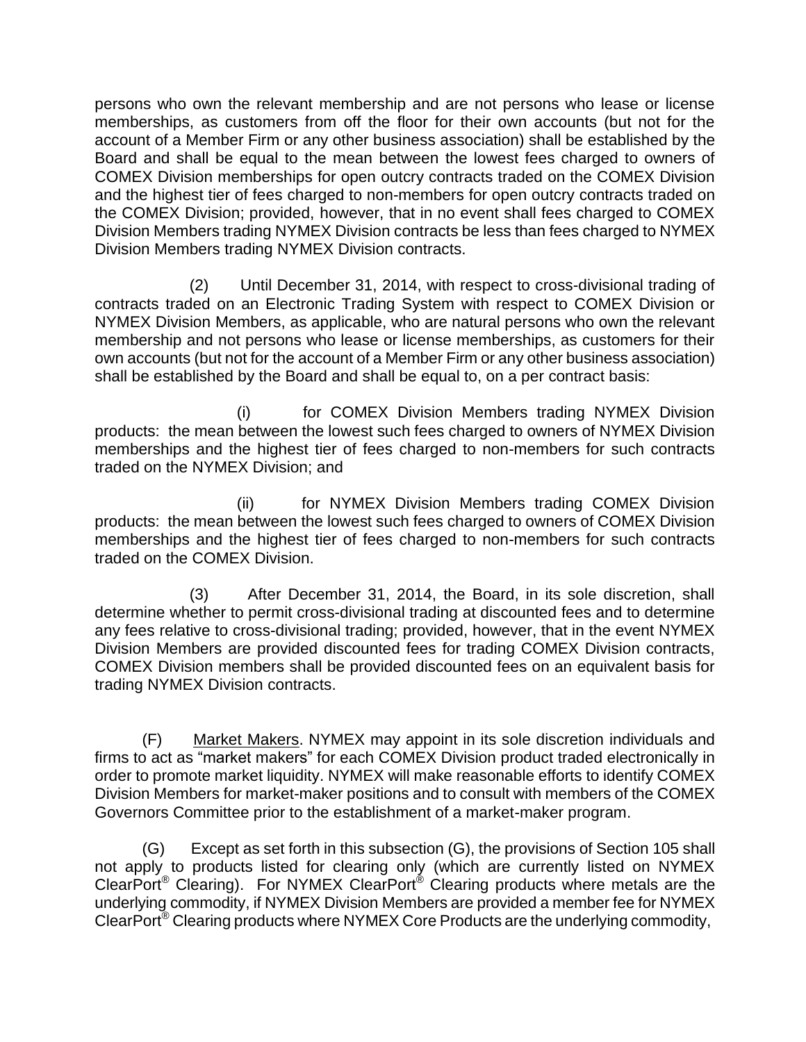persons who own the relevant membership and are not persons who lease or license memberships, as customers from off the floor for their own accounts (but not for the account of a Member Firm or any other business association) shall be established by the Board and shall be equal to the mean between the lowest fees charged to owners of COMEX Division memberships for open outcry contracts traded on the COMEX Division and the highest tier of fees charged to non-members for open outcry contracts traded on the COMEX Division; provided, however, that in no event shall fees charged to COMEX Division Members trading NYMEX Division contracts be less than fees charged to NYMEX Division Members trading NYMEX Division contracts.

(2) Until December 31, 2014, with respect to cross-divisional trading of contracts traded on an Electronic Trading System with respect to COMEX Division or NYMEX Division Members, as applicable, who are natural persons who own the relevant membership and not persons who lease or license memberships, as customers for their own accounts (but not for the account of a Member Firm or any other business association) shall be established by the Board and shall be equal to, on a per contract basis:

(i) for COMEX Division Members trading NYMEX Division products: the mean between the lowest such fees charged to owners of NYMEX Division memberships and the highest tier of fees charged to non-members for such contracts traded on the NYMEX Division; and

(ii) for NYMEX Division Members trading COMEX Division products: the mean between the lowest such fees charged to owners of COMEX Division memberships and the highest tier of fees charged to non-members for such contracts traded on the COMEX Division.

(3) After December 31, 2014, the Board, in its sole discretion, shall determine whether to permit cross-divisional trading at discounted fees and to determine any fees relative to cross-divisional trading; provided, however, that in the event NYMEX Division Members are provided discounted fees for trading COMEX Division contracts, COMEX Division members shall be provided discounted fees on an equivalent basis for trading NYMEX Division contracts.

(F) Market Makers. NYMEX may appoint in its sole discretion individuals and firms to act as "market makers" for each COMEX Division product traded electronically in order to promote market liquidity. NYMEX will make reasonable efforts to identify COMEX Division Members for market-maker positions and to consult with members of the COMEX Governors Committee prior to the establishment of a market-maker program.

(G) Except as set forth in this subsection (G), the provisions of Section 105 shall not apply to products listed for clearing only (which are currently listed on NYMEX ClearPort® Clearing). For NYMEX ClearPort® Clearing products where metals are the underlying commodity, if NYMEX Division Members are provided a member fee for NYMEX ClearPort® Clearing products where NYMEX Core Products are the underlying commodity,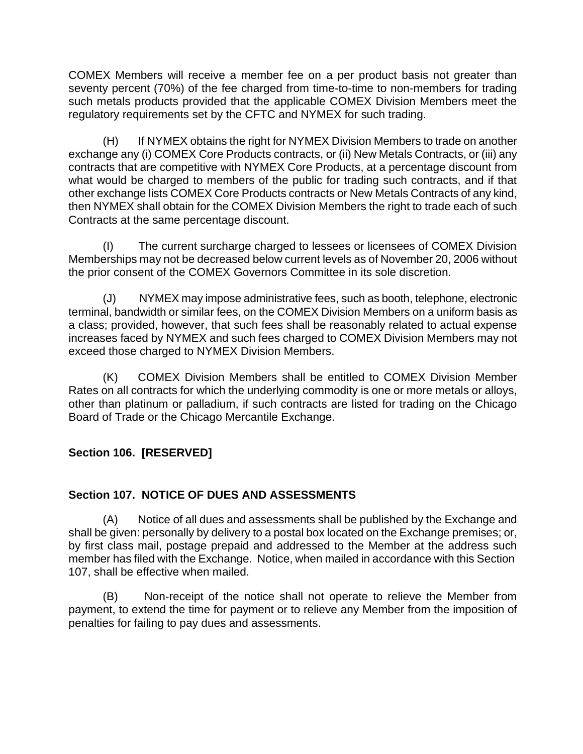COMEX Members will receive a member fee on a per product basis not greater than seventy percent (70%) of the fee charged from time-to-time to non-members for trading such metals products provided that the applicable COMEX Division Members meet the regulatory requirements set by the CFTC and NYMEX for such trading.

(H) If NYMEX obtains the right for NYMEX Division Members to trade on another exchange any (i) COMEX Core Products contracts, or (ii) New Metals Contracts, or (iii) any contracts that are competitive with NYMEX Core Products, at a percentage discount from what would be charged to members of the public for trading such contracts, and if that other exchange lists COMEX Core Products contracts or New Metals Contracts of any kind, then NYMEX shall obtain for the COMEX Division Members the right to trade each of such Contracts at the same percentage discount.

(I) The current surcharge charged to lessees or licensees of COMEX Division Memberships may not be decreased below current levels as of November 20, 2006 without the prior consent of the COMEX Governors Committee in its sole discretion.

(J) NYMEX may impose administrative fees, such as booth, telephone, electronic terminal, bandwidth or similar fees, on the COMEX Division Members on a uniform basis as a class; provided, however, that such fees shall be reasonably related to actual expense increases faced by NYMEX and such fees charged to COMEX Division Members may not exceed those charged to NYMEX Division Members.

(K) COMEX Division Members shall be entitled to COMEX Division Member Rates on all contracts for which the underlying commodity is one or more metals or alloys, other than platinum or palladium, if such contracts are listed for trading on the Chicago Board of Trade or the Chicago Mercantile Exchange.

## Section 106. [RESERVED]

## Section 107. NOTICE OF DUES AND ASSESSMENTS

(A) Notice of all dues and assessments shall be published by the Exchange and shall be given: personally by delivery to a postal box located on the Exchange premises; or, by first class mail, postage prepaid and addressed to the Member at the address such member has filed with the Exchange. Notice, when mailed in accordance with this Section 107, shall be effective when mailed.

(B) Non-receipt of the notice shall not operate to relieve the Member from payment, to extend the time for payment or to relieve any Member from the imposition of penalties for failing to pay dues and assessments.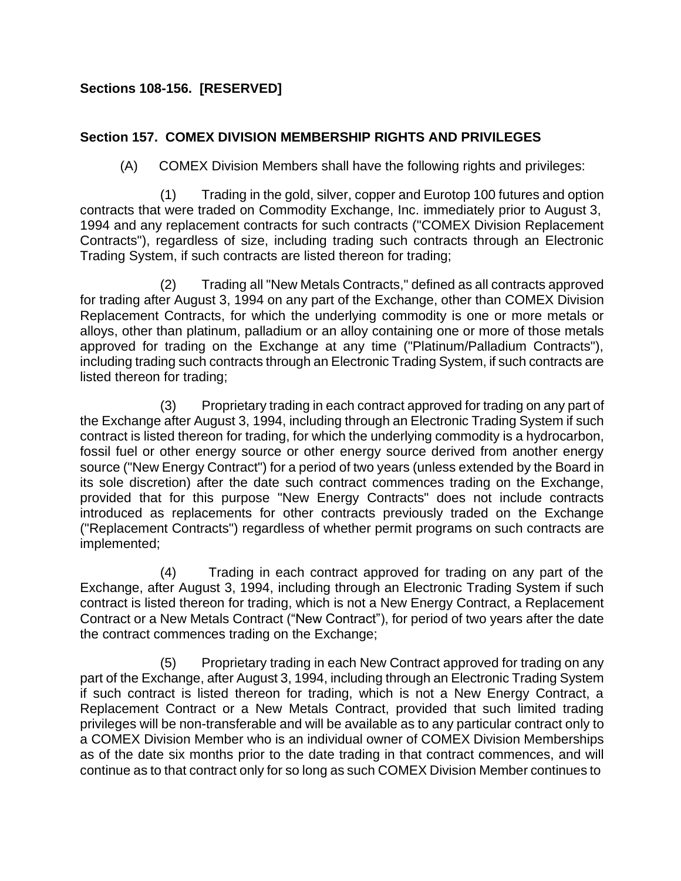**Sections 108-156. [RESERVED]**

**Section 157. COMEX DIVISION MEMBERSHIP RIGHTS AND PRIVILEGES**

(A) COMEX Division Members shall have the following rights and privileges:

(1) Trading in the gold, silver, copper and Eurotop 100 futures and option contracts that were traded on Commodity Exchange, Inc. immediately prior to August 3, 1994 and any replacement contracts for such contracts ("COMEX Division Replacement Contracts"), regardless of size, including trading such contracts through an Electronic Trading System, if such contracts are listed thereon for trading;

(2) Trading all "New Metals Contracts," defined as all contracts approved for trading after August 3, 1994 on any part of the Exchange, other than COMEX Division Replacement Contracts, for which the underlying commodity is one or more metals or alloys, other than platinum, palladium or an alloy containing one or more of those metals approved for trading on the Exchange at any time ("Platinum/Palladium Contracts"), including trading such contracts through an Electronic Trading System, if such contracts are listed thereon for trading;

(3) Proprietary trading in each contract approved for trading on any part of the Exchange after August 3, 1994, including through an Electronic Trading System if such contract is listed thereon for trading, for which the underlying commodity is a hydrocarbon, fossil fuel or other energy source or other energy source derived from another energy source ("New Energy Contract") for a period of two years (unless extended by the Board in its sole discretion) after the date such contract commences trading on the Exchange, provided that for this purpose "New Energy Contracts" does not include contracts introduced as replacements for other contracts previously traded on the Exchange ("Replacement Contracts") regardless of whether permit programs on such contracts are implemented;

(4) Trading in each contract approved for trading on any part of the Exchange, after August 3, 1994, including through an Electronic Trading System if such contract is listed thereon for trading, which is not a New Energy Contract, a Replacement Contract or a New Metals Contract ("New Contract"), for period of two years after the date the contract commences trading on the Exchange;

(5) Proprietary trading in each New Contract approved for trading on any part of the Exchange, after August 3, 1994, including through an Electronic Trading System if such contract is listed thereon for trading, which is not a New Energy Contract, a Replacement Contract or a New Metals Contract, provided that such limited trading privileges will be non-transferable and will be available as to any particular contract only to a COMEX Division Member who is an individual owner of COMEX Division Memberships as of the date six months prior to the date trading in that contract commences, and will continue as to that contract only for so long as such COMEX Division Member continues to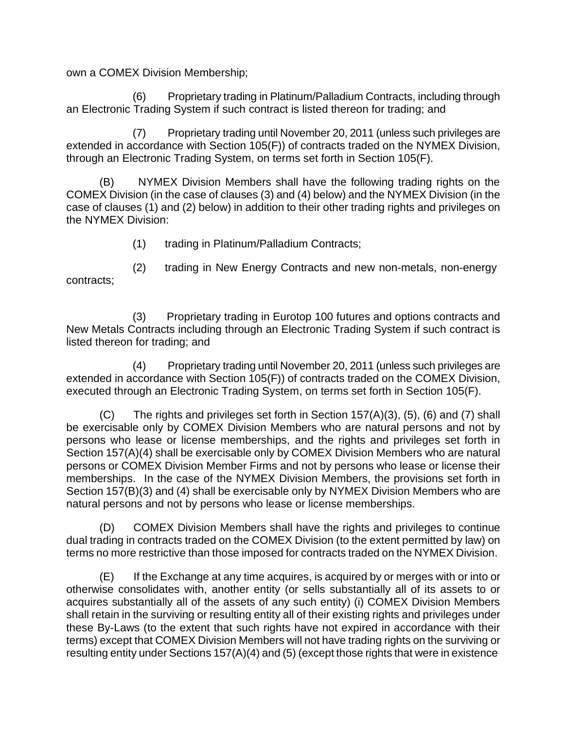own a COMEX Division Membership;

(6) Proprietary trading in Platinum/Palladium Contracts, including through an Electronic Trading System if such contract is listed thereon for trading; and

(7) Proprietary trading until November 20, 2011 (unless such privileges are extended in accordance with Section 105(F)) of contracts traded on the NYMEX Division, through an Electronic Trading System, on terms set forth in Section 105(F).

(B) NYMEX Division Members shall have the following trading rights on the COMEX Division (in the case of clauses (3) and (4) below) and the NYMEX Division (in the case of clauses (1) and (2) below) in addition to their other trading rights and privileges on the NYMEX Division:

(1) trading in Platinum/Palladium Contracts;

(2) trading in New Energy Contracts and new non-metals, non-energy contracts;

(3) Proprietary trading in Eurotop 100 futures and options contracts and New Metals Contracts including through an Electronic Trading System if such contract is listed thereon for trading; and

(4) Proprietary trading until November 20, 2011 (unless such privileges are extended in accordance with Section 105(F)) of contracts traded on the COMEX Division, executed through an Electronic Trading System, on terms set forth in Section 105(F).

(C) The rights and privileges set forth in Section 157(A)(3), (5), (6) and (7) shall be exercisable only by COMEX Division Members who are natural persons and not by persons who lease or license memberships, and the rights and privileges set forth in Section 157(A)(4) shall be exercisable only by COMEX Division Members who are natural persons or COMEX Division Member Firms and not by persons who lease or license their memberships. In the case of the NYMEX Division Members, the provisions set forth in Section 157(B)(3) and (4) shall be exercisable only by NYMEX Division Members who are natural persons and not by persons who lease or license memberships.

(D) COMEX Division Members shall have the rights and privileges to continue dual trading in contracts traded on the COMEX Division (to the extent permitted by law) on terms no more restrictive than those imposed for contracts traded on the NYMEX Division.

(E) If the Exchange at any time acquires, is acquired by or merges with or into or otherwise consolidates with, another entity (or sells substantially all of its assets to or acquires substantially all of the assets of any such entity) (i) COMEX Division Members shall retain in the surviving or resulting entity all of their existing rights and privileges under these By-Laws (to the extent that such rights have not expired in accordance with their terms) except that COMEX Division Members will not have trading rights on the surviving or resulting entity under Sections 157(A)(4) and (5) (except those rights that were in existence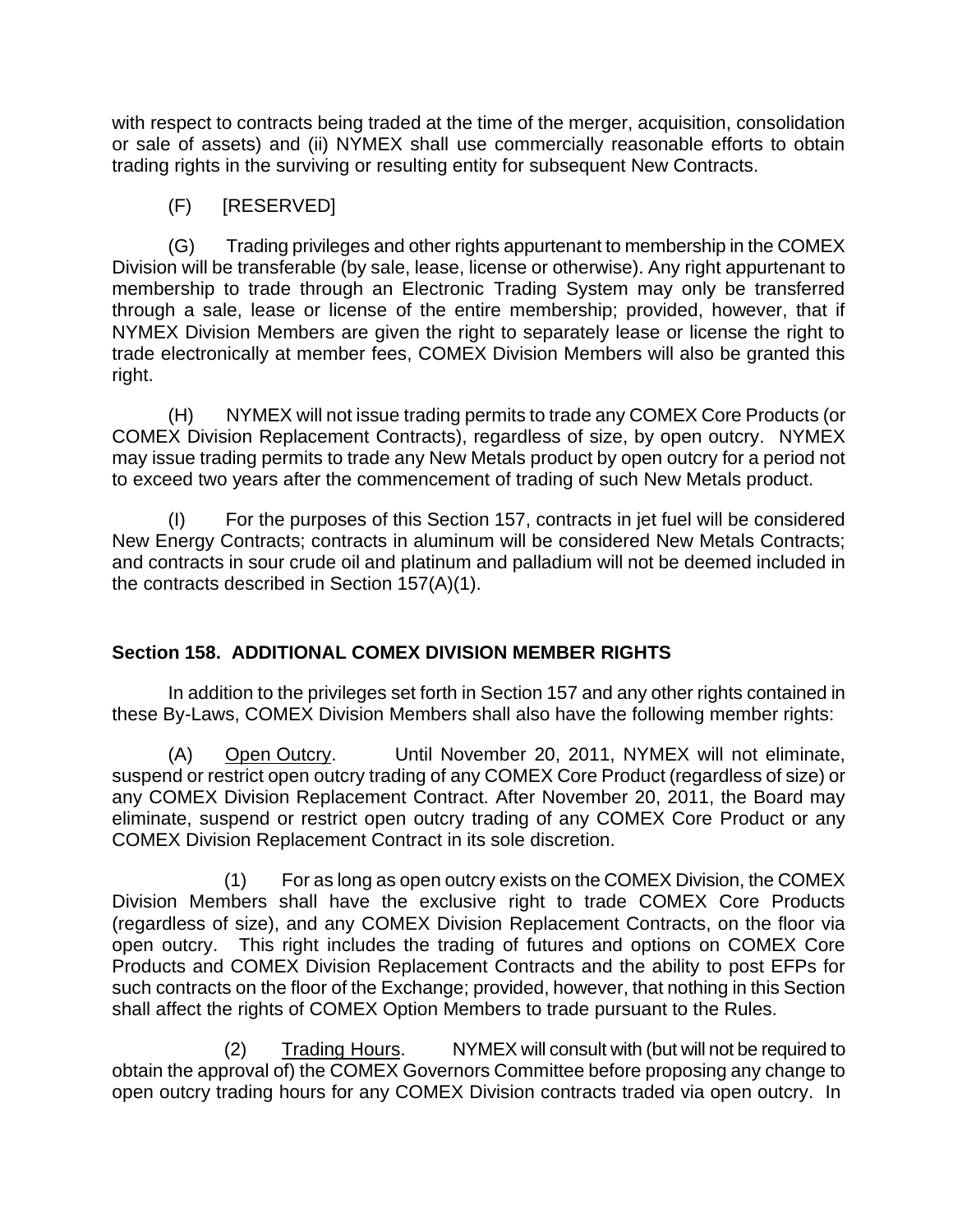with respect to contracts being traded at the time of the merger, acquisition, consolidation or sale of assets) and (ii) NYMEX shall use commercially reasonable efforts to obtain trading rights in the surviving or resulting entity for subsequent New Contracts.

(F) [RESERVED]

(G) Trading privileges and other rights appurtenant to membership in the COMEX Division will be transferable (by sale, lease, license or otherwise). Any right appurtenant to membership to trade through an Electronic Trading System may only be transferred through a sale, lease or license of the entire membership; provided, however, that if NYMEX Division Members are given the right to separately lease or license the right to trade electronically at member fees, COMEX Division Members will also be granted this right.

(H) NYMEX will not issue trading permits to trade any COMEX Core Products (or COMEX Division Replacement Contracts), regardless of size, by open outcry. NYMEX may issue trading permits to trade any New Metals product by open outcry for a period not to exceed two years after the commencement of trading of such New Metals product.

(I) For the purposes of this Section 157, contracts in jet fuel will be considered New Energy Contracts; contracts in aluminum will be considered New Metals Contracts; and contracts in sour crude oil and platinum and palladium will not be deemed included in the contracts described in Section 157(A)(1).

## Section 158. ADDITIONAL COMEX DIVISION MEMBER RIGHTS

In addition to the privileges set forth in Section 157 and any other rights contained in these By-Laws, COMEX Division Members shall also have the following member rights:

(A) Open Outcry. Until November 20, 2011, NYMEX will not eliminate, suspend or restrict open outcry trading of any COMEX Core Product (regardless of size) or any COMEX Division Replacement Contract. After November 20, 2011, the Board may eliminate, suspend or restrict open outcry trading of any COMEX Core Product or any COMEX Division Replacement Contract in its sole discretion.

(1) For as long as open outcry exists on the COMEX Division, the COMEX Division Members shall have the exclusive right to trade COMEX Core Products (regardless of size), and any COMEX Division Replacement Contracts, on the floor via open outcry. This right includes the trading of futures and options on COMEX Core Products and COMEX Division Replacement Contracts and the ability to post EFPs for such contracts on the floor of the Exchange; provided, however, that nothing in this Section shall affect the rights of COMEX Option Members to trade pursuant to the Rules.

(2) Trading Hours. NYMEX will consult with (but will not be required to obtain the approval of) the COMEX Governors Committee before proposing any change to open outcry trading hours for any COMEX Division contracts traded via open outcry. In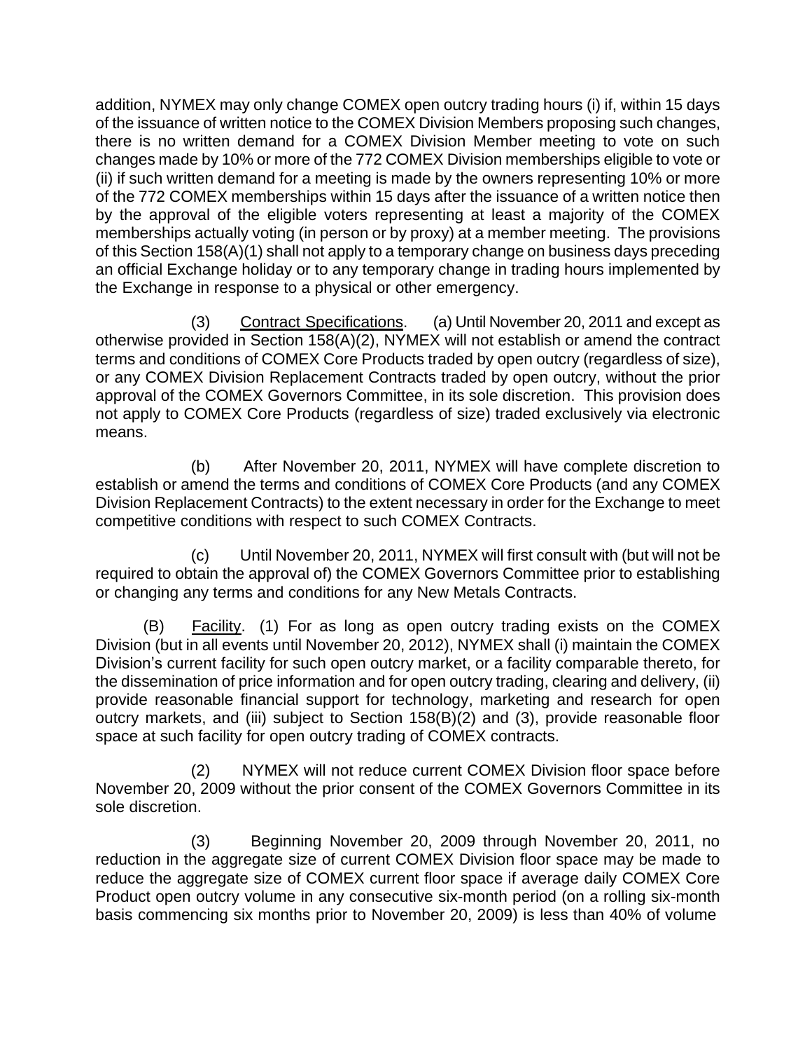addition, NYMEX may only change COMEX open outcry trading hours (i) if, within 15 days of the issuance of written notice to the COMEX Division Members proposing such changes, there is no written demand for a COMEX Division Member meeting to vote on such changes made by 10% or more of the 772 COMEX Division memberships eligible to vote or (ii) if such written demand for a meeting is made by the owners representing 10% or more of the 772 COMEX memberships within 15 days after the issuance of a written notice then by the approval of the eligible voters representing at least a majority of the COMEX memberships actually voting (in person or by proxy) at a member meeting. The provisions of this Section 158(A)(1) shall not apply to a temporary change on business days preceding an official Exchange holiday or to any temporary change in trading hours implemented by the Exchange in response to a physical or other emergency.

(3) Contract Specifications. (a) Until November 20, 2011 and except as otherwise provided in Section 158(A)(2), NYMEX will not establish or amend the contract terms and conditions of COMEX Core Products traded by open outcry (regardless of size), or any COMEX Division Replacement Contracts traded by open outcry, without the prior approval of the COMEX Governors Committee, in its sole discretion. This provision does not apply to COMEX Core Products (regardless of size) traded exclusively via electronic means.

(b) After November 20, 2011, NYMEX will have complete discretion to establish or amend the terms and conditions of COMEX Core Products (and any COMEX Division Replacement Contracts) to the extent necessary in order for the Exchange to meet competitive conditions with respect to such COMEX Contracts.

(c) Until November 20, 2011, NYMEX will first consult with (but will not be required to obtain the approval of) the COMEX Governors Committee prior to establishing or changing any terms and conditions for any New Metals Contracts.

(B) Facility. (1) For as long as open outcry trading exists on the COMEX Division (but in all events until November 20, 2012), NYMEX shall (i) maintain the COMEX Division's current facility for such open outcry market, or a facility comparable thereto, for the dissemination of price information and for open outcry trading, clearing and delivery, (ii) provide reasonable financial support for technology, marketing and research for open outcry markets, and (iii) subject to Section 158(B)(2) and (3), provide reasonable floor space at such facility for open outcry trading of COMEX contracts.

(2) NYMEX will not reduce current COMEX Division floor space before November 20, 2009 without the prior consent of the COMEX Governors Committee in its sole discretion.

(3) Beginning November 20, 2009 through November 20, 2011, no reduction in the aggregate size of current COMEX Division floor space may be made to reduce the aggregate size of COMEX current floor space if average daily COMEX Core Product open outcry volume in any consecutive six-month period (on a rolling six-month basis commencing six months prior to November 20, 2009) is less than 40% of volume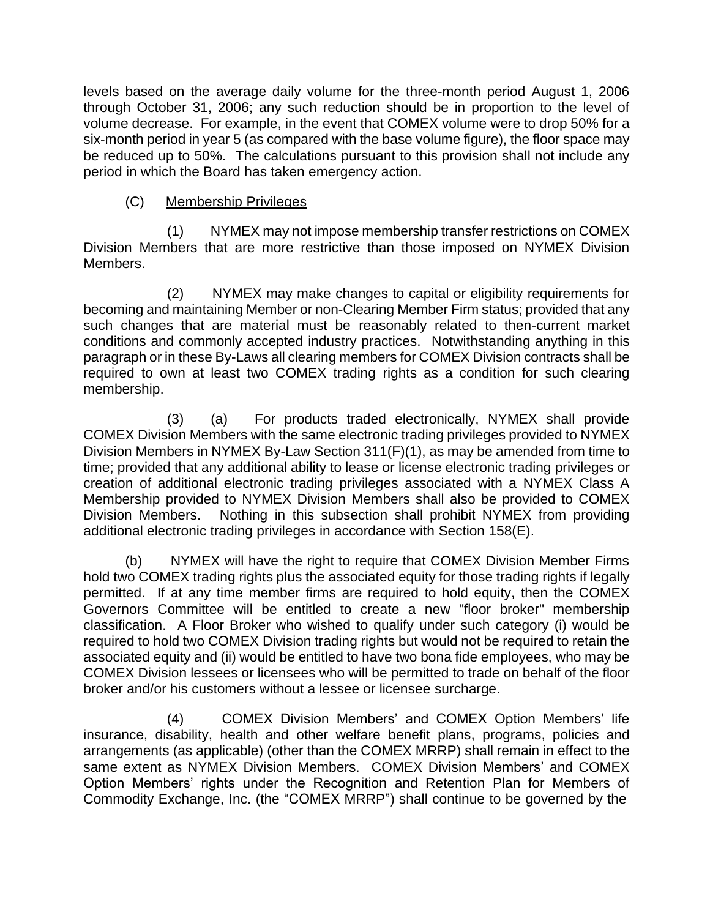levels based on the average daily volume for the three-month period August 1, 2006 through October 31, 2006; any such reduction should be in proportion to the level of volume decrease. For example, in the event that COMEX volume were to drop 50% for a six-month period in year 5 (as compared with the base volume figure), the floor space may be reduced up to 50%. The calculations pursuant to this provision shall not include any period in which the Board has taken emergency action.

(C) Membership Privileges

(1) NYMEX may not impose membership transfer restrictions on COMEX Division Members that are more restrictive than those imposed on NYMEX Division Members.

(2) NYMEX may make changes to capital or eligibility requirements for becoming and maintaining Member or non-Clearing Member Firm status; provided that any such changes that are material must be reasonably related to then-current market conditions and commonly accepted industry practices. Notwithstanding anything in this paragraph or in these By-Laws all clearing members for COMEX Division contracts shall be required to own at least two COMEX trading rights as a condition for such clearing membership.

(3) (a) For products traded electronically, NYMEX shall provide COMEX Division Members with the same electronic trading privileges provided to NYMEX Division Members in NYMEX By-Law Section 311(F)(1), as may be amended from time to time; provided that any additional ability to lease or license electronic trading privileges or creation of additional electronic trading privileges associated with a NYMEX Class A Membership provided to NYMEX Division Members shall also be provided to COMEX Division Members. Nothing in this subsection shall prohibit NYMEX from providing additional electronic trading privileges in accordance with Section 158(E).

(b) NYMEX will have the right to require that COMEX Division Member Firms hold two COMEX trading rights plus the associated equity for those trading rights if legally permitted. If at any time member firms are required to hold equity, then the COMEX Governors Committee will be entitled to create a new "floor broker" membership classification. A Floor Broker who wished to qualify under such category (i) would be required to hold two COMEX Division trading rights but would not be required to retain the associated equity and (ii) would be entitled to have two bona fide employees, who may be COMEX Division lessees or licensees who will be permitted to trade on behalf of the floor broker and/or his customers without a lessee or licensee surcharge.

(4) COMEX Division Members' and COMEX Option Members' life insurance, disability, health and other welfare benefit plans, programs, policies and arrangements (as applicable) (other than the COMEX MRRP) shall remain in effect to the same extent as NYMEX Division Members. COMEX Division Members' and COMEX Option Members' rights under the Recognition and Retention Plan for Members of Commodity Exchange, Inc. (the "COMEX MRRP") shall continue to be governed by the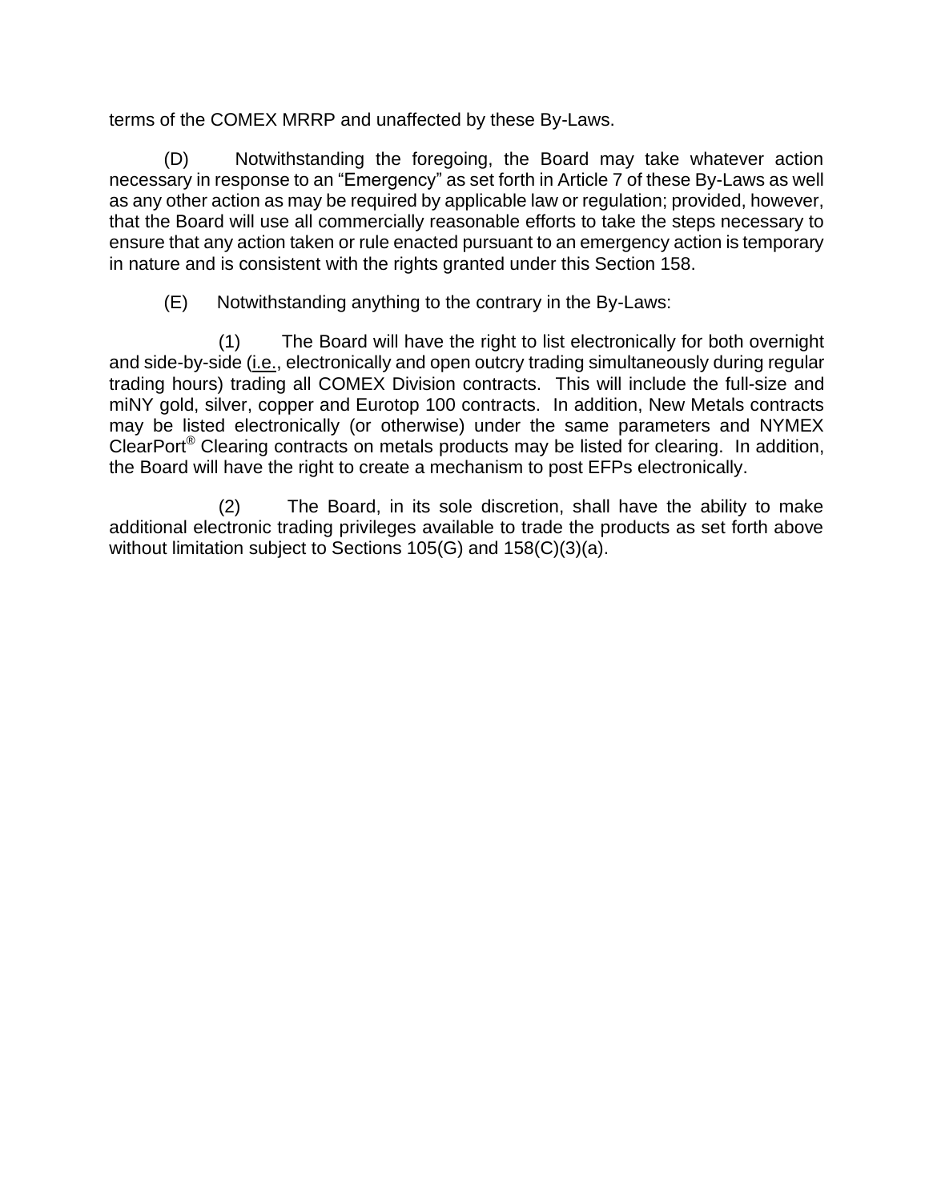terms of the COMEX MRRP and unaffected by these By-Laws.

(D) Notwithstanding the foregoing, the Board may take whatever action necessary in response to an "Emergency" as set forth in Article 7 of these By-Laws as well as any other action as may be required by applicable law or regulation; provided, however, that the Board will use all commercially reasonable efforts to take the steps necessary to ensure that any action taken or rule enacted pursuant to an emergency action is temporary in nature and is consistent with the rights granted under this Section 158.

(E) Notwithstanding anything to the contrary in the By-Laws:

(1) The Board will have the right to list electronically for both overnight and side-by-side (i.e., electronically and open outcry trading simultaneously during regular trading hours) trading all COMEX Division contracts. This will include the full-size and miNY gold, silver, copper and Eurotop 100 contracts. In addition, New Metals contracts may be listed electronically (or otherwise) under the same parameters and NYMEX ClearPort® Clearing contracts on metals products may be listed for clearing. In addition, the Board will have the right to create a mechanism to post EFPs electronically.

(2) The Board, in its sole discretion, shall have the ability to make additional electronic trading privileges available to trade the products as set forth above without limitation subject to Sections 105(G) and 158(C)(3)(a).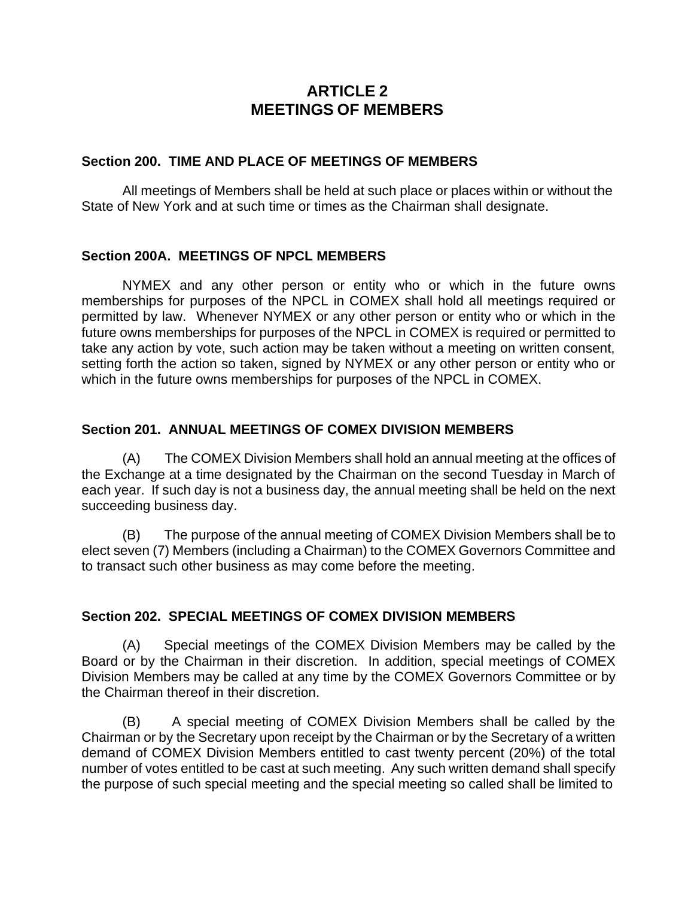# ARTICLE 2
# MEETINGS OF MEMBERS

### Section 200. TIME AND PLACE OF MEETINGS OF MEMBERS

All meetings of Members shall be held at such place or places within or without the State of New York and at such time or times as the Chairman shall designate.

### Section 200A. MEETINGS OF NPCL MEMBERS

NYMEX and any other person or entity who or which in the future owns memberships for purposes of the NPCL in COMEX shall hold all meetings required or permitted by law. Whenever NYMEX or any other person or entity who or which in the future owns memberships for purposes of the NPCL in COMEX is required or permitted to take any action by vote, such action may be taken without a meeting on written consent, setting forth the action so taken, signed by NYMEX or any other person or entity who or which in the future owns memberships for purposes of the NPCL in COMEX.

### Section 201. ANNUAL MEETINGS OF COMEX DIVISION MEMBERS

(A) The COMEX Division Members shall hold an annual meeting at the offices of the Exchange at a time designated by the Chairman on the second Tuesday in March of each year. If such day is not a business day, the annual meeting shall be held on the next succeeding business day.

(B) The purpose of the annual meeting of COMEX Division Members shall be to elect seven (7) Members (including a Chairman) to the COMEX Governors Committee and to transact such other business as may come before the meeting.

### Section 202. SPECIAL MEETINGS OF COMEX DIVISION MEMBERS

(A) Special meetings of the COMEX Division Members may be called by the Board or by the Chairman in their discretion. In addition, special meetings of COMEX Division Members may be called at any time by the COMEX Governors Committee or by the Chairman thereof in their discretion.

(B) A special meeting of COMEX Division Members shall be called by the Chairman or by the Secretary upon receipt by the Chairman or by the Secretary of a written demand of COMEX Division Members entitled to cast twenty percent (20%) of the total number of votes entitled to be cast at such meeting. Any such written demand shall specify the purpose of such special meeting and the special meeting so called shall be limited to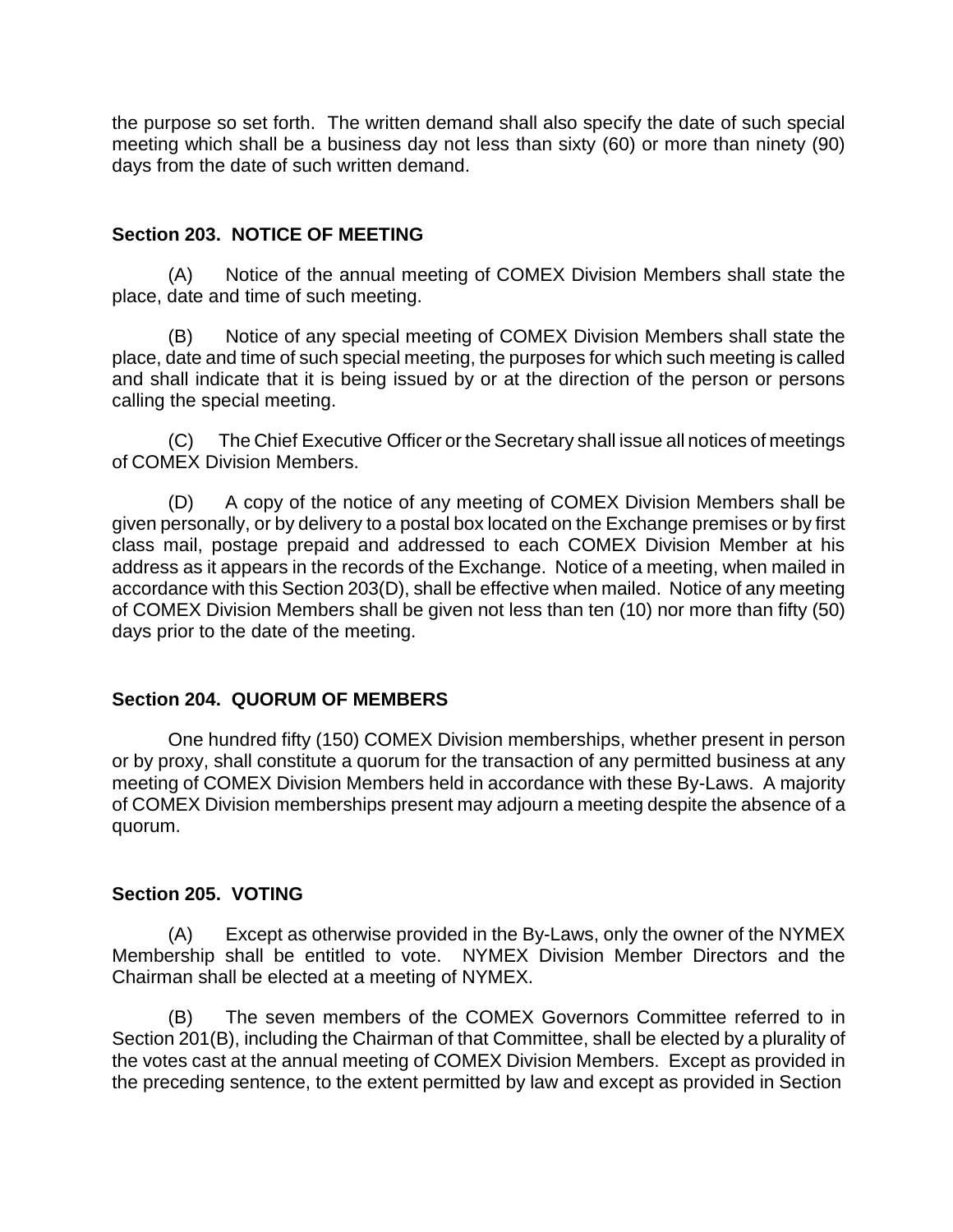the purpose so set forth. The written demand shall also specify the date of such special meeting which shall be a business day not less than sixty (60) or more than ninety (90) days from the date of such written demand.

### Section 203. NOTICE OF MEETING

(A) Notice of the annual meeting of COMEX Division Members shall state the place, date and time of such meeting.

(B) Notice of any special meeting of COMEX Division Members shall state the place, date and time of such special meeting, the purposes for which such meeting is called and shall indicate that it is being issued by or at the direction of the person or persons calling the special meeting.

(C) The Chief Executive Officer or the Secretary shall issue all notices of meetings of COMEX Division Members.

(D) A copy of the notice of any meeting of COMEX Division Members shall be given personally, or by delivery to a postal box located on the Exchange premises or by first class mail, postage prepaid and addressed to each COMEX Division Member at his address as it appears in the records of the Exchange. Notice of a meeting, when mailed in accordance with this Section 203(D), shall be effective when mailed. Notice of any meeting of COMEX Division Members shall be given not less than ten (10) nor more than fifty (50) days prior to the date of the meeting.

### Section 204. QUORUM OF MEMBERS

One hundred fifty (150) COMEX Division memberships, whether present in person or by proxy, shall constitute a quorum for the transaction of any permitted business at any meeting of COMEX Division Members held in accordance with these By-Laws. A majority of COMEX Division memberships present may adjourn a meeting despite the absence of a quorum.

### Section 205. VOTING

(A) Except as otherwise provided in the By-Laws, only the owner of the NYMEX Membership shall be entitled to vote. NYMEX Division Member Directors and the Chairman shall be elected at a meeting of NYMEX.

(B) The seven members of the COMEX Governors Committee referred to in Section 201(B), including the Chairman of that Committee, shall be elected by a plurality of the votes cast at the annual meeting of COMEX Division Members. Except as provided in the preceding sentence, to the extent permitted by law and except as provided in Section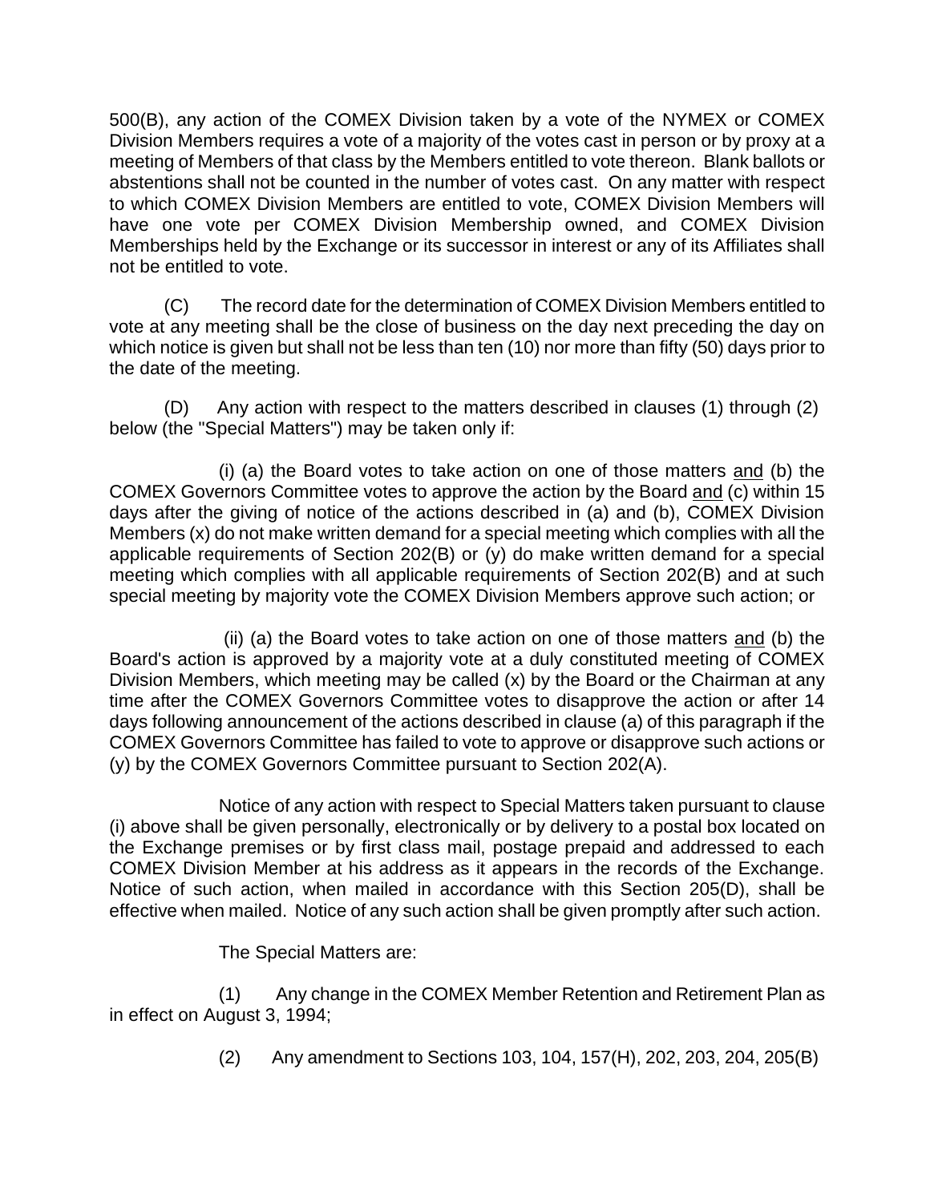500(B), any action of the COMEX Division taken by a vote of the NYMEX or COMEX Division Members requires a vote of a majority of the votes cast in person or by proxy at a meeting of Members of that class by the Members entitled to vote thereon. Blank ballots or abstentions shall not be counted in the number of votes cast. On any matter with respect to which COMEX Division Members are entitled to vote, COMEX Division Members will have one vote per COMEX Division Membership owned, and COMEX Division Memberships held by the Exchange or its successor in interest or any of its Affiliates shall not be entitled to vote.

(C) The record date for the determination of COMEX Division Members entitled to vote at any meeting shall be the close of business on the day next preceding the day on which notice is given but shall not be less than ten (10) nor more than fifty (50) days prior to the date of the meeting.

(D) Any action with respect to the matters described in clauses (1) through (2) below (the "Special Matters") may be taken only if:

(i) (a) the Board votes to take action on one of those matters <u>and</u> (b) the COMEX Governors Committee votes to approve the action by the Board <u>and</u> (c) within 15 days after the giving of notice of the actions described in (a) and (b), COMEX Division Members (x) do not make written demand for a special meeting which complies with all the applicable requirements of Section 202(B) or (y) do make written demand for a special meeting which complies with all applicable requirements of Section 202(B) and at such special meeting by majority vote the COMEX Division Members approve such action; or

(ii) (a) the Board votes to take action on one of those matters <u>and</u> (b) the Board's action is approved by a majority vote at a duly constituted meeting of COMEX Division Members, which meeting may be called (x) by the Board or the Chairman at any time after the COMEX Governors Committee votes to disapprove the action or after 14 days following announcement of the actions described in clause (a) of this paragraph if the COMEX Governors Committee has failed to vote to approve or disapprove such actions or (y) by the COMEX Governors Committee pursuant to Section 202(A).

Notice of any action with respect to Special Matters taken pursuant to clause (i) above shall be given personally, electronically or by delivery to a postal box located on the Exchange premises or by first class mail, postage prepaid and addressed to each COMEX Division Member at his address as it appears in the records of the Exchange. Notice of such action, when mailed in accordance with this Section 205(D), shall be effective when mailed. Notice of any such action shall be given promptly after such action.

The Special Matters are:

(1) Any change in the COMEX Member Retention and Retirement Plan as in effect on August 3, 1994;

(2) Any amendment to Sections 103, 104, 157(H), 202, 203, 204, 205(B)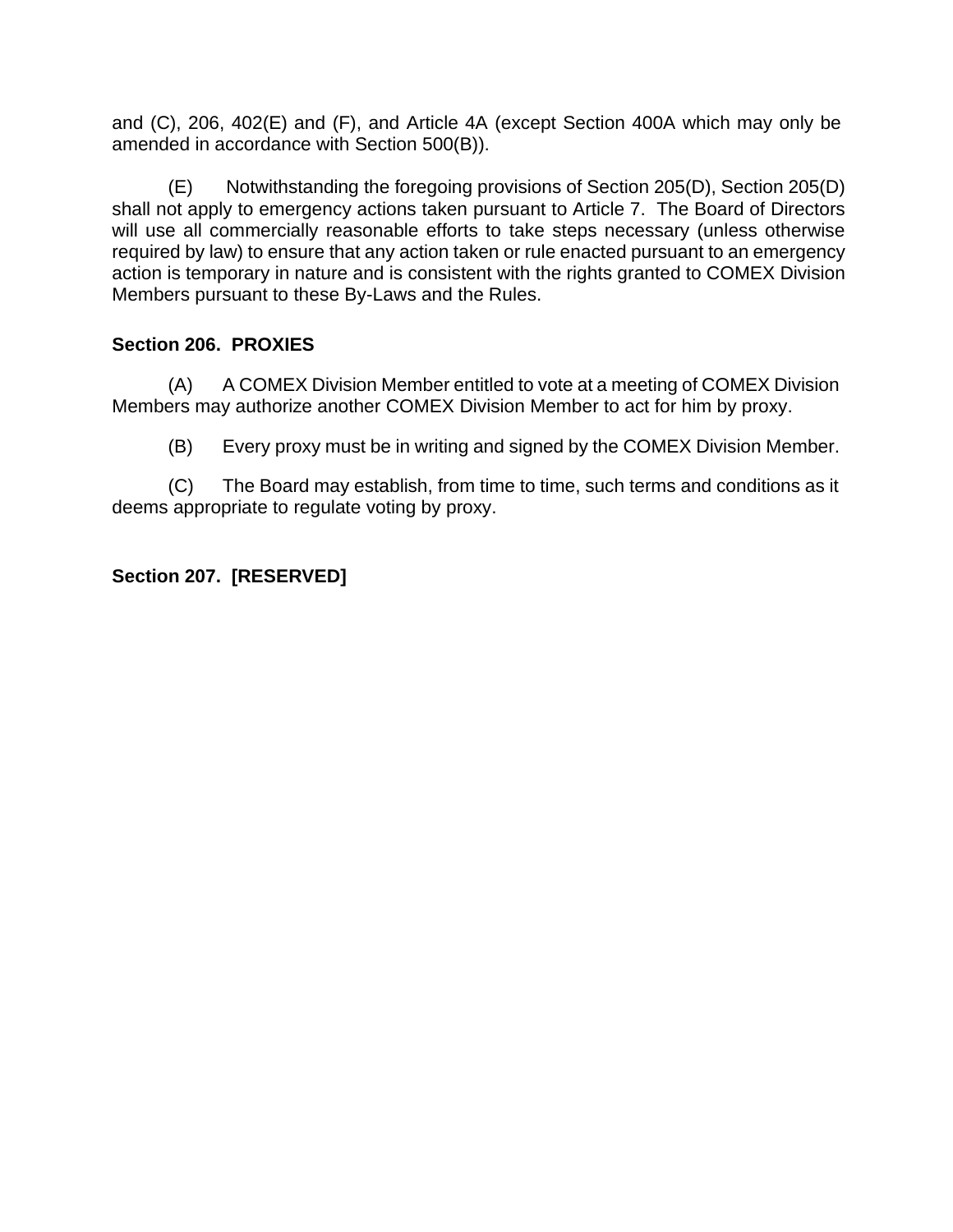and (C), 206, 402(E) and (F), and Article 4A (except Section 400A which may only be amended in accordance with Section 500(B)).

(E) Notwithstanding the foregoing provisions of Section 205(D), Section 205(D) shall not apply to emergency actions taken pursuant to Article 7. The Board of Directors will use all commercially reasonable efforts to take steps necessary (unless otherwise required by law) to ensure that any action taken or rule enacted pursuant to an emergency action is temporary in nature and is consistent with the rights granted to COMEX Division Members pursuant to these By-Laws and the Rules.

**Section 206. PROXIES**

(A) A COMEX Division Member entitled to vote at a meeting of COMEX Division Members may authorize another COMEX Division Member to act for him by proxy.

(B) Every proxy must be in writing and signed by the COMEX Division Member.

(C) The Board may establish, from time to time, such terms and conditions as it deems appropriate to regulate voting by proxy.

**Section 207. [RESERVED]**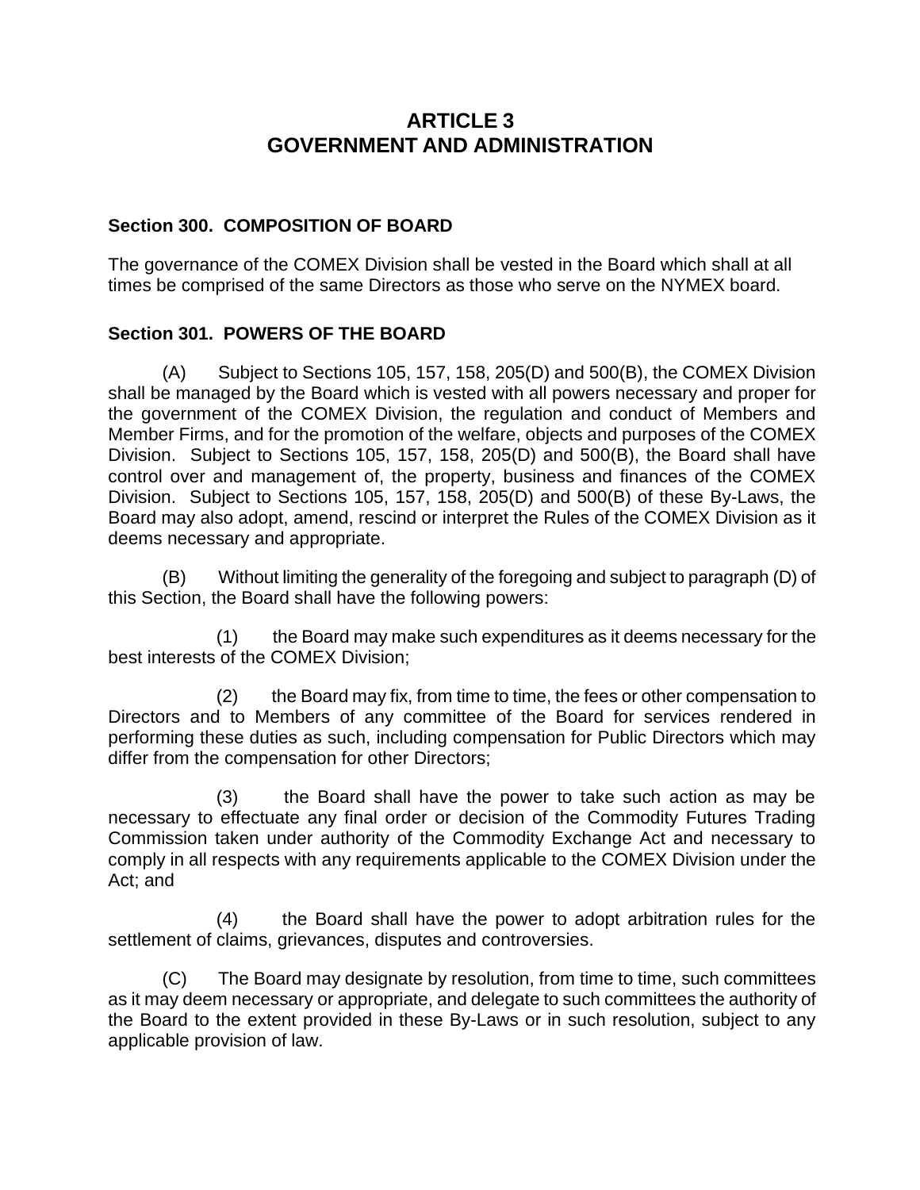# ARTICLE 3
# GOVERNMENT AND ADMINISTRATION

### Section 300. COMPOSITION OF BOARD

The governance of the COMEX Division shall be vested in the Board which shall at all times be comprised of the same Directors as those who serve on the NYMEX board.

### Section 301. POWERS OF THE BOARD

(A) Subject to Sections 105, 157, 158, 205(D) and 500(B), the COMEX Division shall be managed by the Board which is vested with all powers necessary and proper for the government of the COMEX Division, the regulation and conduct of Members and Member Firms, and for the promotion of the welfare, objects and purposes of the COMEX Division. Subject to Sections 105, 157, 158, 205(D) and 500(B), the Board shall have control over and management of, the property, business and finances of the COMEX Division. Subject to Sections 105, 157, 158, 205(D) and 500(B) of these By-Laws, the Board may also adopt, amend, rescind or interpret the Rules of the COMEX Division as it deems necessary and appropriate.

(B) Without limiting the generality of the foregoing and subject to paragraph (D) of this Section, the Board shall have the following powers:

(1) the Board may make such expenditures as it deems necessary for the best interests of the COMEX Division;

(2) the Board may fix, from time to time, the fees or other compensation to Directors and to Members of any committee of the Board for services rendered in performing these duties as such, including compensation for Public Directors which may differ from the compensation for other Directors;

(3) the Board shall have the power to take such action as may be necessary to effectuate any final order or decision of the Commodity Futures Trading Commission taken under authority of the Commodity Exchange Act and necessary to comply in all respects with any requirements applicable to the COMEX Division under the Act; and

(4) the Board shall have the power to adopt arbitration rules for the settlement of claims, grievances, disputes and controversies.

(C) The Board may designate by resolution, from time to time, such committees as it may deem necessary or appropriate, and delegate to such committees the authority of the Board to the extent provided in these By-Laws or in such resolution, subject to any applicable provision of law.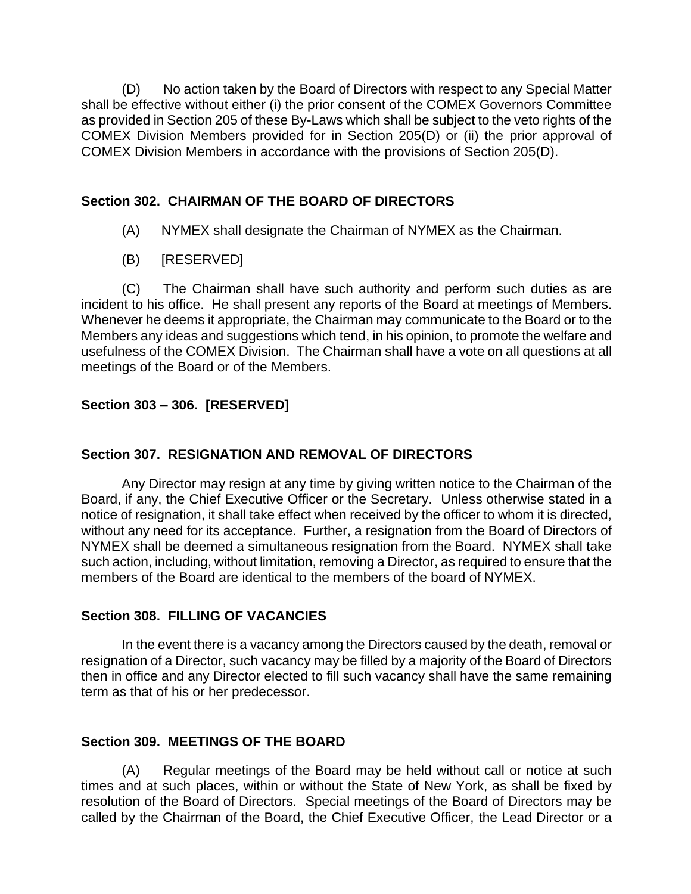(D) No action taken by the Board of Directors with respect to any Special Matter shall be effective without either (i) the prior consent of the COMEX Governors Committee as provided in Section 205 of these By-Laws which shall be subject to the veto rights of the COMEX Division Members provided for in Section 205(D) or (ii) the prior approval of COMEX Division Members in accordance with the provisions of Section 205(D).

### Section 302. CHAIRMAN OF THE BOARD OF DIRECTORS

(A) NYMEX shall designate the Chairman of NYMEX as the Chairman.

(B) [RESERVED]

(C) The Chairman shall have such authority and perform such duties as are incident to his office. He shall present any reports of the Board at meetings of Members. Whenever he deems it appropriate, the Chairman may communicate to the Board or to the Members any ideas and suggestions which tend, in his opinion, to promote the welfare and usefulness of the COMEX Division. The Chairman shall have a vote on all questions at all meetings of the Board or of the Members.

### Section 303 – 306. [RESERVED]

### Section 307. RESIGNATION AND REMOVAL OF DIRECTORS

Any Director may resign at any time by giving written notice to the Chairman of the Board, if any, the Chief Executive Officer or the Secretary. Unless otherwise stated in a notice of resignation, it shall take effect when received by the officer to whom it is directed, without any need for its acceptance. Further, a resignation from the Board of Directors of NYMEX shall be deemed a simultaneous resignation from the Board. NYMEX shall take such action, including, without limitation, removing a Director, as required to ensure that the members of the Board are identical to the members of the board of NYMEX.

### Section 308. FILLING OF VACANCIES

In the event there is a vacancy among the Directors caused by the death, removal or resignation of a Director, such vacancy may be filled by a majority of the Board of Directors then in office and any Director elected to fill such vacancy shall have the same remaining term as that of his or her predecessor.

### Section 309. MEETINGS OF THE BOARD

(A) Regular meetings of the Board may be held without call or notice at such times and at such places, within or without the State of New York, as shall be fixed by resolution of the Board of Directors. Special meetings of the Board of Directors may be called by the Chairman of the Board, the Chief Executive Officer, the Lead Director or a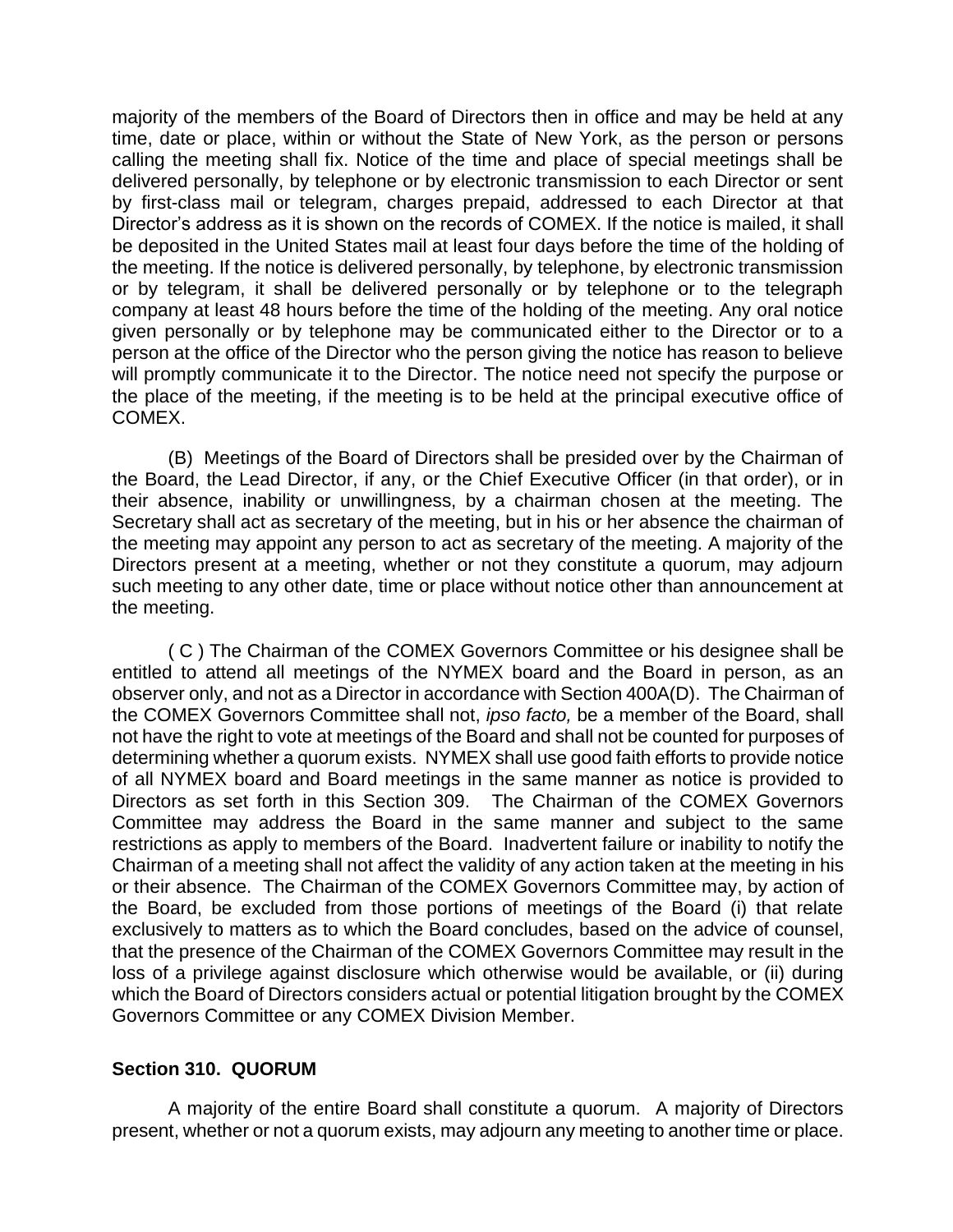majority of the members of the Board of Directors then in office and may be held at any time, date or place, within or without the State of New York, as the person or persons calling the meeting shall fix. Notice of the time and place of special meetings shall be delivered personally, by telephone or by electronic transmission to each Director or sent by first-class mail or telegram, charges prepaid, addressed to each Director at that Director's address as it is shown on the records of COMEX. If the notice is mailed, it shall be deposited in the United States mail at least four days before the time of the holding of the meeting. If the notice is delivered personally, by telephone, by electronic transmission or by telegram, it shall be delivered personally or by telephone or to the telegraph company at least 48 hours before the time of the holding of the meeting. Any oral notice given personally or by telephone may be communicated either to the Director or to a person at the office of the Director who the person giving the notice has reason to believe will promptly communicate it to the Director. The notice need not specify the purpose or the place of the meeting, if the meeting is to be held at the principal executive office of COMEX.

(B) Meetings of the Board of Directors shall be presided over by the Chairman of the Board, the Lead Director, if any, or the Chief Executive Officer (in that order), or in their absence, inability or unwillingness, by a chairman chosen at the meeting. The Secretary shall act as secretary of the meeting, but in his or her absence the chairman of the meeting may appoint any person to act as secretary of the meeting. A majority of the Directors present at a meeting, whether or not they constitute a quorum, may adjourn such meeting to any other date, time or place without notice other than announcement at the meeting.

( C ) The Chairman of the COMEX Governors Committee or his designee shall be entitled to attend all meetings of the NYMEX board and the Board in person, as an observer only, and not as a Director in accordance with Section 400A(D). The Chairman of the COMEX Governors Committee shall not, *ipso facto,* be a member of the Board, shall not have the right to vote at meetings of the Board and shall not be counted for purposes of determining whether a quorum exists. NYMEX shall use good faith efforts to provide notice of all NYMEX board and Board meetings in the same manner as notice is provided to Directors as set forth in this Section 309. The Chairman of the COMEX Governors Committee may address the Board in the same manner and subject to the same restrictions as apply to members of the Board. Inadvertent failure or inability to notify the Chairman of a meeting shall not affect the validity of any action taken at the meeting in his or their absence. The Chairman of the COMEX Governors Committee may, by action of the Board, be excluded from those portions of meetings of the Board (i) that relate exclusively to matters as to which the Board concludes, based on the advice of counsel, that the presence of the Chairman of the COMEX Governors Committee may result in the loss of a privilege against disclosure which otherwise would be available, or (ii) during which the Board of Directors considers actual or potential litigation brought by the COMEX Governors Committee or any COMEX Division Member.

### Section 310. QUORUM

A majority of the entire Board shall constitute a quorum. A majority of Directors present, whether or not a quorum exists, may adjourn any meeting to another time or place.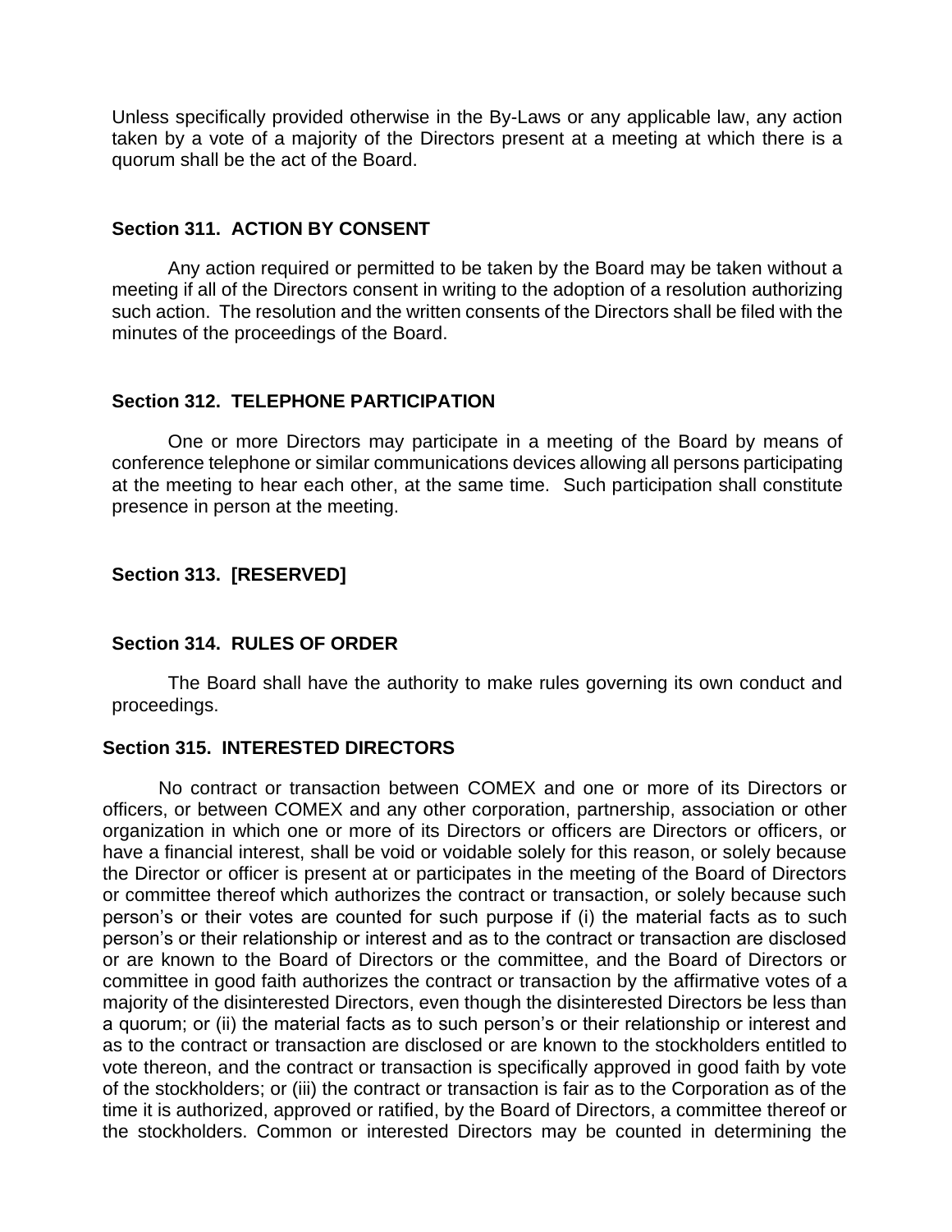Unless specifically provided otherwise in the By-Laws or any applicable law, any action taken by a vote of a majority of the Directors present at a meeting at which there is a quorum shall be the act of the Board.

### Section 311. ACTION BY CONSENT

Any action required or permitted to be taken by the Board may be taken without a meeting if all of the Directors consent in writing to the adoption of a resolution authorizing such action. The resolution and the written consents of the Directors shall be filed with the minutes of the proceedings of the Board.

### Section 312. TELEPHONE PARTICIPATION

One or more Directors may participate in a meeting of the Board by means of conference telephone or similar communications devices allowing all persons participating at the meeting to hear each other, at the same time. Such participation shall constitute presence in person at the meeting.

### Section 313. [RESERVED]

### Section 314. RULES OF ORDER

The Board shall have the authority to make rules governing its own conduct and proceedings.

### Section 315. INTERESTED DIRECTORS

No contract or transaction between COMEX and one or more of its Directors or officers, or between COMEX and any other corporation, partnership, association or other organization in which one or more of its Directors or officers are Directors or officers, or have a financial interest, shall be void or voidable solely for this reason, or solely because the Director or officer is present at or participates in the meeting of the Board of Directors or committee thereof which authorizes the contract or transaction, or solely because such person's or their votes are counted for such purpose if (i) the material facts as to such person's or their relationship or interest and as to the contract or transaction are disclosed or are known to the Board of Directors or the committee, and the Board of Directors or committee in good faith authorizes the contract or transaction by the affirmative votes of a majority of the disinterested Directors, even though the disinterested Directors be less than a quorum; or (ii) the material facts as to such person's or their relationship or interest and as to the contract or transaction are disclosed or are known to the stockholders entitled to vote thereon, and the contract or transaction is specifically approved in good faith by vote of the stockholders; or (iii) the contract or transaction is fair as to the Corporation as of the time it is authorized, approved or ratified, by the Board of Directors, a committee thereof or the stockholders. Common or interested Directors may be counted in determining the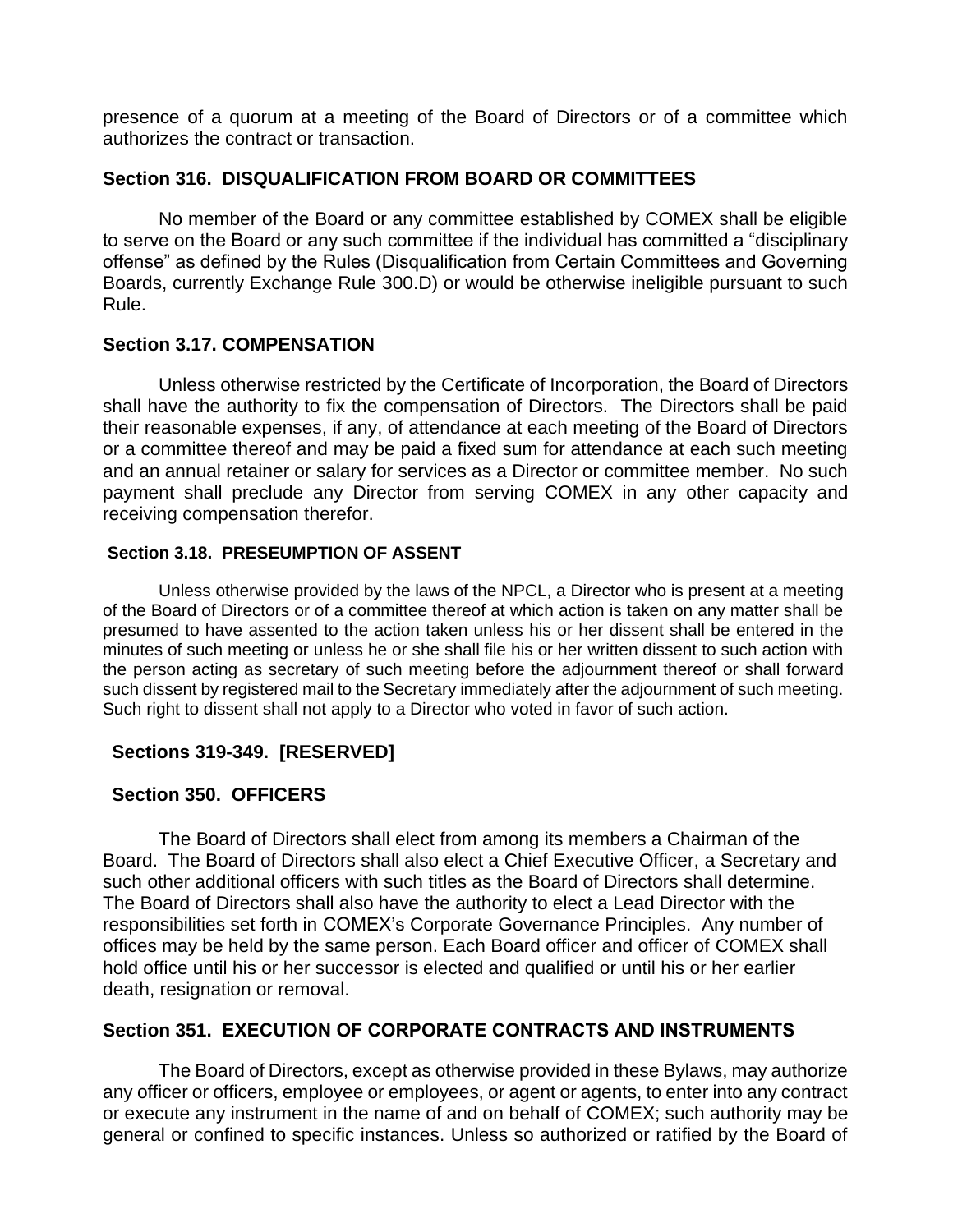presence of a quorum at a meeting of the Board of Directors or of a committee which authorizes the contract or transaction.

## Section 316. DISQUALIFICATION FROM BOARD OR COMMITTEES

No member of the Board or any committee established by COMEX shall be eligible to serve on the Board or any such committee if the individual has committed a "disciplinary offense" as defined by the Rules (Disqualification from Certain Committees and Governing Boards, currently Exchange Rule 300.D) or would be otherwise ineligible pursuant to such Rule.

## Section 3.17. COMPENSATION

Unless otherwise restricted by the Certificate of Incorporation, the Board of Directors shall have the authority to fix the compensation of Directors. The Directors shall be paid their reasonable expenses, if any, of attendance at each meeting of the Board of Directors or a committee thereof and may be paid a fixed sum for attendance at each such meeting and an annual retainer or salary for services as a Director or committee member. No such payment shall preclude any Director from serving COMEX in any other capacity and receiving compensation therefor.

## Section 3.18. PRESEUMPTION OF ASSENT

Unless otherwise provided by the laws of the NPCL, a Director who is present at a meeting of the Board of Directors or of a committee thereof at which action is taken on any matter shall be presumed to have assented to the action taken unless his or her dissent shall be entered in the minutes of such meeting or unless he or she shall file his or her written dissent to such action with the person acting as secretary of such meeting before the adjournment thereof or shall forward such dissent by registered mail to the Secretary immediately after the adjournment of such meeting. Such right to dissent shall not apply to a Director who voted in favor of such action.

## Sections 319-349. [RESERVED]

## Section 350. OFFICERS

The Board of Directors shall elect from among its members a Chairman of the Board. The Board of Directors shall also elect a Chief Executive Officer, a Secretary and such other additional officers with such titles as the Board of Directors shall determine. The Board of Directors shall also have the authority to elect a Lead Director with the responsibilities set forth in COMEX's Corporate Governance Principles. Any number of offices may be held by the same person. Each Board officer and officer of COMEX shall hold office until his or her successor is elected and qualified or until his or her earlier death, resignation or removal.

## Section 351. EXECUTION OF CORPORATE CONTRACTS AND INSTRUMENTS

The Board of Directors, except as otherwise provided in these Bylaws, may authorize any officer or officers, employee or employees, or agent or agents, to enter into any contract or execute any instrument in the name of and on behalf of COMEX; such authority may be general or confined to specific instances. Unless so authorized or ratified by the Board of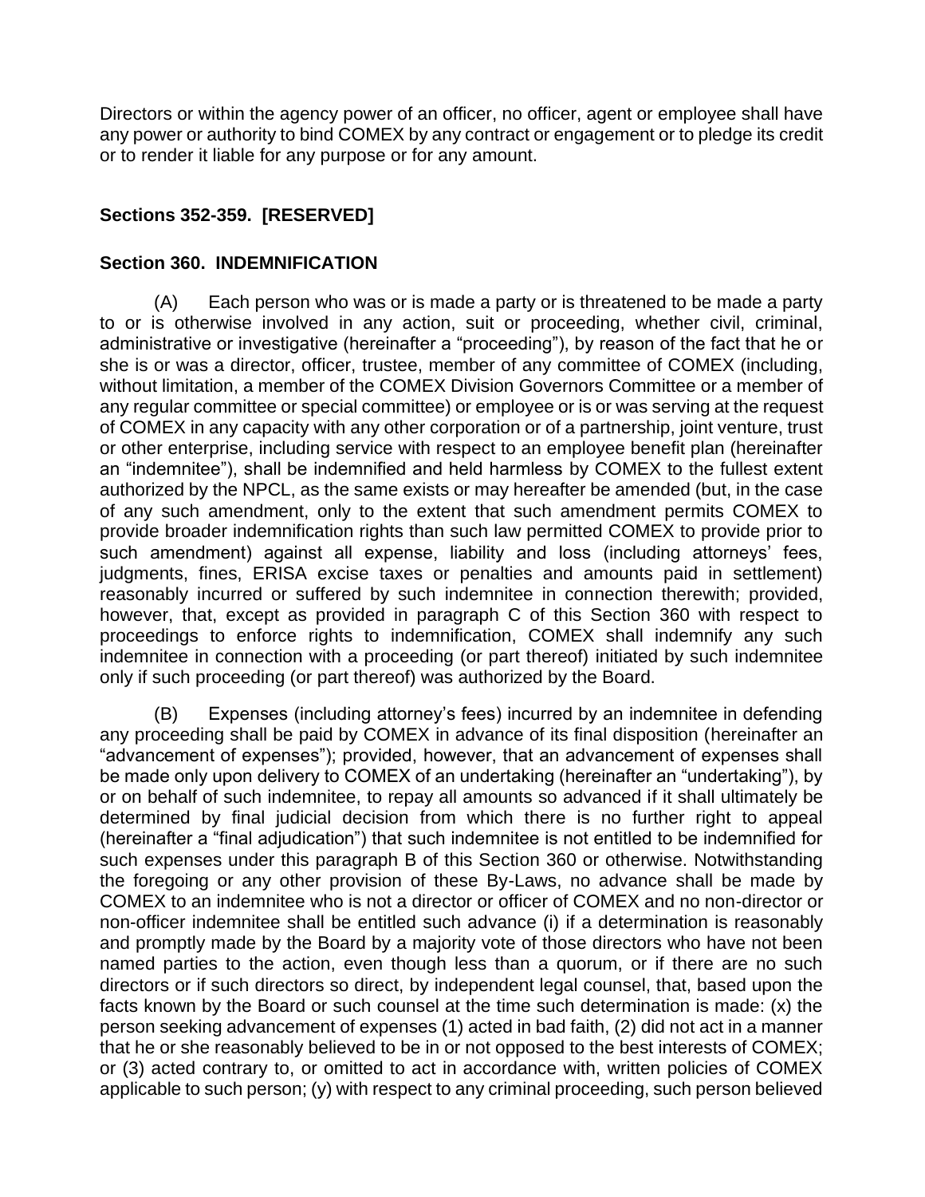Directors or within the agency power of an officer, no officer, agent or employee shall have any power or authority to bind COMEX by any contract or engagement or to pledge its credit or to render it liable for any purpose or for any amount.

## Sections 352-359. [RESERVED]

## Section 360. INDEMNIFICATION

(A) Each person who was or is made a party or is threatened to be made a party to or is otherwise involved in any action, suit or proceeding, whether civil, criminal, administrative or investigative (hereinafter a "proceeding"), by reason of the fact that he or she is or was a director, officer, trustee, member of any committee of COMEX (including, without limitation, a member of the COMEX Division Governors Committee or a member of any regular committee or special committee) or employee or is or was serving at the request of COMEX in any capacity with any other corporation or of a partnership, joint venture, trust or other enterprise, including service with respect to an employee benefit plan (hereinafter an "indemnitee"), shall be indemnified and held harmless by COMEX to the fullest extent authorized by the NPCL, as the same exists or may hereafter be amended (but, in the case of any such amendment, only to the extent that such amendment permits COMEX to provide broader indemnification rights than such law permitted COMEX to provide prior to such amendment) against all expense, liability and loss (including attorneys' fees, judgments, fines, ERISA excise taxes or penalties and amounts paid in settlement) reasonably incurred or suffered by such indemnitee in connection therewith; provided, however, that, except as provided in paragraph C of this Section 360 with respect to proceedings to enforce rights to indemnification, COMEX shall indemnify any such indemnitee in connection with a proceeding (or part thereof) initiated by such indemnitee only if such proceeding (or part thereof) was authorized by the Board.

(B) Expenses (including attorney's fees) incurred by an indemnitee in defending any proceeding shall be paid by COMEX in advance of its final disposition (hereinafter an "advancement of expenses"); provided, however, that an advancement of expenses shall be made only upon delivery to COMEX of an undertaking (hereinafter an "undertaking"), by or on behalf of such indemnitee, to repay all amounts so advanced if it shall ultimately be determined by final judicial decision from which there is no further right to appeal (hereinafter a "final adjudication") that such indemnitee is not entitled to be indemnified for such expenses under this paragraph B of this Section 360 or otherwise. Notwithstanding the foregoing or any other provision of these By-Laws, no advance shall be made by COMEX to an indemnitee who is not a director or officer of COMEX and no non-director or non-officer indemnitee shall be entitled such advance (i) if a determination is reasonably and promptly made by the Board by a majority vote of those directors who have not been named parties to the action, even though less than a quorum, or if there are no such directors or if such directors so direct, by independent legal counsel, that, based upon the facts known by the Board or such counsel at the time such determination is made: (x) the person seeking advancement of expenses (1) acted in bad faith, (2) did not act in a manner that he or she reasonably believed to be in or not opposed to the best interests of COMEX; or (3) acted contrary to, or omitted to act in accordance with, written policies of COMEX applicable to such person; (y) with respect to any criminal proceeding, such person believed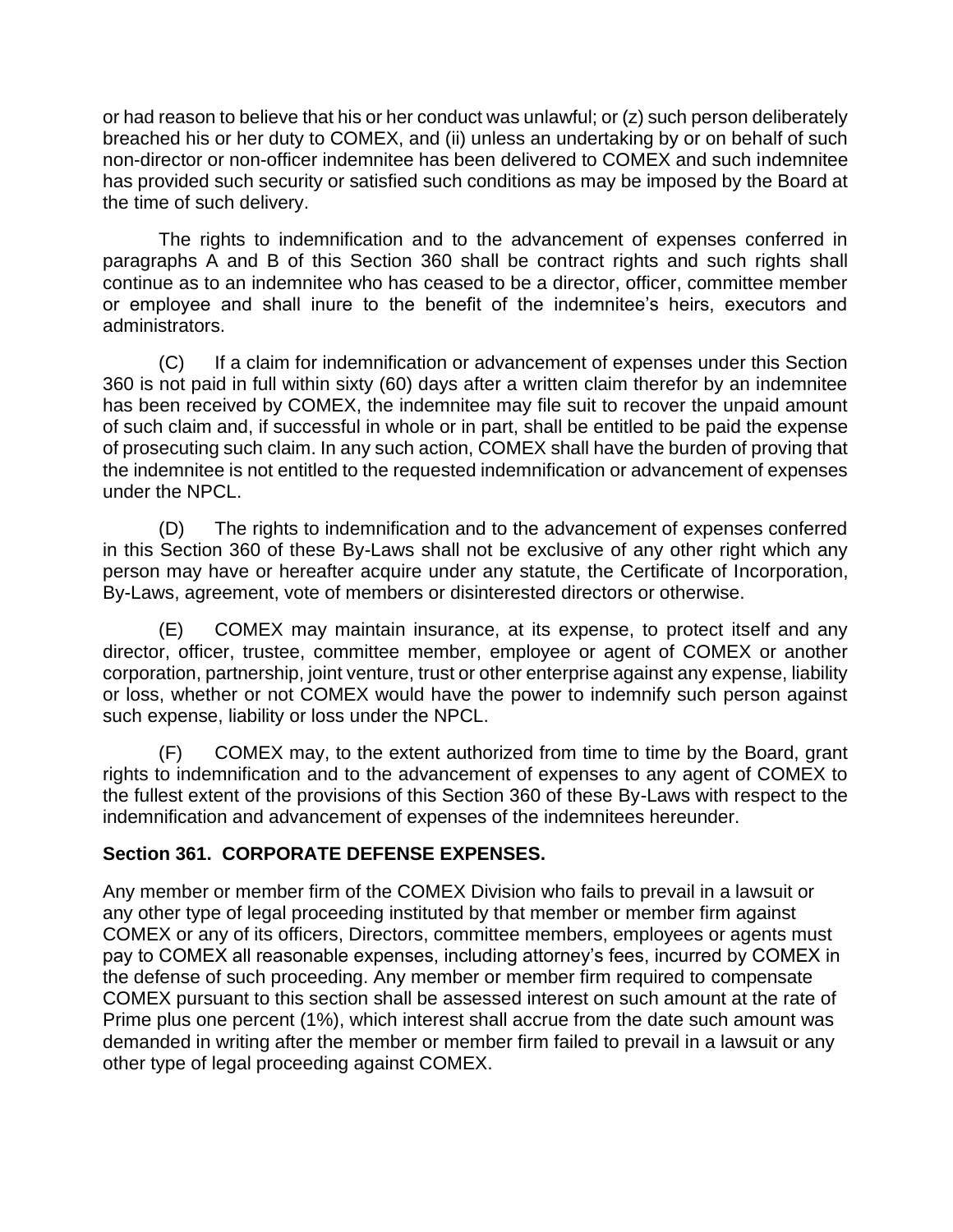or had reason to believe that his or her conduct was unlawful; or (z) such person deliberately breached his or her duty to COMEX, and (ii) unless an undertaking by or on behalf of such non-director or non-officer indemnitee has been delivered to COMEX and such indemnitee has provided such security or satisfied such conditions as may be imposed by the Board at the time of such delivery.

The rights to indemnification and to the advancement of expenses conferred in paragraphs A and B of this Section 360 shall be contract rights and such rights shall continue as to an indemnitee who has ceased to be a director, officer, committee member or employee and shall inure to the benefit of the indemnitee's heirs, executors and administrators.

(C) If a claim for indemnification or advancement of expenses under this Section 360 is not paid in full within sixty (60) days after a written claim therefor by an indemnitee has been received by COMEX, the indemnitee may file suit to recover the unpaid amount of such claim and, if successful in whole or in part, shall be entitled to be paid the expense of prosecuting such claim. In any such action, COMEX shall have the burden of proving that the indemnitee is not entitled to the requested indemnification or advancement of expenses under the NPCL.

(D) The rights to indemnification and to the advancement of expenses conferred in this Section 360 of these By-Laws shall not be exclusive of any other right which any person may have or hereafter acquire under any statute, the Certificate of Incorporation, By-Laws, agreement, vote of members or disinterested directors or otherwise.

(E) COMEX may maintain insurance, at its expense, to protect itself and any director, officer, trustee, committee member, employee or agent of COMEX or another corporation, partnership, joint venture, trust or other enterprise against any expense, liability or loss, whether or not COMEX would have the power to indemnify such person against such expense, liability or loss under the NPCL.

(F) COMEX may, to the extent authorized from time to time by the Board, grant rights to indemnification and to the advancement of expenses to any agent of COMEX to the fullest extent of the provisions of this Section 360 of these By-Laws with respect to the indemnification and advancement of expenses of the indemnitees hereunder.

**Section 361. CORPORATE DEFENSE EXPENSES.**

Any member or member firm of the COMEX Division who fails to prevail in a lawsuit or any other type of legal proceeding instituted by that member or member firm against COMEX or any of its officers, Directors, committee members, employees or agents must pay to COMEX all reasonable expenses, including attorney's fees, incurred by COMEX in the defense of such proceeding. Any member or member firm required to compensate COMEX pursuant to this section shall be assessed interest on such amount at the rate of Prime plus one percent (1%), which interest shall accrue from the date such amount was demanded in writing after the member or member firm failed to prevail in a lawsuit or any other type of legal proceeding against COMEX.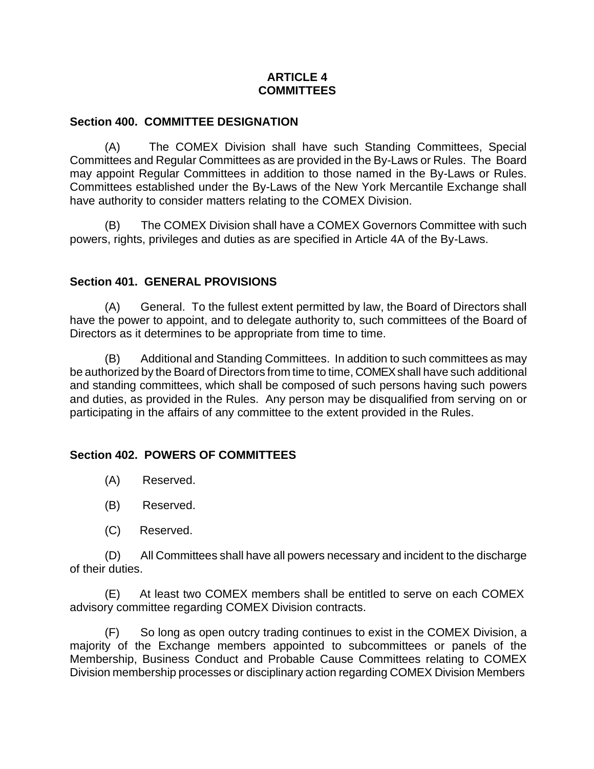# ARTICLE 4
# COMMITTEES

## Section 400. COMMITTEE DESIGNATION

(A) The COMEX Division shall have such Standing Committees, Special Committees and Regular Committees as are provided in the By-Laws or Rules. The Board may appoint Regular Committees in addition to those named in the By-Laws or Rules. Committees established under the By-Laws of the New York Mercantile Exchange shall have authority to consider matters relating to the COMEX Division.

(B) The COMEX Division shall have a COMEX Governors Committee with such powers, rights, privileges and duties as are specified in Article 4A of the By-Laws.

## Section 401. GENERAL PROVISIONS

(A) General. To the fullest extent permitted by law, the Board of Directors shall have the power to appoint, and to delegate authority to, such committees of the Board of Directors as it determines to be appropriate from time to time.

(B) Additional and Standing Committees. In addition to such committees as may be authorized by the Board of Directors from time to time, COMEX shall have such additional and standing committees, which shall be composed of such persons having such powers and duties, as provided in the Rules. Any person may be disqualified from serving on or participating in the affairs of any committee to the extent provided in the Rules.

## Section 402. POWERS OF COMMITTEES

(A) Reserved.

(B) Reserved.

(C) Reserved.

(D) All Committees shall have all powers necessary and incident to the discharge of their duties.

(E) At least two COMEX members shall be entitled to serve on each COMEX advisory committee regarding COMEX Division contracts.

(F) So long as open outcry trading continues to exist in the COMEX Division, a majority of the Exchange members appointed to subcommittees or panels of the Membership, Business Conduct and Probable Cause Committees relating to COMEX Division membership processes or disciplinary action regarding COMEX Division Members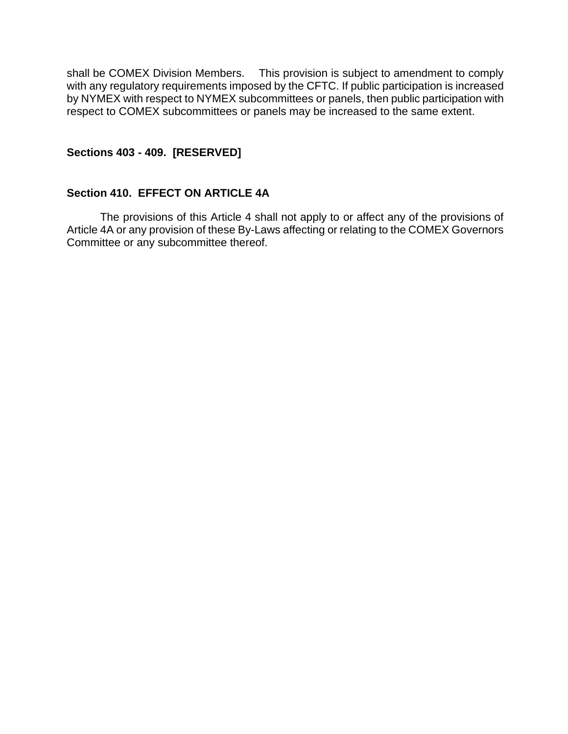shall be COMEX Division Members. This provision is subject to amendment to comply with any regulatory requirements imposed by the CFTC. If public participation is increased by NYMEX with respect to NYMEX subcommittees or panels, then public participation with respect to COMEX subcommittees or panels may be increased to the same extent.

**Sections 403 - 409. [RESERVED]**

**Section 410. EFFECT ON ARTICLE 4A**

The provisions of this Article 4 shall not apply to or affect any of the provisions of Article 4A or any provision of these By-Laws affecting or relating to the COMEX Governors Committee or any subcommittee thereof.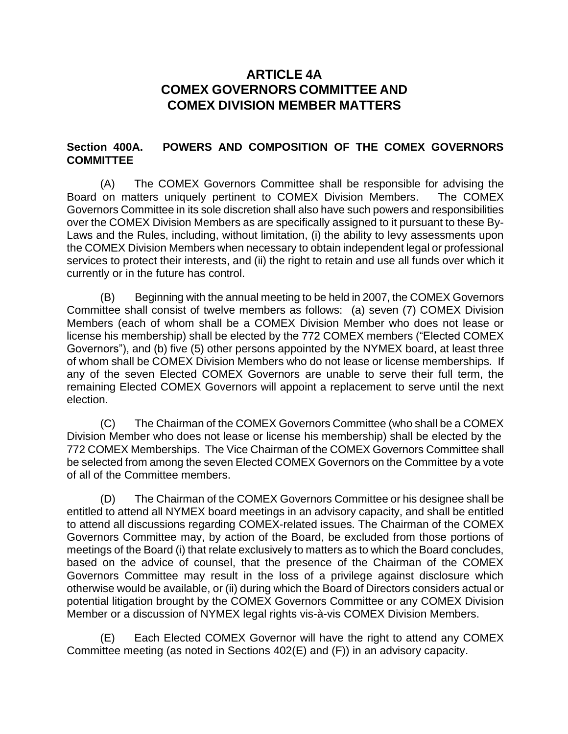# ARTICLE 4A
# COMEX GOVERNORS COMMITTEE AND COMEX DIVISION MEMBER MATTERS

## Section 400A. POWERS AND COMPOSITION OF THE COMEX GOVERNORS COMMITTEE

(A) The COMEX Governors Committee shall be responsible for advising the Board on matters uniquely pertinent to COMEX Division Members. The COMEX Governors Committee in its sole discretion shall also have such powers and responsibilities over the COMEX Division Members as are specifically assigned to it pursuant to these By-Laws and the Rules, including, without limitation, (i) the ability to levy assessments upon the COMEX Division Members when necessary to obtain independent legal or professional services to protect their interests, and (ii) the right to retain and use all funds over which it currently or in the future has control.

(B) Beginning with the annual meeting to be held in 2007, the COMEX Governors Committee shall consist of twelve members as follows: (a) seven (7) COMEX Division Members (each of whom shall be a COMEX Division Member who does not lease or license his membership) shall be elected by the 772 COMEX members ("Elected COMEX Governors"), and (b) five (5) other persons appointed by the NYMEX board, at least three of whom shall be COMEX Division Members who do not lease or license memberships. If any of the seven Elected COMEX Governors are unable to serve their full term, the remaining Elected COMEX Governors will appoint a replacement to serve until the next election.

(C) The Chairman of the COMEX Governors Committee (who shall be a COMEX Division Member who does not lease or license his membership) shall be elected by the 772 COMEX Memberships. The Vice Chairman of the COMEX Governors Committee shall be selected from among the seven Elected COMEX Governors on the Committee by a vote of all of the Committee members.

(D) The Chairman of the COMEX Governors Committee or his designee shall be entitled to attend all NYMEX board meetings in an advisory capacity, and shall be entitled to attend all discussions regarding COMEX-related issues. The Chairman of the COMEX Governors Committee may, by action of the Board, be excluded from those portions of meetings of the Board (i) that relate exclusively to matters as to which the Board concludes, based on the advice of counsel, that the presence of the Chairman of the COMEX Governors Committee may result in the loss of a privilege against disclosure which otherwise would be available, or (ii) during which the Board of Directors considers actual or potential litigation brought by the COMEX Governors Committee or any COMEX Division Member or a discussion of NYMEX legal rights vis-à-vis COMEX Division Members.

(E) Each Elected COMEX Governor will have the right to attend any COMEX Committee meeting (as noted in Sections 402(E) and (F)) in an advisory capacity.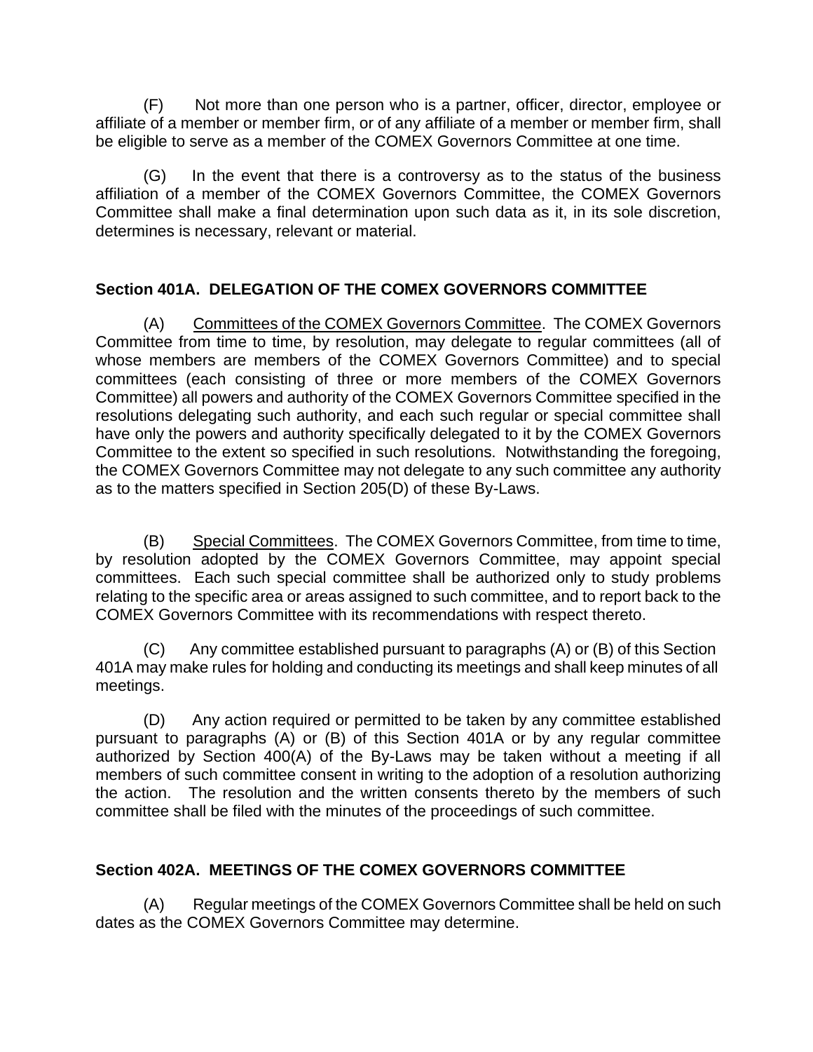(F) Not more than one person who is a partner, officer, director, employee or affiliate of a member or member firm, or of any affiliate of a member or member firm, shall be eligible to serve as a member of the COMEX Governors Committee at one time.

(G) In the event that there is a controversy as to the status of the business affiliation of a member of the COMEX Governors Committee, the COMEX Governors Committee shall make a final determination upon such data as it, in its sole discretion, determines is necessary, relevant or material.

### Section 401A. DELEGATION OF THE COMEX GOVERNORS COMMITTEE

(A) Committees of the COMEX Governors Committee. The COMEX Governors Committee from time to time, by resolution, may delegate to regular committees (all of whose members are members of the COMEX Governors Committee) and to special committees (each consisting of three or more members of the COMEX Governors Committee) all powers and authority of the COMEX Governors Committee specified in the resolutions delegating such authority, and each such regular or special committee shall have only the powers and authority specifically delegated to it by the COMEX Governors Committee to the extent so specified in such resolutions. Notwithstanding the foregoing, the COMEX Governors Committee may not delegate to any such committee any authority as to the matters specified in Section 205(D) of these By-Laws.

(B) Special Committees. The COMEX Governors Committee, from time to time, by resolution adopted by the COMEX Governors Committee, may appoint special committees. Each such special committee shall be authorized only to study problems relating to the specific area or areas assigned to such committee, and to report back to the COMEX Governors Committee with its recommendations with respect thereto.

(C) Any committee established pursuant to paragraphs (A) or (B) of this Section 401A may make rules for holding and conducting its meetings and shall keep minutes of all meetings.

(D) Any action required or permitted to be taken by any committee established pursuant to paragraphs (A) or (B) of this Section 401A or by any regular committee authorized by Section 400(A) of the By-Laws may be taken without a meeting if all members of such committee consent in writing to the adoption of a resolution authorizing the action. The resolution and the written consents thereto by the members of such committee shall be filed with the minutes of the proceedings of such committee.

### Section 402A. MEETINGS OF THE COMEX GOVERNORS COMMITTEE

(A) Regular meetings of the COMEX Governors Committee shall be held on such dates as the COMEX Governors Committee may determine.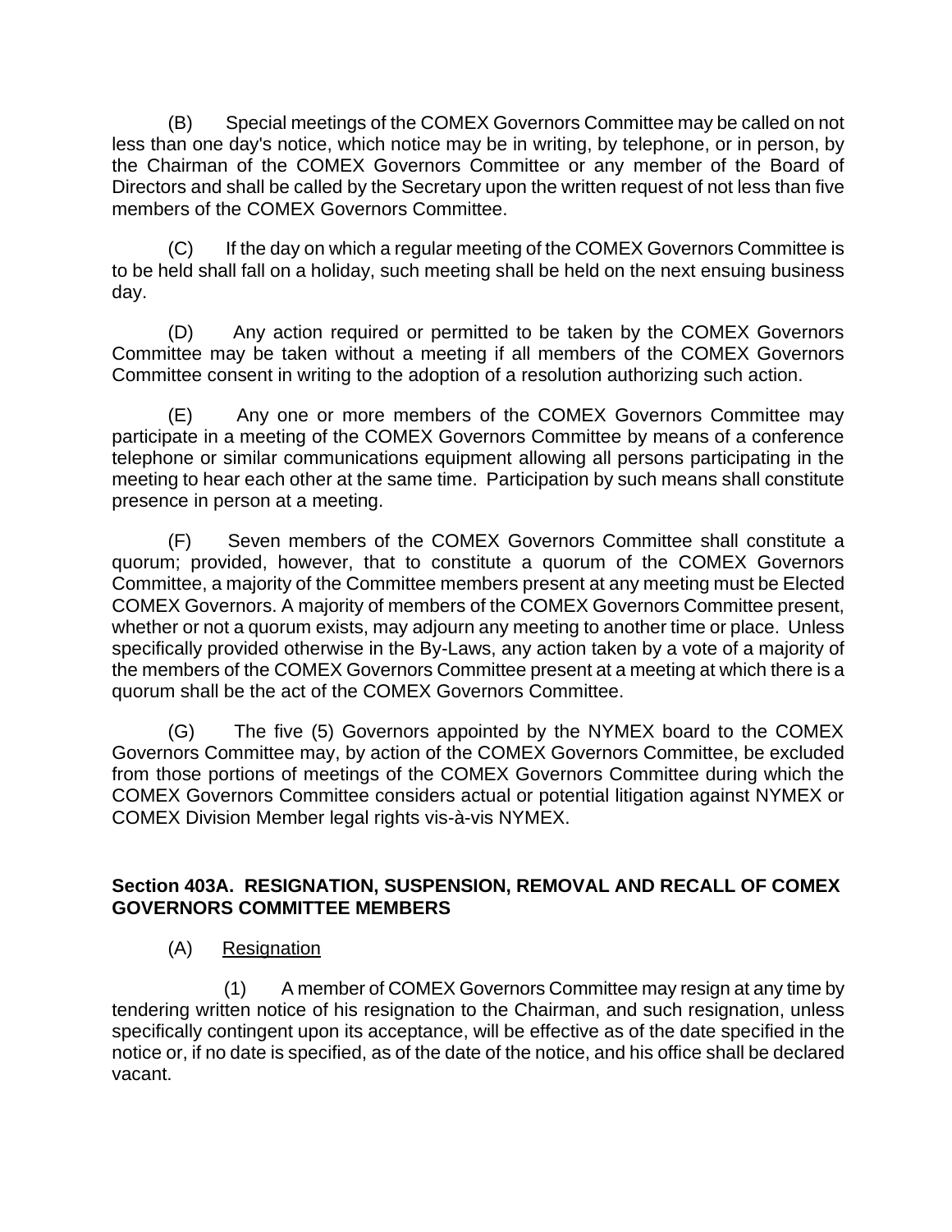(B) Special meetings of the COMEX Governors Committee may be called on not less than one day's notice, which notice may be in writing, by telephone, or in person, by the Chairman of the COMEX Governors Committee or any member of the Board of Directors and shall be called by the Secretary upon the written request of not less than five members of the COMEX Governors Committee.

(C) If the day on which a regular meeting of the COMEX Governors Committee is to be held shall fall on a holiday, such meeting shall be held on the next ensuing business day.

(D) Any action required or permitted to be taken by the COMEX Governors Committee may be taken without a meeting if all members of the COMEX Governors Committee consent in writing to the adoption of a resolution authorizing such action.

(E) Any one or more members of the COMEX Governors Committee may participate in a meeting of the COMEX Governors Committee by means of a conference telephone or similar communications equipment allowing all persons participating in the meeting to hear each other at the same time. Participation by such means shall constitute presence in person at a meeting.

(F) Seven members of the COMEX Governors Committee shall constitute a quorum; provided, however, that to constitute a quorum of the COMEX Governors Committee, a majority of the Committee members present at any meeting must be Elected COMEX Governors. A majority of members of the COMEX Governors Committee present, whether or not a quorum exists, may adjourn any meeting to another time or place. Unless specifically provided otherwise in the By-Laws, any action taken by a vote of a majority of the members of the COMEX Governors Committee present at a meeting at which there is a quorum shall be the act of the COMEX Governors Committee.

(G) The five (5) Governors appointed by the NYMEX board to the COMEX Governors Committee may, by action of the COMEX Governors Committee, be excluded from those portions of meetings of the COMEX Governors Committee during which the COMEX Governors Committee considers actual or potential litigation against NYMEX or COMEX Division Member legal rights vis-à-vis NYMEX.

**Section 403A. RESIGNATION, SUSPENSION, REMOVAL AND RECALL OF COMEX GOVERNORS COMMITTEE MEMBERS**

(A) Resignation

(1) A member of COMEX Governors Committee may resign at any time by tendering written notice of his resignation to the Chairman, and such resignation, unless specifically contingent upon its acceptance, will be effective as of the date specified in the notice or, if no date is specified, as of the date of the notice, and his office shall be declared vacant.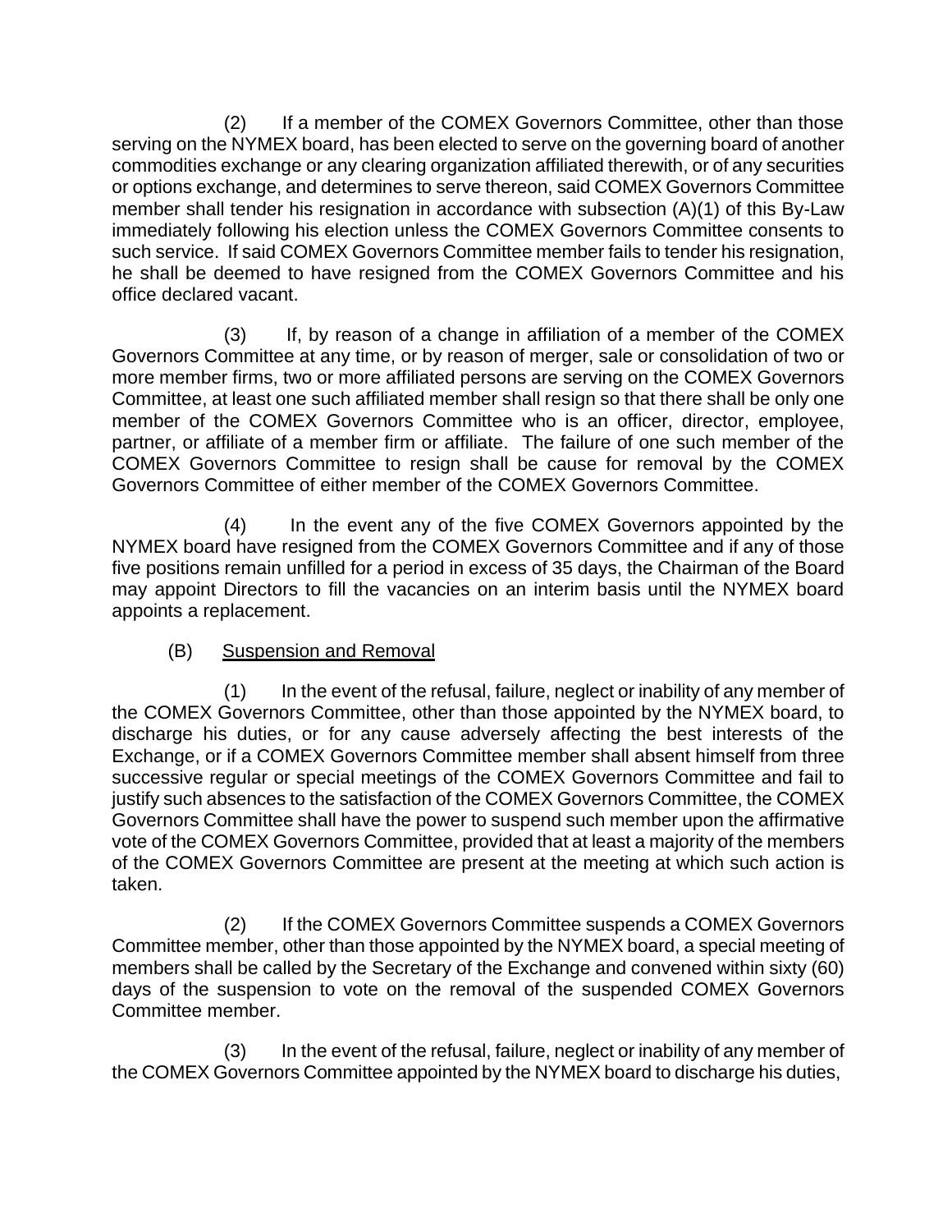(2) If a member of the COMEX Governors Committee, other than those serving on the NYMEX board, has been elected to serve on the governing board of another commodities exchange or any clearing organization affiliated therewith, or of any securities or options exchange, and determines to serve thereon, said COMEX Governors Committee member shall tender his resignation in accordance with subsection (A)(1) of this By-Law immediately following his election unless the COMEX Governors Committee consents to such service. If said COMEX Governors Committee member fails to tender his resignation, he shall be deemed to have resigned from the COMEX Governors Committee and his office declared vacant.

(3) If, by reason of a change in affiliation of a member of the COMEX Governors Committee at any time, or by reason of merger, sale or consolidation of two or more member firms, two or more affiliated persons are serving on the COMEX Governors Committee, at least one such affiliated member shall resign so that there shall be only one member of the COMEX Governors Committee who is an officer, director, employee, partner, or affiliate of a member firm or affiliate. The failure of one such member of the COMEX Governors Committee to resign shall be cause for removal by the COMEX Governors Committee of either member of the COMEX Governors Committee.

(4) In the event any of the five COMEX Governors appointed by the NYMEX board have resigned from the COMEX Governors Committee and if any of those five positions remain unfilled for a period in excess of 35 days, the Chairman of the Board may appoint Directors to fill the vacancies on an interim basis until the NYMEX board appoints a replacement.

(B) Suspension and Removal

(1) In the event of the refusal, failure, neglect or inability of any member of the COMEX Governors Committee, other than those appointed by the NYMEX board, to discharge his duties, or for any cause adversely affecting the best interests of the Exchange, or if a COMEX Governors Committee member shall absent himself from three successive regular or special meetings of the COMEX Governors Committee and fail to justify such absences to the satisfaction of the COMEX Governors Committee, the COMEX Governors Committee shall have the power to suspend such member upon the affirmative vote of the COMEX Governors Committee, provided that at least a majority of the members of the COMEX Governors Committee are present at the meeting at which such action is taken.

(2) If the COMEX Governors Committee suspends a COMEX Governors Committee member, other than those appointed by the NYMEX board, a special meeting of members shall be called by the Secretary of the Exchange and convened within sixty (60) days of the suspension to vote on the removal of the suspended COMEX Governors Committee member.

(3) In the event of the refusal, failure, neglect or inability of any member of the COMEX Governors Committee appointed by the NYMEX board to discharge his duties,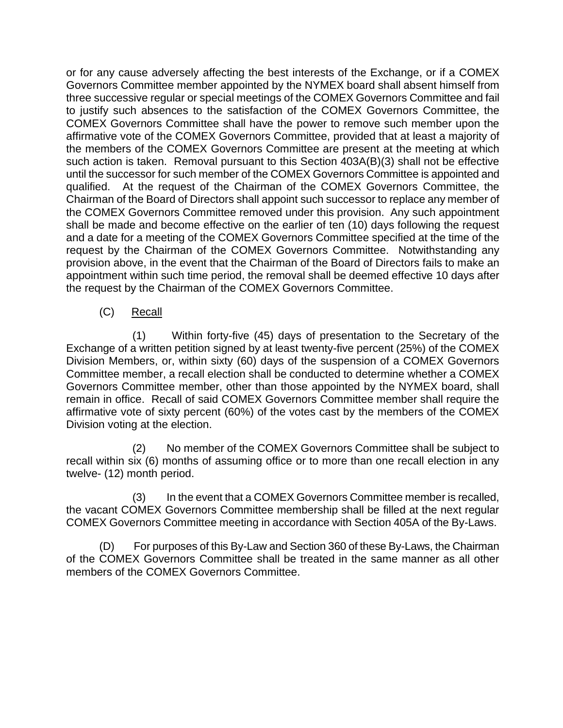or for any cause adversely affecting the best interests of the Exchange, or if a COMEX Governors Committee member appointed by the NYMEX board shall absent himself from three successive regular or special meetings of the COMEX Governors Committee and fail to justify such absences to the satisfaction of the COMEX Governors Committee, the COMEX Governors Committee shall have the power to remove such member upon the affirmative vote of the COMEX Governors Committee, provided that at least a majority of the members of the COMEX Governors Committee are present at the meeting at which such action is taken. Removal pursuant to this Section 403A(B)(3) shall not be effective until the successor for such member of the COMEX Governors Committee is appointed and qualified. At the request of the Chairman of the COMEX Governors Committee, the Chairman of the Board of Directors shall appoint such successor to replace any member of the COMEX Governors Committee removed under this provision. Any such appointment shall be made and become effective on the earlier of ten (10) days following the request and a date for a meeting of the COMEX Governors Committee specified at the time of the request by the Chairman of the COMEX Governors Committee. Notwithstanding any provision above, in the event that the Chairman of the Board of Directors fails to make an appointment within such time period, the removal shall be deemed effective 10 days after the request by the Chairman of the COMEX Governors Committee.

(C) Recall

(1) Within forty-five (45) days of presentation to the Secretary of the Exchange of a written petition signed by at least twenty-five percent (25%) of the COMEX Division Members, or, within sixty (60) days of the suspension of a COMEX Governors Committee member, a recall election shall be conducted to determine whether a COMEX Governors Committee member, other than those appointed by the NYMEX board, shall remain in office. Recall of said COMEX Governors Committee member shall require the affirmative vote of sixty percent (60%) of the votes cast by the members of the COMEX Division voting at the election.

(2) No member of the COMEX Governors Committee shall be subject to recall within six (6) months of assuming office or to more than one recall election in any twelve- (12) month period.

(3) In the event that a COMEX Governors Committee member is recalled, the vacant COMEX Governors Committee membership shall be filled at the next regular COMEX Governors Committee meeting in accordance with Section 405A of the By-Laws.

(D) For purposes of this By-Law and Section 360 of these By-Laws, the Chairman of the COMEX Governors Committee shall be treated in the same manner as all other members of the COMEX Governors Committee.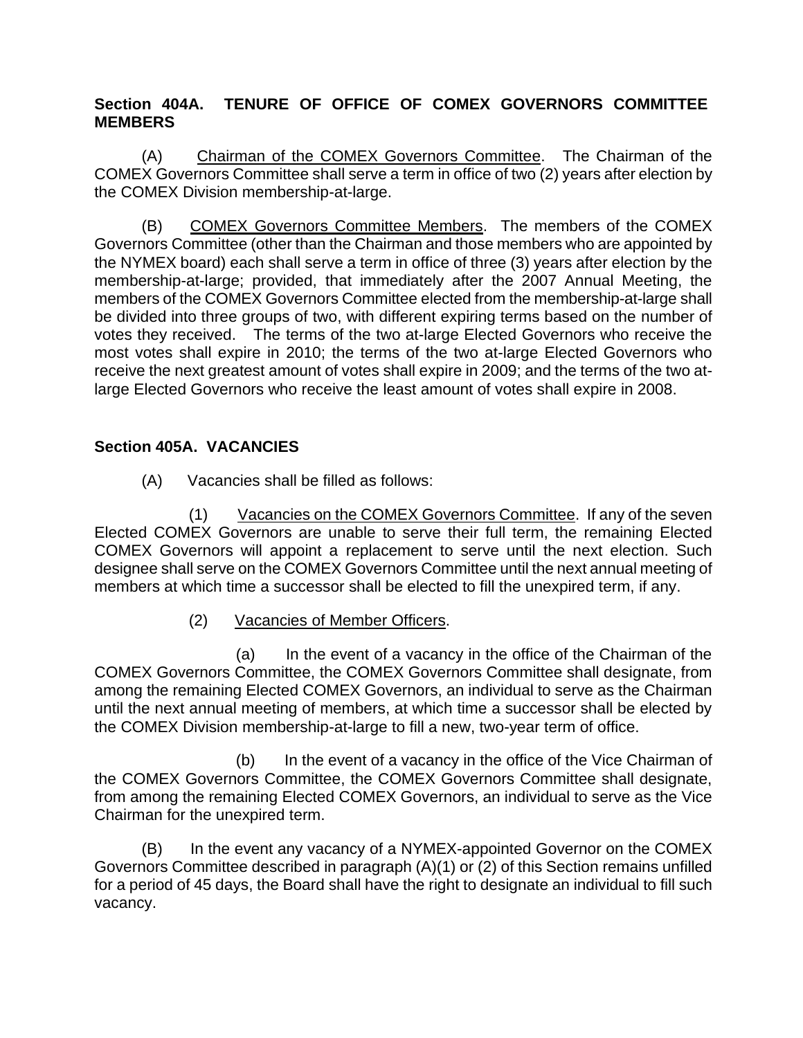**Section 404A. TENURE OF OFFICE OF COMEX GOVERNORS COMMITTEE MEMBERS**

(A) Chairman of the COMEX Governors Committee. The Chairman of the COMEX Governors Committee shall serve a term in office of two (2) years after election by the COMEX Division membership-at-large.

(B) COMEX Governors Committee Members. The members of the COMEX Governors Committee (other than the Chairman and those members who are appointed by the NYMEX board) each shall serve a term in office of three (3) years after election by the membership-at-large; provided, that immediately after the 2007 Annual Meeting, the members of the COMEX Governors Committee elected from the membership-at-large shall be divided into three groups of two, with different expiring terms based on the number of votes they received. The terms of the two at-large Elected Governors who receive the most votes shall expire in 2010; the terms of the two at-large Elected Governors who receive the next greatest amount of votes shall expire in 2009; and the terms of the two at-large Elected Governors who receive the least amount of votes shall expire in 2008.

**Section 405A. VACANCIES**

(A) Vacancies shall be filled as follows:

(1) Vacancies on the COMEX Governors Committee. If any of the seven Elected COMEX Governors are unable to serve their full term, the remaining Elected COMEX Governors will appoint a replacement to serve until the next election. Such designee shall serve on the COMEX Governors Committee until the next annual meeting of members at which time a successor shall be elected to fill the unexpired term, if any.

(2) Vacancies of Member Officers.

(a) In the event of a vacancy in the office of the Chairman of the COMEX Governors Committee, the COMEX Governors Committee shall designate, from among the remaining Elected COMEX Governors, an individual to serve as the Chairman until the next annual meeting of members, at which time a successor shall be elected by the COMEX Division membership-at-large to fill a new, two-year term of office.

(b) In the event of a vacancy in the office of the Vice Chairman of the COMEX Governors Committee, the COMEX Governors Committee shall designate, from among the remaining Elected COMEX Governors, an individual to serve as the Vice Chairman for the unexpired term.

(B) In the event any vacancy of a NYMEX-appointed Governor on the COMEX Governors Committee described in paragraph (A)(1) or (2) of this Section remains unfilled for a period of 45 days, the Board shall have the right to designate an individual to fill such vacancy.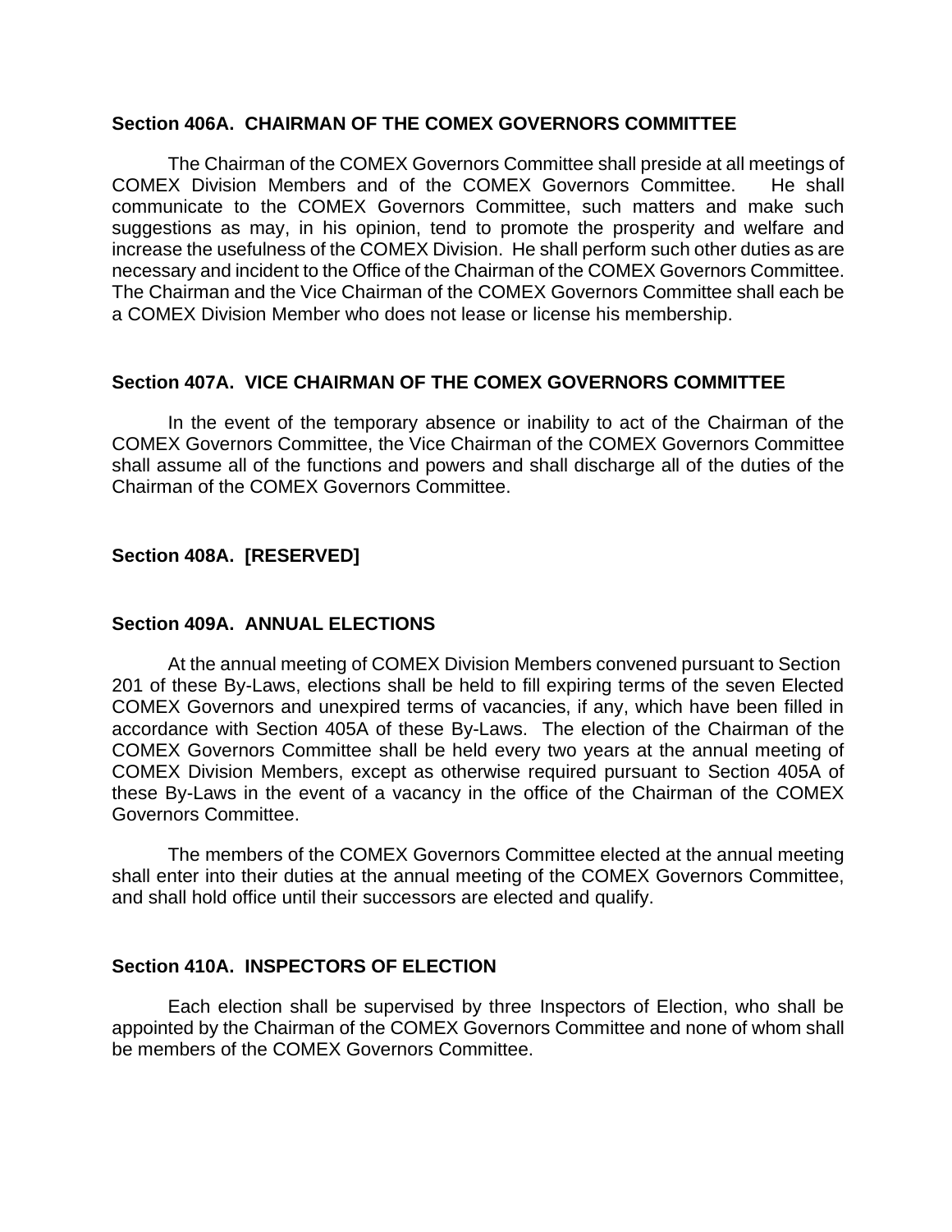### Section 406A. CHAIRMAN OF THE COMEX GOVERNORS COMMITTEE

The Chairman of the COMEX Governors Committee shall preside at all meetings of COMEX Division Members and of the COMEX Governors Committee. He shall communicate to the COMEX Governors Committee, such matters and make such suggestions as may, in his opinion, tend to promote the prosperity and welfare and increase the usefulness of the COMEX Division. He shall perform such other duties as are necessary and incident to the Office of the Chairman of the COMEX Governors Committee. The Chairman and the Vice Chairman of the COMEX Governors Committee shall each be a COMEX Division Member who does not lease or license his membership.

### Section 407A. VICE CHAIRMAN OF THE COMEX GOVERNORS COMMITTEE

In the event of the temporary absence or inability to act of the Chairman of the COMEX Governors Committee, the Vice Chairman of the COMEX Governors Committee shall assume all of the functions and powers and shall discharge all of the duties of the Chairman of the COMEX Governors Committee.

### Section 408A. [RESERVED]

### Section 409A. ANNUAL ELECTIONS

At the annual meeting of COMEX Division Members convened pursuant to Section 201 of these By-Laws, elections shall be held to fill expiring terms of the seven Elected COMEX Governors and unexpired terms of vacancies, if any, which have been filled in accordance with Section 405A of these By-Laws. The election of the Chairman of the COMEX Governors Committee shall be held every two years at the annual meeting of COMEX Division Members, except as otherwise required pursuant to Section 405A of these By-Laws in the event of a vacancy in the office of the Chairman of the COMEX Governors Committee.

The members of the COMEX Governors Committee elected at the annual meeting shall enter into their duties at the annual meeting of the COMEX Governors Committee, and shall hold office until their successors are elected and qualify.

### Section 410A. INSPECTORS OF ELECTION

Each election shall be supervised by three Inspectors of Election, who shall be appointed by the Chairman of the COMEX Governors Committee and none of whom shall be members of the COMEX Governors Committee.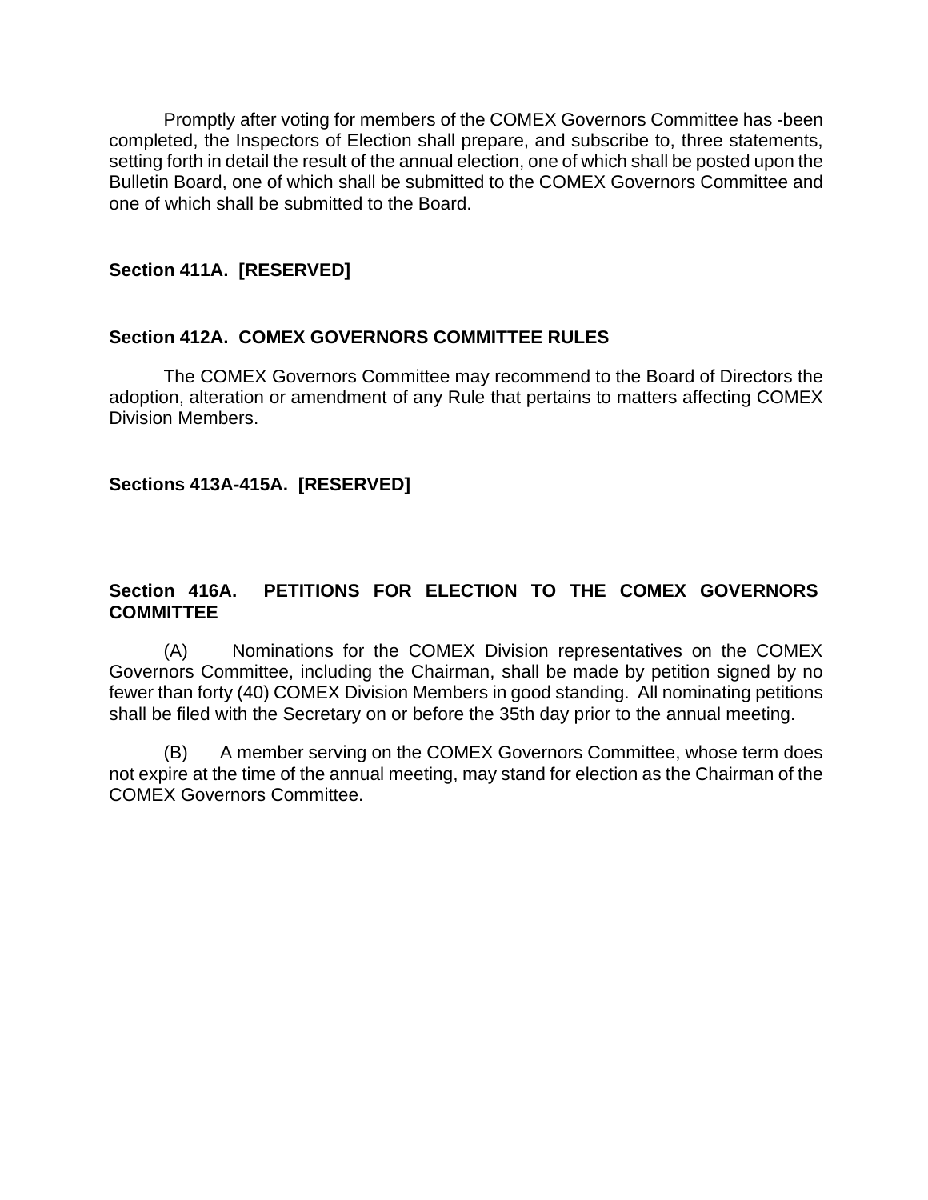Promptly after voting for members of the COMEX Governors Committee has -been completed, the Inspectors of Election shall prepare, and subscribe to, three statements, setting forth in detail the result of the annual election, one of which shall be posted upon the Bulletin Board, one of which shall be submitted to the COMEX Governors Committee and one of which shall be submitted to the Board.

### Section 411A. [RESERVED]

### Section 412A. COMEX GOVERNORS COMMITTEE RULES

The COMEX Governors Committee may recommend to the Board of Directors the adoption, alteration or amendment of any Rule that pertains to matters affecting COMEX Division Members.

### Sections 413A-415A. [RESERVED]

### Section 416A. PETITIONS FOR ELECTION TO THE COMEX GOVERNORS COMMITTEE

(A) Nominations for the COMEX Division representatives on the COMEX Governors Committee, including the Chairman, shall be made by petition signed by no fewer than forty (40) COMEX Division Members in good standing. All nominating petitions shall be filed with the Secretary on or before the 35th day prior to the annual meeting.

(B) A member serving on the COMEX Governors Committee, whose term does not expire at the time of the annual meeting, may stand for election as the Chairman of the COMEX Governors Committee.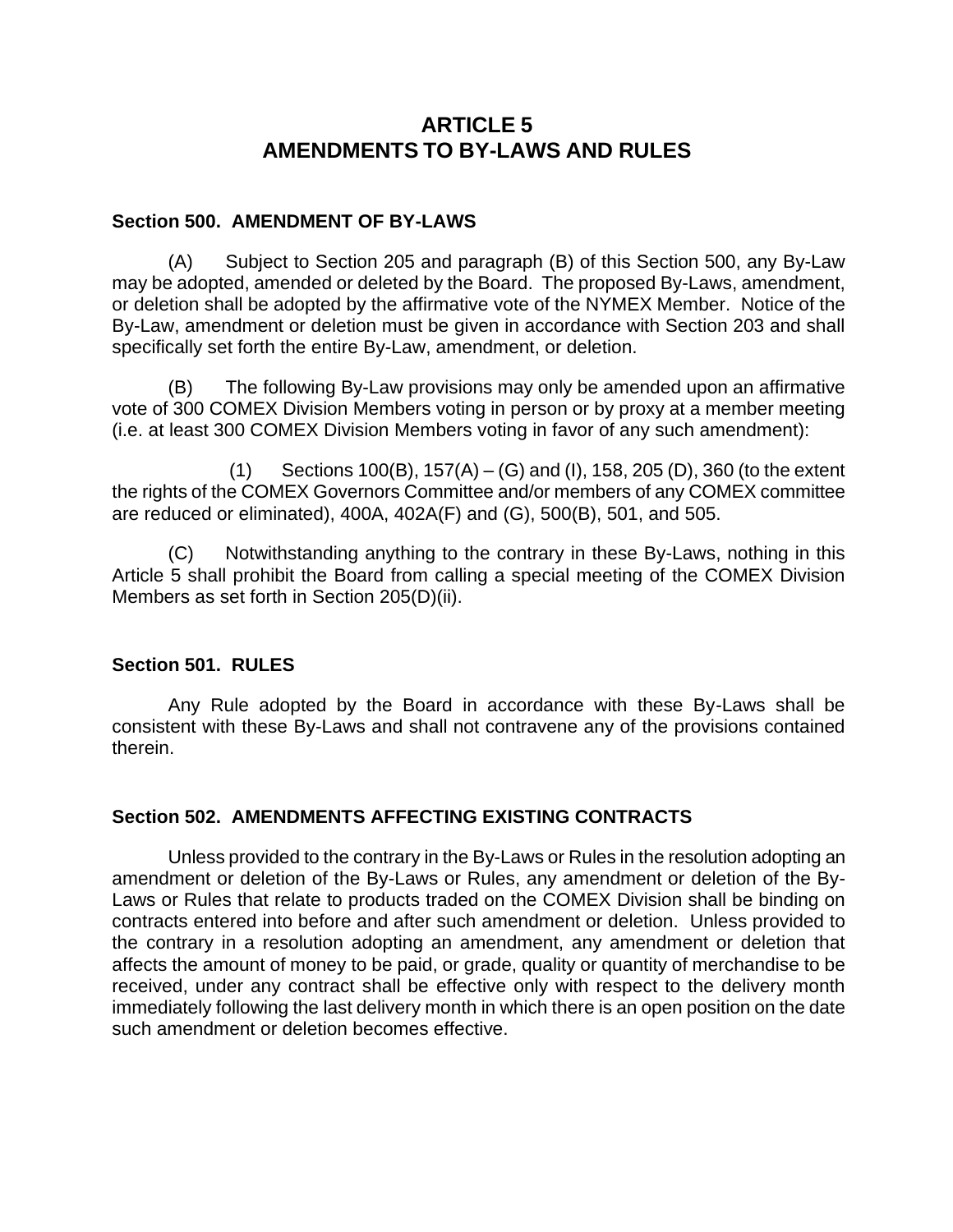# ARTICLE 5
# AMENDMENTS TO BY-LAWS AND RULES

### Section 500. AMENDMENT OF BY-LAWS

(A) Subject to Section 205 and paragraph (B) of this Section 500, any By-Law may be adopted, amended or deleted by the Board. The proposed By-Laws, amendment, or deletion shall be adopted by the affirmative vote of the NYMEX Member. Notice of the By-Law, amendment or deletion must be given in accordance with Section 203 and shall specifically set forth the entire By-Law, amendment, or deletion.

(B) The following By-Law provisions may only be amended upon an affirmative vote of 300 COMEX Division Members voting in person or by proxy at a member meeting (i.e. at least 300 COMEX Division Members voting in favor of any such amendment):

(1) Sections 100(B), 157(A) – (G) and (I), 158, 205 (D), 360 (to the extent the rights of the COMEX Governors Committee and/or members of any COMEX committee are reduced or eliminated), 400A, 402A(F) and (G), 500(B), 501, and 505.

(C) Notwithstanding anything to the contrary in these By-Laws, nothing in this Article 5 shall prohibit the Board from calling a special meeting of the COMEX Division Members as set forth in Section 205(D)(ii).

### Section 501. RULES

Any Rule adopted by the Board in accordance with these By-Laws shall be consistent with these By-Laws and shall not contravene any of the provisions contained therein.

### Section 502. AMENDMENTS AFFECTING EXISTING CONTRACTS

Unless provided to the contrary in the By-Laws or Rules in the resolution adopting an amendment or deletion of the By-Laws or Rules, any amendment or deletion of the By-Laws or Rules that relate to products traded on the COMEX Division shall be binding on contracts entered into before and after such amendment or deletion. Unless provided to the contrary in a resolution adopting an amendment, any amendment or deletion that affects the amount of money to be paid, or grade, quality or quantity of merchandise to be received, under any contract shall be effective only with respect to the delivery month immediately following the last delivery month in which there is an open position on the date such amendment or deletion becomes effective.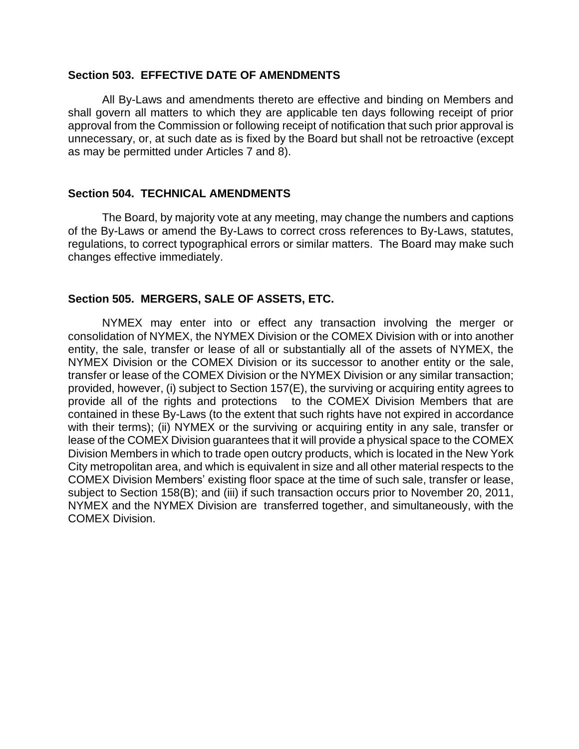### Section 503. EFFECTIVE DATE OF AMENDMENTS

All By-Laws and amendments thereto are effective and binding on Members and shall govern all matters to which they are applicable ten days following receipt of prior approval from the Commission or following receipt of notification that such prior approval is unnecessary, or, at such date as is fixed by the Board but shall not be retroactive (except as may be permitted under Articles 7 and 8).

### Section 504. TECHNICAL AMENDMENTS

The Board, by majority vote at any meeting, may change the numbers and captions of the By-Laws or amend the By-Laws to correct cross references to By-Laws, statutes, regulations, to correct typographical errors or similar matters. The Board may make such changes effective immediately.

### Section 505. MERGERS, SALE OF ASSETS, ETC.

NYMEX may enter into or effect any transaction involving the merger or consolidation of NYMEX, the NYMEX Division or the COMEX Division with or into another entity, the sale, transfer or lease of all or substantially all of the assets of NYMEX, the NYMEX Division or the COMEX Division or its successor to another entity or the sale, transfer or lease of the COMEX Division or the NYMEX Division or any similar transaction; provided, however, (i) subject to Section 157(E), the surviving or acquiring entity agrees to provide all of the rights and protections to the COMEX Division Members that are contained in these By-Laws (to the extent that such rights have not expired in accordance with their terms); (ii) NYMEX or the surviving or acquiring entity in any sale, transfer or lease of the COMEX Division guarantees that it will provide a physical space to the COMEX Division Members in which to trade open outcry products, which is located in the New York City metropolitan area, and which is equivalent in size and all other material respects to the COMEX Division Members' existing floor space at the time of such sale, transfer or lease, subject to Section 158(B); and (iii) if such transaction occurs prior to November 20, 2011, NYMEX and the NYMEX Division are transferred together, and simultaneously, with the COMEX Division.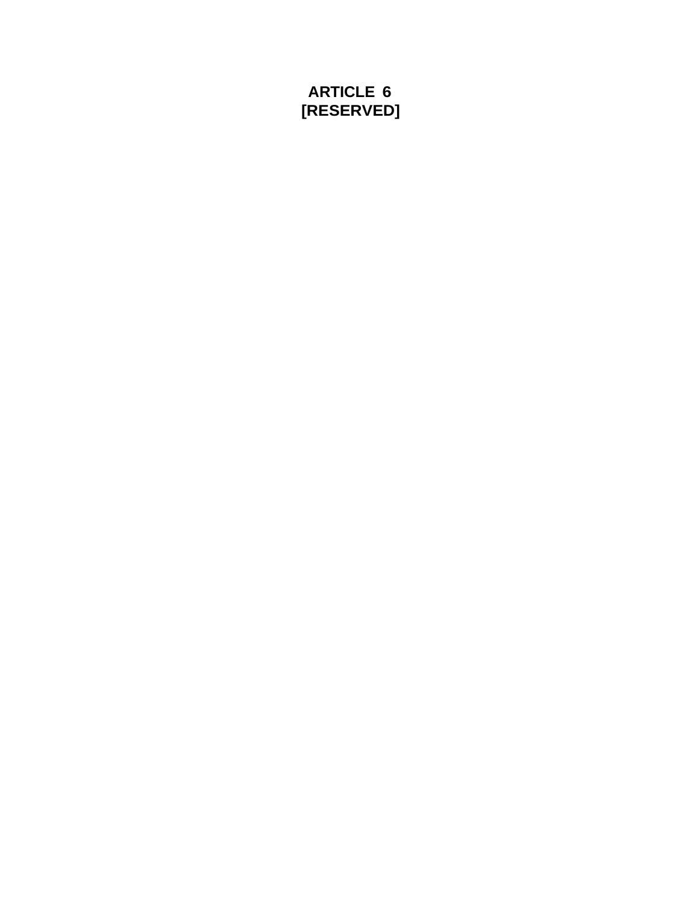# ARTICLE 6
# [RESERVED]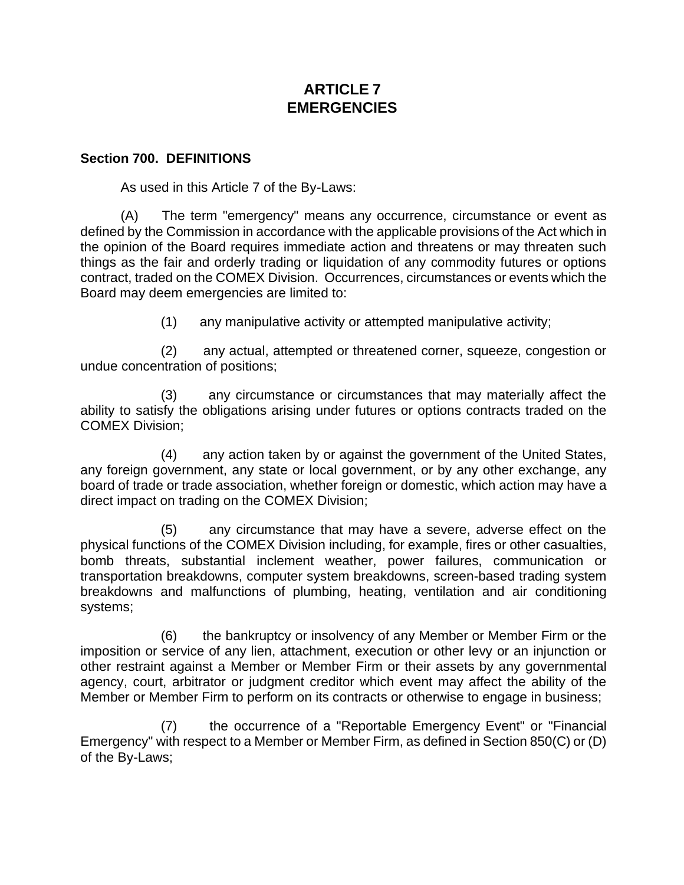# ARTICLE 7
# EMERGENCIES

### Section 700. DEFINITIONS

As used in this Article 7 of the By-Laws:

(A) The term "emergency" means any occurrence, circumstance or event as defined by the Commission in accordance with the applicable provisions of the Act which in the opinion of the Board requires immediate action and threatens or may threaten such things as the fair and orderly trading or liquidation of any commodity futures or options contract, traded on the COMEX Division. Occurrences, circumstances or events which the Board may deem emergencies are limited to:

(1) any manipulative activity or attempted manipulative activity;

(2) any actual, attempted or threatened corner, squeeze, congestion or undue concentration of positions;

(3) any circumstance or circumstances that may materially affect the ability to satisfy the obligations arising under futures or options contracts traded on the COMEX Division;

(4) any action taken by or against the government of the United States, any foreign government, any state or local government, or by any other exchange, any board of trade or trade association, whether foreign or domestic, which action may have a direct impact on trading on the COMEX Division;

(5) any circumstance that may have a severe, adverse effect on the physical functions of the COMEX Division including, for example, fires or other casualties, bomb threats, substantial inclement weather, power failures, communication or transportation breakdowns, computer system breakdowns, screen-based trading system breakdowns and malfunctions of plumbing, heating, ventilation and air conditioning systems;

(6) the bankruptcy or insolvency of any Member or Member Firm or the imposition or service of any lien, attachment, execution or other levy or an injunction or other restraint against a Member or Member Firm or their assets by any governmental agency, court, arbitrator or judgment creditor which event may affect the ability of the Member or Member Firm to perform on its contracts or otherwise to engage in business;

(7) the occurrence of a "Reportable Emergency Event" or "Financial Emergency" with respect to a Member or Member Firm, as defined in Section 850(C) or (D) of the By-Laws;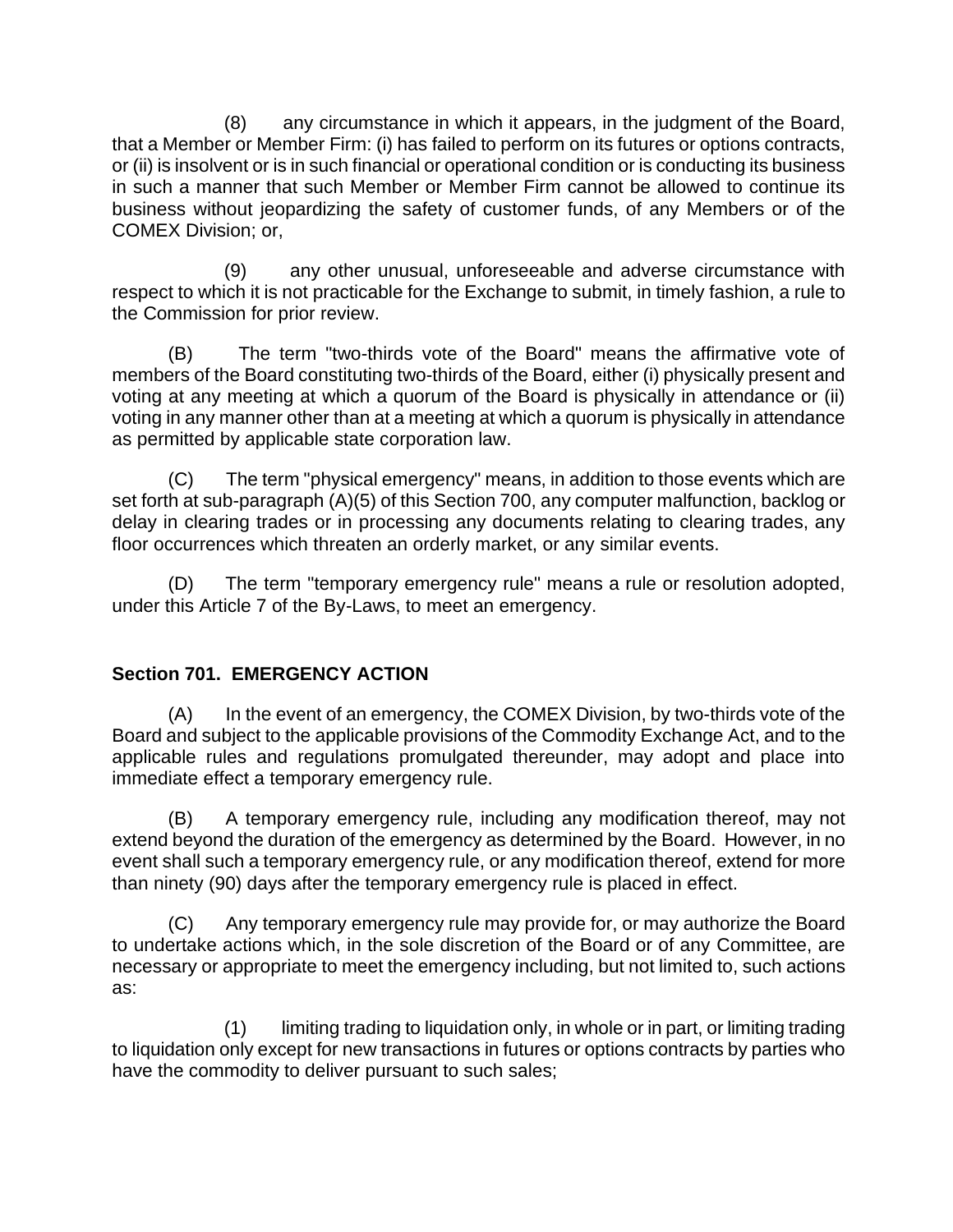(8) any circumstance in which it appears, in the judgment of the Board, that a Member or Member Firm: (i) has failed to perform on its futures or options contracts, or (ii) is insolvent or is in such financial or operational condition or is conducting its business in such a manner that such Member or Member Firm cannot be allowed to continue its business without jeopardizing the safety of customer funds, of any Members or of the COMEX Division; or,

(9) any other unusual, unforeseeable and adverse circumstance with respect to which it is not practicable for the Exchange to submit, in timely fashion, a rule to the Commission for prior review.

(B) The term "two-thirds vote of the Board" means the affirmative vote of members of the Board constituting two-thirds of the Board, either (i) physically present and voting at any meeting at which a quorum of the Board is physically in attendance or (ii) voting in any manner other than at a meeting at which a quorum is physically in attendance as permitted by applicable state corporation law.

(C) The term "physical emergency" means, in addition to those events which are set forth at sub-paragraph (A)(5) of this Section 700, any computer malfunction, backlog or delay in clearing trades or in processing any documents relating to clearing trades, any floor occurrences which threaten an orderly market, or any similar events.

(D) The term "temporary emergency rule" means a rule or resolution adopted, under this Article 7 of the By-Laws, to meet an emergency.

### Section 701. EMERGENCY ACTION

(A) In the event of an emergency, the COMEX Division, by two-thirds vote of the Board and subject to the applicable provisions of the Commodity Exchange Act, and to the applicable rules and regulations promulgated thereunder, may adopt and place into immediate effect a temporary emergency rule.

(B) A temporary emergency rule, including any modification thereof, may not extend beyond the duration of the emergency as determined by the Board. However, in no event shall such a temporary emergency rule, or any modification thereof, extend for more than ninety (90) days after the temporary emergency rule is placed in effect.

(C) Any temporary emergency rule may provide for, or may authorize the Board to undertake actions which, in the sole discretion of the Board or of any Committee, are necessary or appropriate to meet the emergency including, but not limited to, such actions as:

(1) limiting trading to liquidation only, in whole or in part, or limiting trading to liquidation only except for new transactions in futures or options contracts by parties who have the commodity to deliver pursuant to such sales;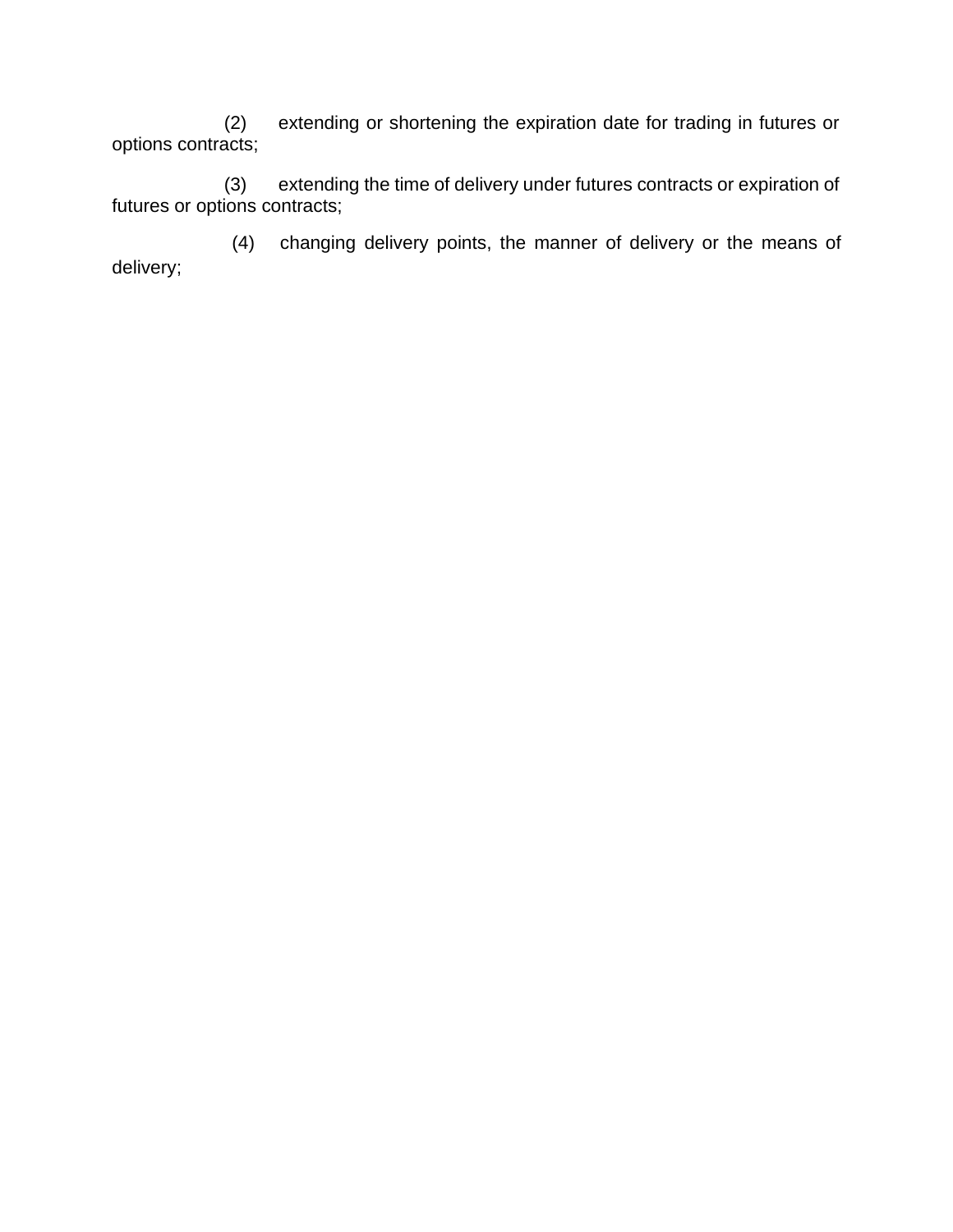(2) extending or shortening the expiration date for trading in futures or options contracts;

(3) extending the time of delivery under futures contracts or expiration of futures or options contracts;

(4) changing delivery points, the manner of delivery or the means of delivery;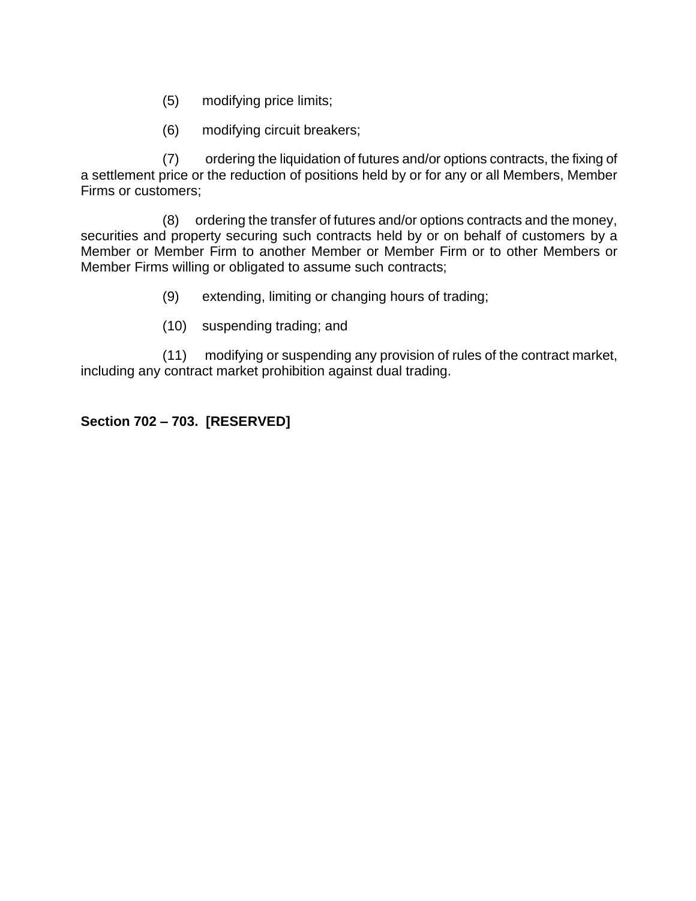(5) modifying price limits;

(6) modifying circuit breakers;

(7) ordering the liquidation of futures and/or options contracts, the fixing of a settlement price or the reduction of positions held by or for any or all Members, Member Firms or customers;

(8) ordering the transfer of futures and/or options contracts and the money, securities and property securing such contracts held by or on behalf of customers by a Member or Member Firm to another Member or Member Firm or to other Members or Member Firms willing or obligated to assume such contracts;

(9) extending, limiting or changing hours of trading;

(10) suspending trading; and

(11) modifying or suspending any provision of rules of the contract market, including any contract market prohibition against dual trading.

**Section 702 – 703. [RESERVED]**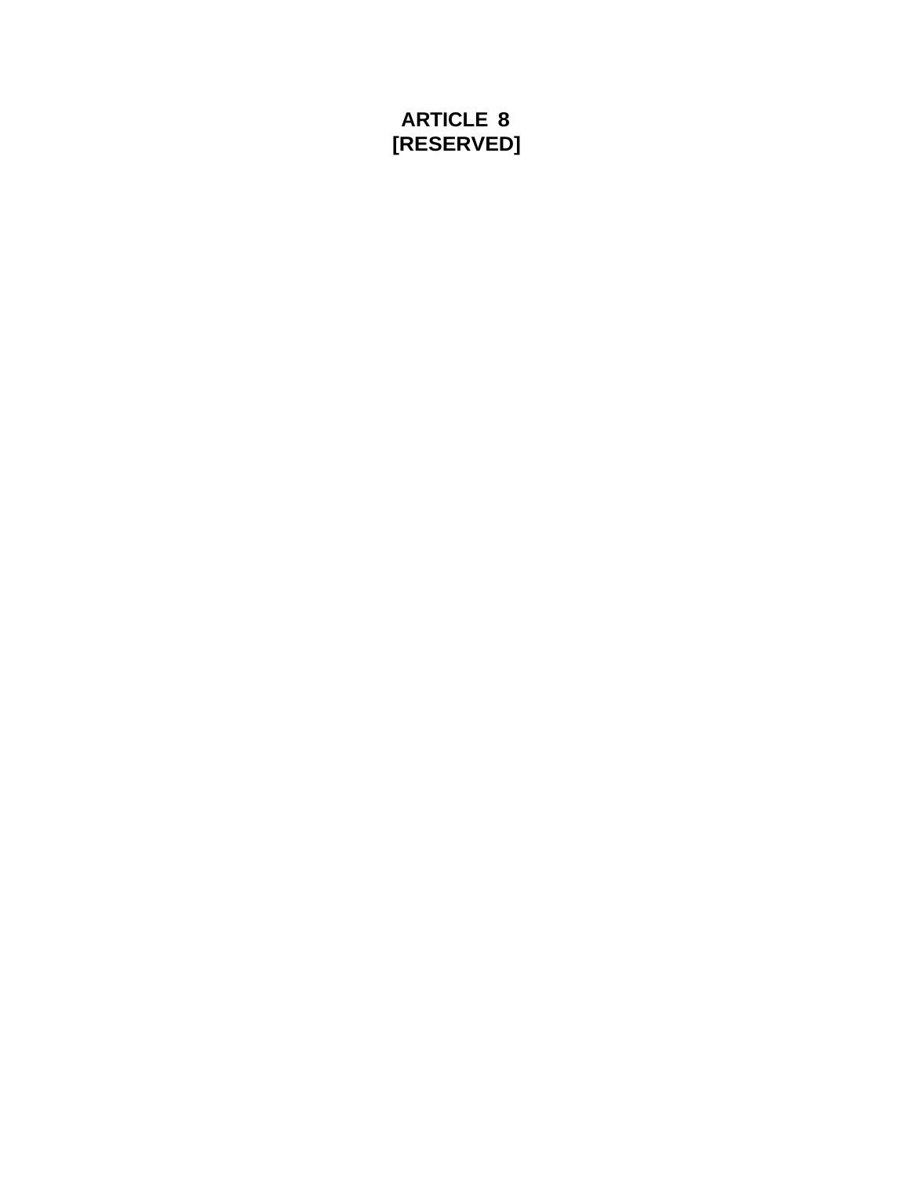# ARTICLE 8
# [RESERVED]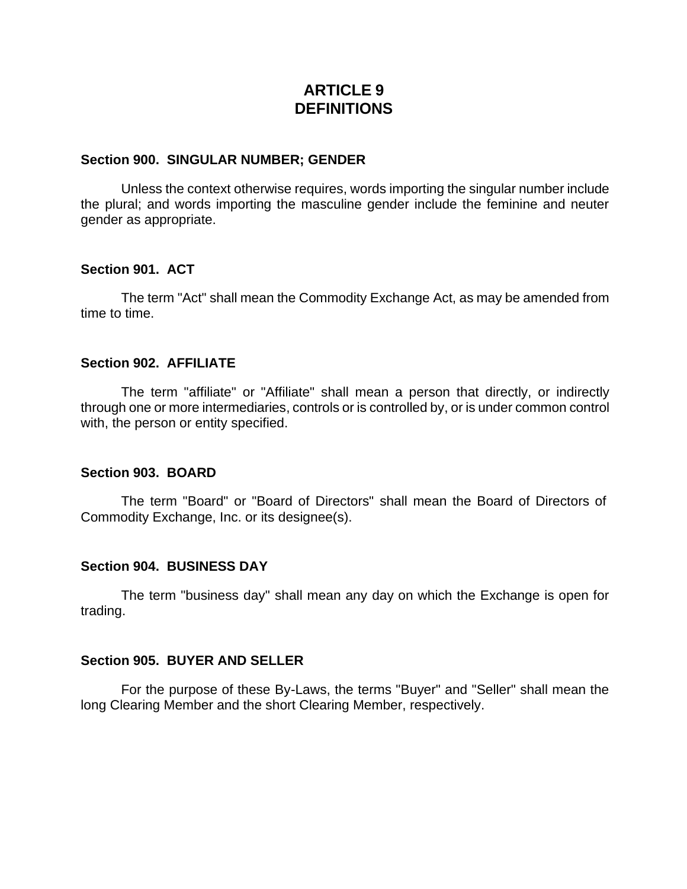# ARTICLE 9
# DEFINITIONS

### Section 900. SINGULAR NUMBER; GENDER

Unless the context otherwise requires, words importing the singular number include the plural; and words importing the masculine gender include the feminine and neuter gender as appropriate.

### Section 901. ACT

The term "Act" shall mean the Commodity Exchange Act, as may be amended from time to time.

### Section 902. AFFILIATE

The term "affiliate" or "Affiliate" shall mean a person that directly, or indirectly through one or more intermediaries, controls or is controlled by, or is under common control with, the person or entity specified.

### Section 903. BOARD

The term "Board" or "Board of Directors" shall mean the Board of Directors of Commodity Exchange, Inc. or its designee(s).

### Section 904. BUSINESS DAY

The term "business day" shall mean any day on which the Exchange is open for trading.

### Section 905. BUYER AND SELLER

For the purpose of these By-Laws, the terms "Buyer" and "Seller" shall mean the long Clearing Member and the short Clearing Member, respectively.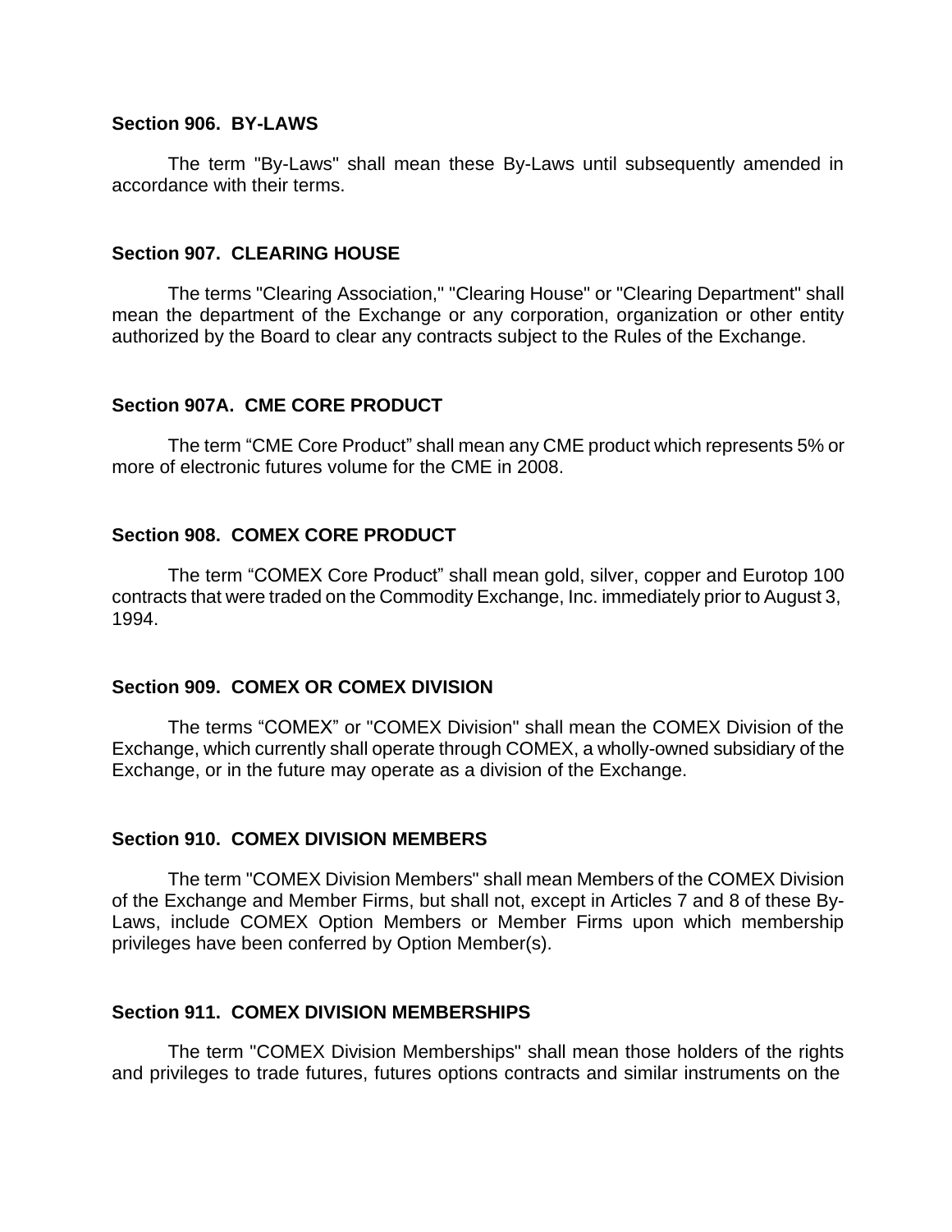**Section 906. BY-LAWS**

The term "By-Laws" shall mean these By-Laws until subsequently amended in accordance with their terms.

**Section 907. CLEARING HOUSE**

The terms "Clearing Association," "Clearing House" or "Clearing Department" shall mean the department of the Exchange or any corporation, organization or other entity authorized by the Board to clear any contracts subject to the Rules of the Exchange.

**Section 907A. CME CORE PRODUCT**

The term "CME Core Product" shall mean any CME product which represents 5% or more of electronic futures volume for the CME in 2008.

**Section 908. COMEX CORE PRODUCT**

The term "COMEX Core Product" shall mean gold, silver, copper and Eurotop 100 contracts that were traded on the Commodity Exchange, Inc. immediately prior to August 3, 1994.

**Section 909. COMEX OR COMEX DIVISION**

The terms "COMEX" or "COMEX Division" shall mean the COMEX Division of the Exchange, which currently shall operate through COMEX, a wholly-owned subsidiary of the Exchange, or in the future may operate as a division of the Exchange.

**Section 910. COMEX DIVISION MEMBERS**

The term "COMEX Division Members" shall mean Members of the COMEX Division of the Exchange and Member Firms, but shall not, except in Articles 7 and 8 of these By-Laws, include COMEX Option Members or Member Firms upon which membership privileges have been conferred by Option Member(s).

**Section 911. COMEX DIVISION MEMBERSHIPS**

The term "COMEX Division Memberships" shall mean those holders of the rights and privileges to trade futures, futures options contracts and similar instruments on the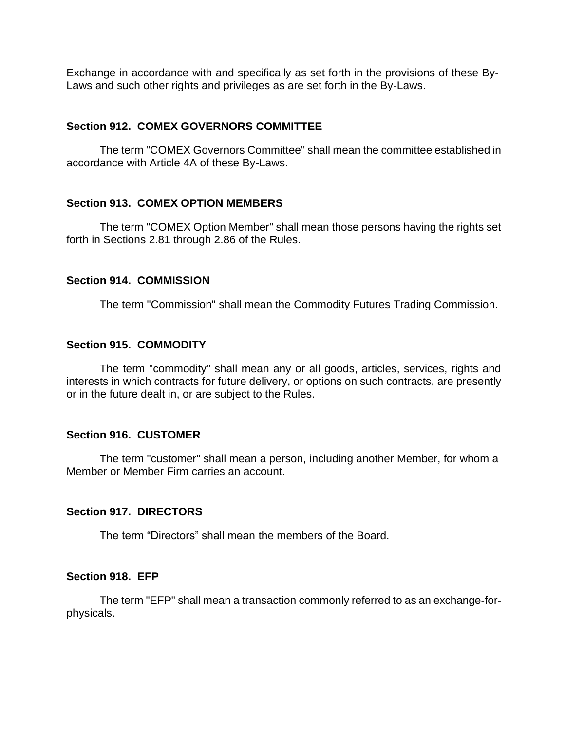Exchange in accordance with and specifically as set forth in the provisions of these By-Laws and such other rights and privileges as are set forth in the By-Laws.

### Section 912. COMEX GOVERNORS COMMITTEE

The term "COMEX Governors Committee" shall mean the committee established in accordance with Article 4A of these By-Laws.

### Section 913. COMEX OPTION MEMBERS

The term "COMEX Option Member" shall mean those persons having the rights set forth in Sections 2.81 through 2.86 of the Rules.

### Section 914. COMMISSION

The term "Commission" shall mean the Commodity Futures Trading Commission.

### Section 915. COMMODITY

The term "commodity" shall mean any or all goods, articles, services, rights and interests in which contracts for future delivery, or options on such contracts, are presently or in the future dealt in, or are subject to the Rules.

### Section 916. CUSTOMER

The term "customer" shall mean a person, including another Member, for whom a Member or Member Firm carries an account.

### Section 917. DIRECTORS

The term "Directors" shall mean the members of the Board.

### Section 918. EFP

The term "EFP" shall mean a transaction commonly referred to as an exchange-for-physicals.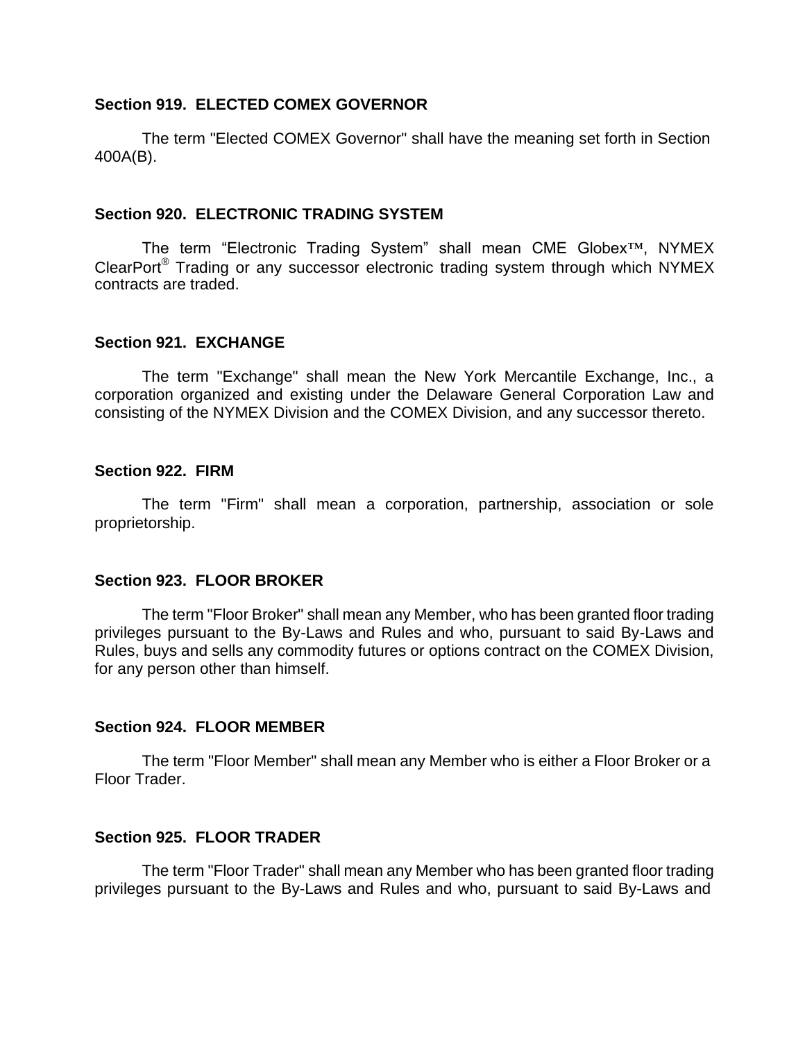### Section 919. ELECTED COMEX GOVERNOR

The term "Elected COMEX Governor" shall have the meaning set forth in Section 400A(B).

### Section 920. ELECTRONIC TRADING SYSTEM

The term "Electronic Trading System" shall mean CME Globex™, NYMEX ClearPort® Trading or any successor electronic trading system through which NYMEX contracts are traded.

### Section 921. EXCHANGE

The term "Exchange" shall mean the New York Mercantile Exchange, Inc., a corporation organized and existing under the Delaware General Corporation Law and consisting of the NYMEX Division and the COMEX Division, and any successor thereto.

### Section 922. FIRM

The term "Firm" shall mean a corporation, partnership, association or sole proprietorship.

### Section 923. FLOOR BROKER

The term "Floor Broker" shall mean any Member, who has been granted floor trading privileges pursuant to the By-Laws and Rules and who, pursuant to said By-Laws and Rules, buys and sells any commodity futures or options contract on the COMEX Division, for any person other than himself.

### Section 924. FLOOR MEMBER

The term "Floor Member" shall mean any Member who is either a Floor Broker or a Floor Trader.

### Section 925. FLOOR TRADER

The term "Floor Trader" shall mean any Member who has been granted floor trading privileges pursuant to the By-Laws and Rules and who, pursuant to said By-Laws and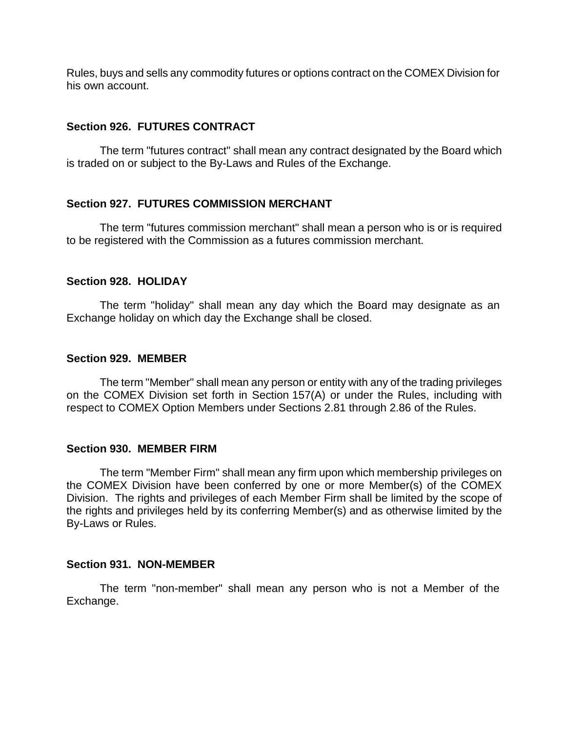Rules, buys and sells any commodity futures or options contract on the COMEX Division for his own account.

### Section 926. FUTURES CONTRACT

The term "futures contract" shall mean any contract designated by the Board which is traded on or subject to the By-Laws and Rules of the Exchange.

### Section 927. FUTURES COMMISSION MERCHANT

The term "futures commission merchant" shall mean a person who is or is required to be registered with the Commission as a futures commission merchant.

### Section 928. HOLIDAY

The term "holiday" shall mean any day which the Board may designate as an Exchange holiday on which day the Exchange shall be closed.

### Section 929. MEMBER

The term "Member" shall mean any person or entity with any of the trading privileges on the COMEX Division set forth in Section 157(A) or under the Rules, including with respect to COMEX Option Members under Sections 2.81 through 2.86 of the Rules.

### Section 930. MEMBER FIRM

The term "Member Firm" shall mean any firm upon which membership privileges on the COMEX Division have been conferred by one or more Member(s) of the COMEX Division. The rights and privileges of each Member Firm shall be limited by the scope of the rights and privileges held by its conferring Member(s) and as otherwise limited by the By-Laws or Rules.

### Section 931. NON-MEMBER

The term "non-member" shall mean any person who is not a Member of the Exchange.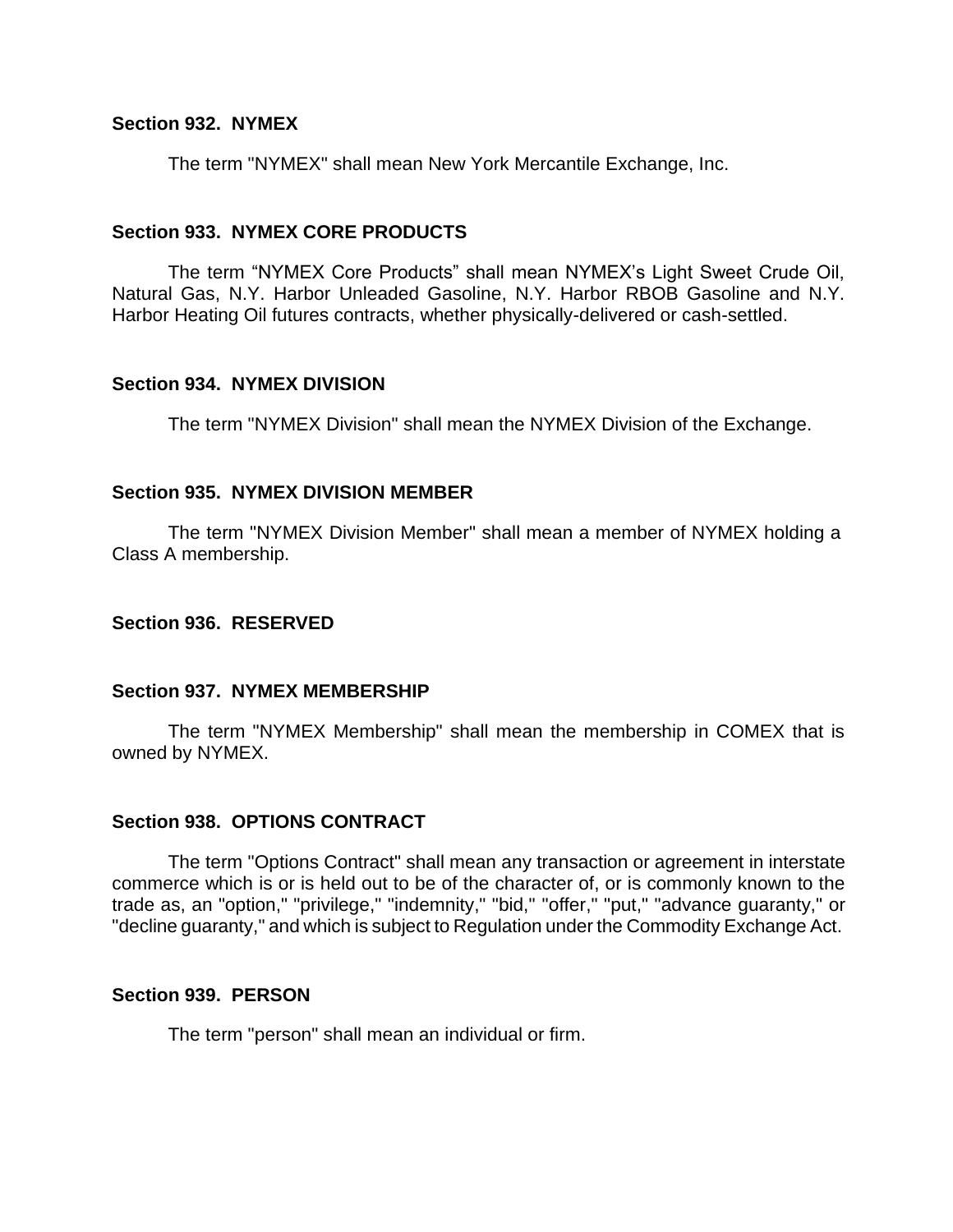### Section 932. NYMEX

The term "NYMEX" shall mean New York Mercantile Exchange, Inc.

### Section 933. NYMEX CORE PRODUCTS

The term “NYMEX Core Products” shall mean NYMEX’s Light Sweet Crude Oil, Natural Gas, N.Y. Harbor Unleaded Gasoline, N.Y. Harbor RBOB Gasoline and N.Y. Harbor Heating Oil futures contracts, whether physically-delivered or cash-settled.

### Section 934. NYMEX DIVISION

The term "NYMEX Division" shall mean the NYMEX Division of the Exchange.

### Section 935. NYMEX DIVISION MEMBER

The term "NYMEX Division Member" shall mean a member of NYMEX holding a Class A membership.

### Section 936. RESERVED

### Section 937. NYMEX MEMBERSHIP

The term "NYMEX Membership" shall mean the membership in COMEX that is owned by NYMEX.

### Section 938. OPTIONS CONTRACT

The term "Options Contract" shall mean any transaction or agreement in interstate commerce which is or is held out to be of the character of, or is commonly known to the trade as, an "option," "privilege," "indemnity," "bid," "offer," "put," "advance guaranty," or "decline guaranty," and which is subject to Regulation under the Commodity Exchange Act.

### Section 939. PERSON

The term "person" shall mean an individual or firm.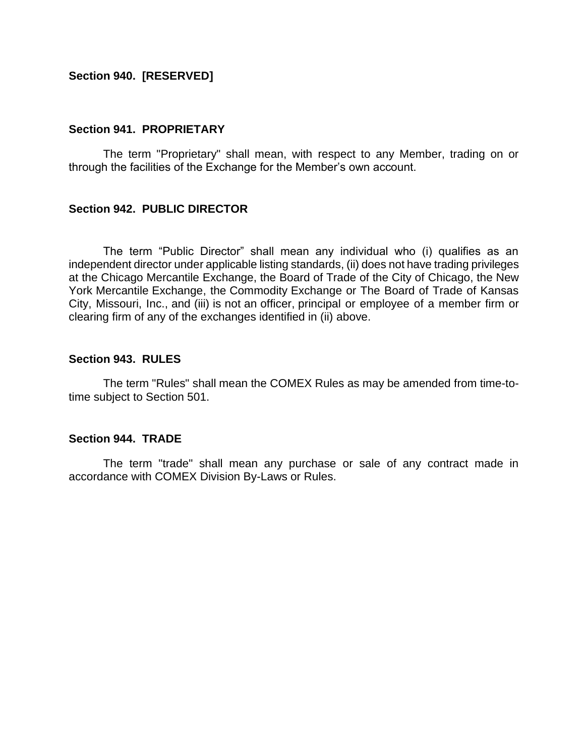### Section 940. [RESERVED]

### Section 941. PROPRIETARY

The term "Proprietary" shall mean, with respect to any Member, trading on or through the facilities of the Exchange for the Member's own account.

### Section 942. PUBLIC DIRECTOR

The term "Public Director" shall mean any individual who (i) qualifies as an independent director under applicable listing standards, (ii) does not have trading privileges at the Chicago Mercantile Exchange, the Board of Trade of the City of Chicago, the New York Mercantile Exchange, the Commodity Exchange or The Board of Trade of Kansas City, Missouri, Inc., and (iii) is not an officer, principal or employee of a member firm or clearing firm of any of the exchanges identified in (ii) above.

### Section 943. RULES

The term "Rules" shall mean the COMEX Rules as may be amended from time-to-time subject to Section 501.

### Section 944. TRADE

The term "trade" shall mean any purchase or sale of any contract made in accordance with COMEX Division By-Laws or Rules.